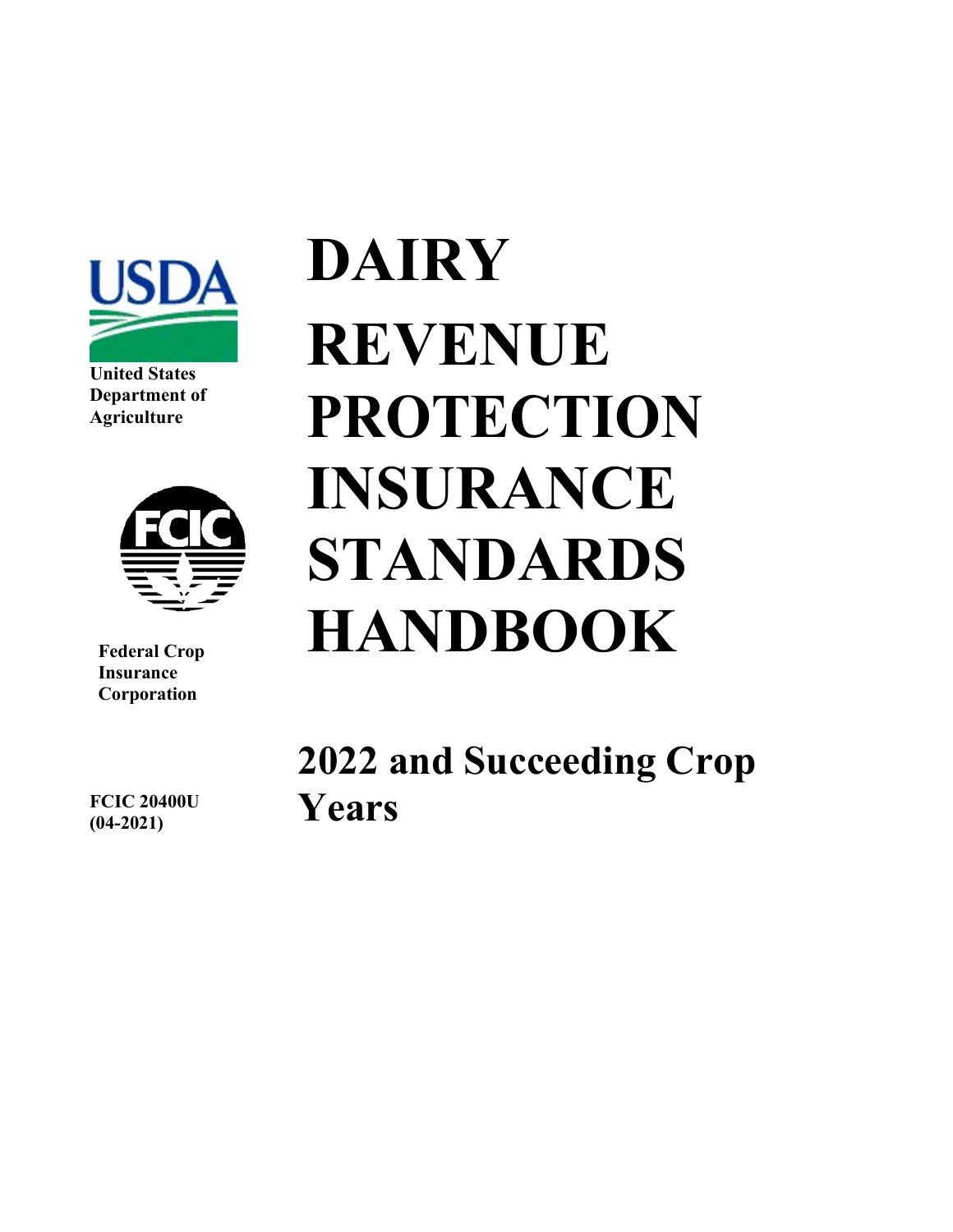United States Department of Agriculture

Federal Crop Insurance Corporation

FCIC 20400U (04-2021)

# DAIRY REVENUE PROTECTION INSURANCE STANDARDS HANDBOOK

## 2022 and Succeeding Crop Years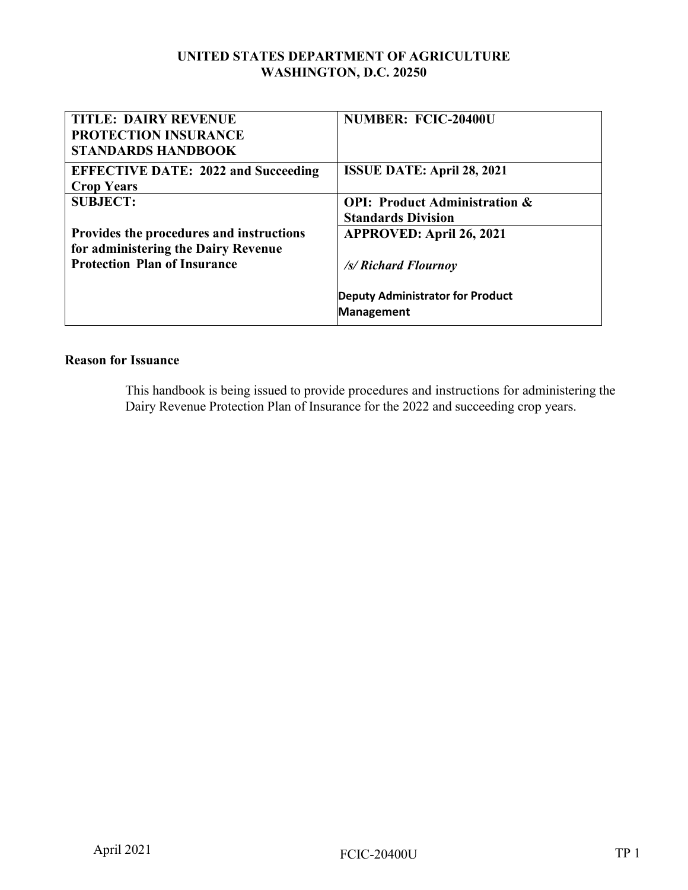**UNITED STATES DEPARTMENT OF AGRICULTURE**
**WASHINGTON, D.C. 20250**

| **TITLE: DAIRY REVENUE PROTECTION INSURANCE STANDARDS HANDBOOK** | **NUMBER: FCIC-20400U** |
|---|---|
| **EFFECTIVE DATE: 2022 and Succeeding Crop Years** | **ISSUE DATE: April 28, 2021** |
| **SUBJECT:** | **OPI: Product Administration & Standards Division** |
| **Provides the procedures and instructions for administering the Dairy Revenue Protection Plan of Insurance** | **APPROVED: April 26, 2021**<br><br>***/s/ Richard Flournoy***<br><br>**Deputy Administrator for Product Management** |

**Reason for Issuance**

This handbook is being issued to provide procedures and instructions for administering the Dairy Revenue Protection Plan of Insurance for the 2022 and succeeding crop years.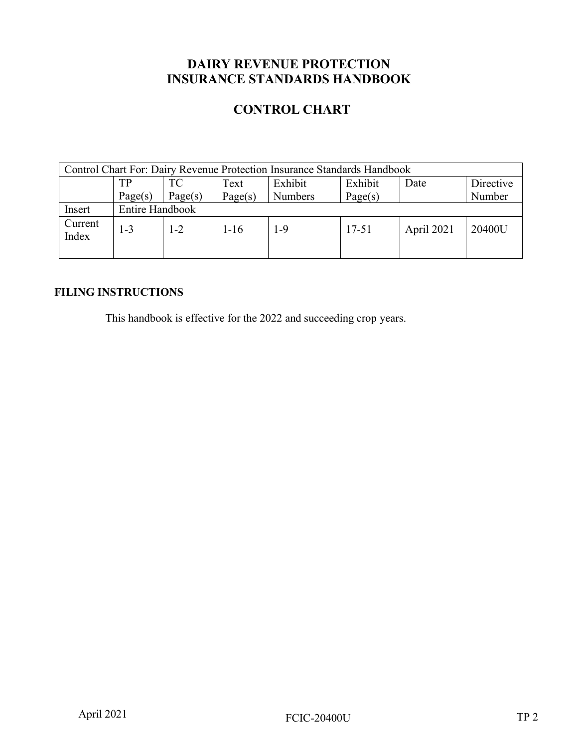# DAIRY REVENUE PROTECTION INSURANCE STANDARDS HANDBOOK

## CONTROL CHART

| Control Chart For: Dairy Revenue Protection Insurance Standards Handbook | | | | | | | |
|---|---|---|---|---|---|---|---|
| | TP Page(s) | TC Page(s) | Text Page(s) | Exhibit Numbers | Exhibit Page(s) | Date | Directive Number |
| Insert | Entire Handbook | | | | | | |
| Current Index | 1-3 | 1-2 | 1-16 | 1-9 | 17-51 | April 2021 | 20400U |

**FILING INSTRUCTIONS**

This handbook is effective for the 2022 and succeeding crop years.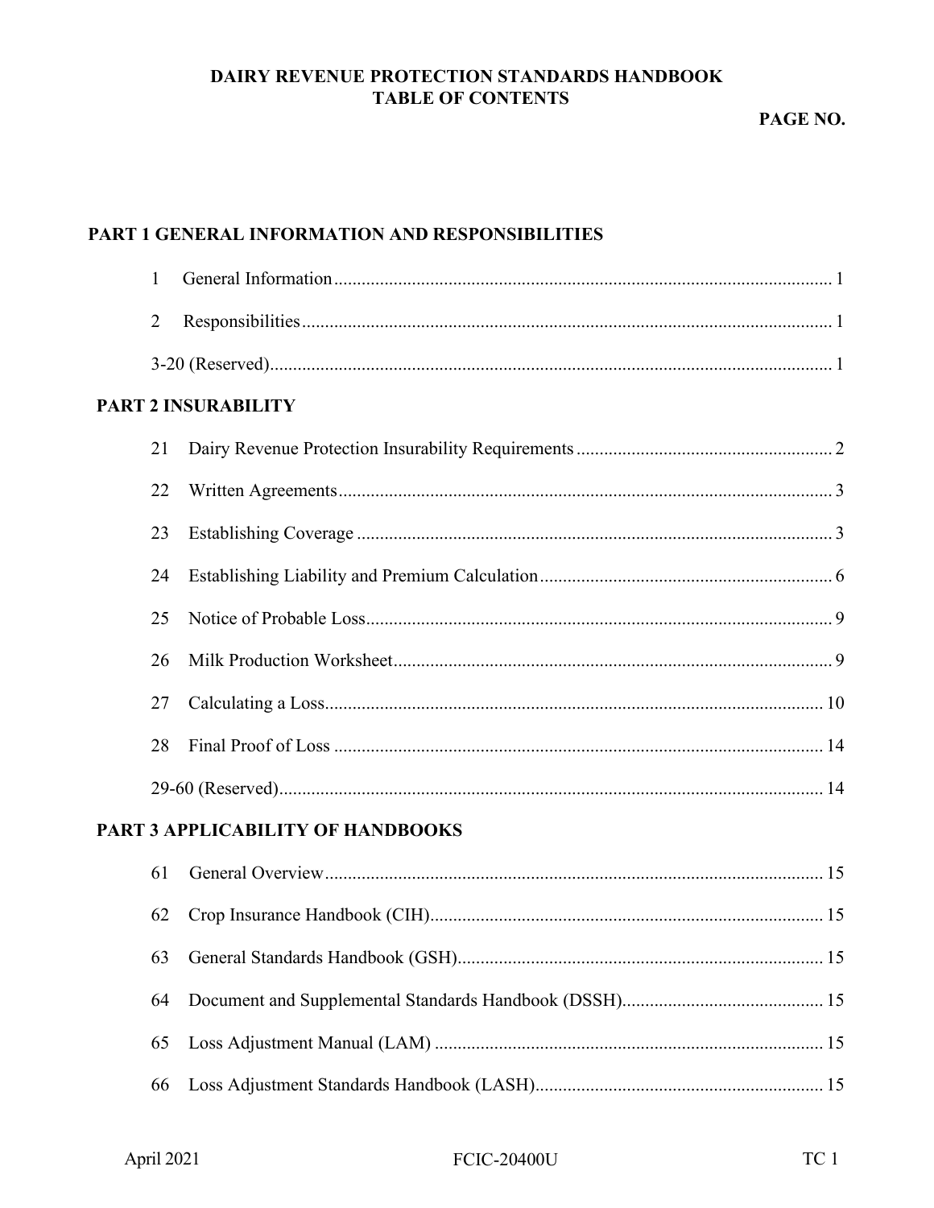# DAIRY REVENUE PROTECTION STANDARDS HANDBOOK
# TABLE OF CONTENTS

**PAGE NO.**

## PART 1 GENERAL INFORMATION AND RESPONSIBILITIES

| | | |
|---|---|---|
| 1 | General Information | 1 |
| 2 | Responsibilities | 1 |
| 3-20 | (Reserved) | 1 |

## PART 2 INSURABILITY

| | | |
|---|---|---|
| 21 | Dairy Revenue Protection Insurability Requirements | 2 |
| 22 | Written Agreements | 3 |
| 23 | Establishing Coverage | 3 |
| 24 | Establishing Liability and Premium Calculation | 6 |
| 25 | Notice of Probable Loss | 9 |
| 26 | Milk Production Worksheet | 9 |
| 27 | Calculating a Loss | 10 |
| 28 | Final Proof of Loss | 14 |
| 29-60 | (Reserved) | 14 |

## PART 3 APPLICABILITY OF HANDBOOKS

| | | |
|---|---|---|
| 61 | General Overview | 15 |
| 62 | Crop Insurance Handbook (CIH) | 15 |
| 63 | General Standards Handbook (GSH) | 15 |
| 64 | Document and Supplemental Standards Handbook (DSSH) | 15 |
| 65 | Loss Adjustment Manual (LAM) | 15 |
| 66 | Loss Adjustment Standards Handbook (LASH) | 15 |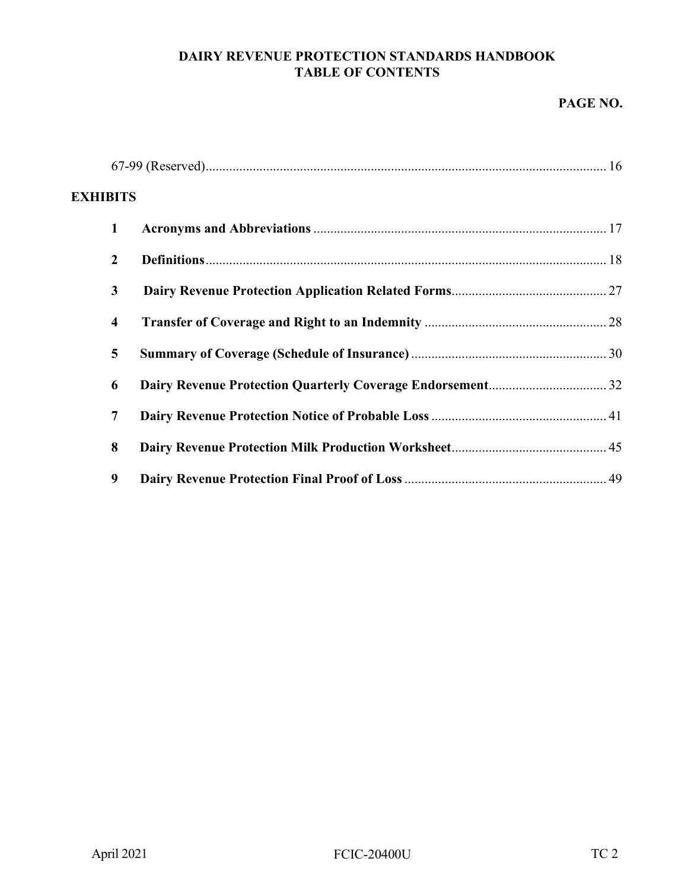# DAIRY REVENUE PROTECTION STANDARDS HANDBOOK
## TABLE OF CONTENTS

**PAGE NO.**

67-99 (Reserved) ..... 16

**EXHIBITS**

| | | |
|---|---|---|
| **1** | **Acronyms and Abbreviations** | 17 |
| **2** | **Definitions** | 18 |
| **3** | **Dairy Revenue Protection Application Related Forms** | 27 |
| **4** | **Transfer of Coverage and Right to an Indemnity** | 28 |
| **5** | **Summary of Coverage (Schedule of Insurance)** | 30 |
| **6** | **Dairy Revenue Protection Quarterly Coverage Endorsement** | 32 |
| **7** | **Dairy Revenue Protection Notice of Probable Loss** | 41 |
| **8** | **Dairy Revenue Protection Milk Production Worksheet** | 45 |
| **9** | **Dairy Revenue Protection Final Proof of Loss** | 49 |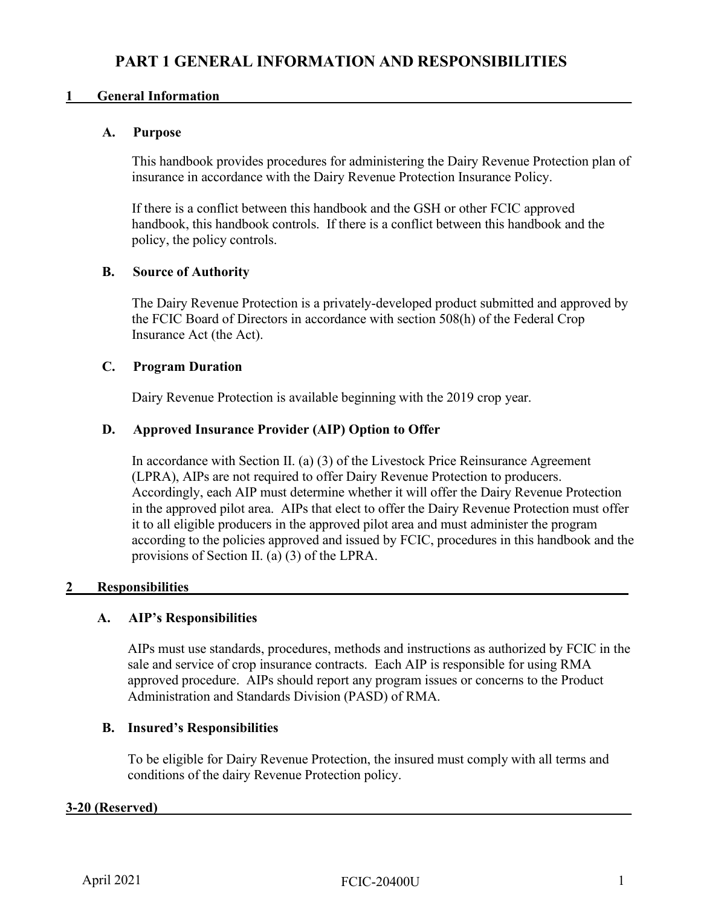# PART 1 GENERAL INFORMATION AND RESPONSIBILITIES

## 1 General Information

### A. Purpose

This handbook provides procedures for administering the Dairy Revenue Protection plan of insurance in accordance with the Dairy Revenue Protection Insurance Policy.

If there is a conflict between this handbook and the GSH or other FCIC approved handbook, this handbook controls. If there is a conflict between this handbook and the policy, the policy controls.

### B. Source of Authority

The Dairy Revenue Protection is a privately-developed product submitted and approved by the FCIC Board of Directors in accordance with section 508(h) of the Federal Crop Insurance Act (the Act).

### C. Program Duration

Dairy Revenue Protection is available beginning with the 2019 crop year.

### D. Approved Insurance Provider (AIP) Option to Offer

In accordance with Section II. (a) (3) of the Livestock Price Reinsurance Agreement (LPRA), AIPs are not required to offer Dairy Revenue Protection to producers. Accordingly, each AIP must determine whether it will offer the Dairy Revenue Protection in the approved pilot area. AIPs that elect to offer the Dairy Revenue Protection must offer it to all eligible producers in the approved pilot area and must administer the program according to the policies approved and issued by FCIC, procedures in this handbook and the provisions of Section II. (a) (3) of the LPRA.

## 2 Responsibilities

### A. AIP's Responsibilities

AIPs must use standards, procedures, methods and instructions as authorized by FCIC in the sale and service of crop insurance contracts. Each AIP is responsible for using RMA approved procedure. AIPs should report any program issues or concerns to the Product Administration and Standards Division (PASD) of RMA.

### B. Insured's Responsibilities

To be eligible for Dairy Revenue Protection, the insured must comply with all terms and conditions of the dairy Revenue Protection policy.

## 3-20 (Reserved)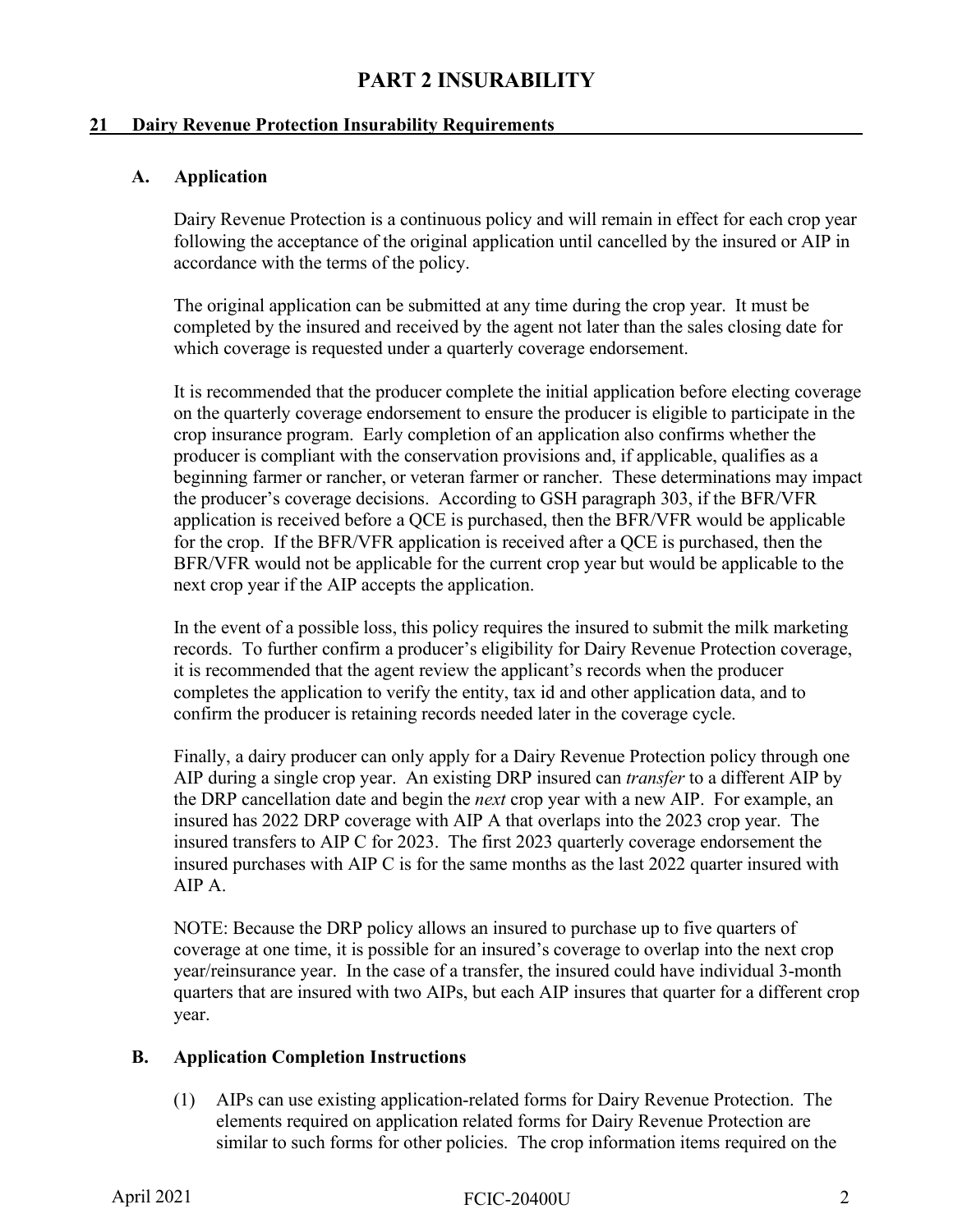# PART 2 INSURABILITY

## 21 Dairy Revenue Protection Insurability Requirements

### A. Application

Dairy Revenue Protection is a continuous policy and will remain in effect for each crop year following the acceptance of the original application until cancelled by the insured or AIP in accordance with the terms of the policy.

The original application can be submitted at any time during the crop year. It must be completed by the insured and received by the agent not later than the sales closing date for which coverage is requested under a quarterly coverage endorsement.

It is recommended that the producer complete the initial application before electing coverage on the quarterly coverage endorsement to ensure the producer is eligible to participate in the crop insurance program. Early completion of an application also confirms whether the producer is compliant with the conservation provisions and, if applicable, qualifies as a beginning farmer or rancher, or veteran farmer or rancher. These determinations may impact the producer's coverage decisions. According to GSH paragraph 303, if the BFR/VFR application is received before a QCE is purchased, then the BFR/VFR would be applicable for the crop. If the BFR/VFR application is received after a QCE is purchased, then the BFR/VFR would not be applicable for the current crop year but would be applicable to the next crop year if the AIP accepts the application.

In the event of a possible loss, this policy requires the insured to submit the milk marketing records. To further confirm a producer's eligibility for Dairy Revenue Protection coverage, it is recommended that the agent review the applicant's records when the producer completes the application to verify the entity, tax id and other application data, and to confirm the producer is retaining records needed later in the coverage cycle.

Finally, a dairy producer can only apply for a Dairy Revenue Protection policy through one AIP during a single crop year. An existing DRP insured can *transfer* to a different AIP by the DRP cancellation date and begin the *next* crop year with a new AIP. For example, an insured has 2022 DRP coverage with AIP A that overlaps into the 2023 crop year. The insured transfers to AIP C for 2023. The first 2023 quarterly coverage endorsement the insured purchases with AIP C is for the same months as the last 2022 quarter insured with AIP A.

NOTE: Because the DRP policy allows an insured to purchase up to five quarters of coverage at one time, it is possible for an insured's coverage to overlap into the next crop year/reinsurance year. In the case of a transfer, the insured could have individual 3-month quarters that are insured with two AIPs, but each AIP insures that quarter for a different crop year.

### B. Application Completion Instructions

(1) AIPs can use existing application-related forms for Dairy Revenue Protection. The elements required on application related forms for Dairy Revenue Protection are similar to such forms for other policies. The crop information items required on the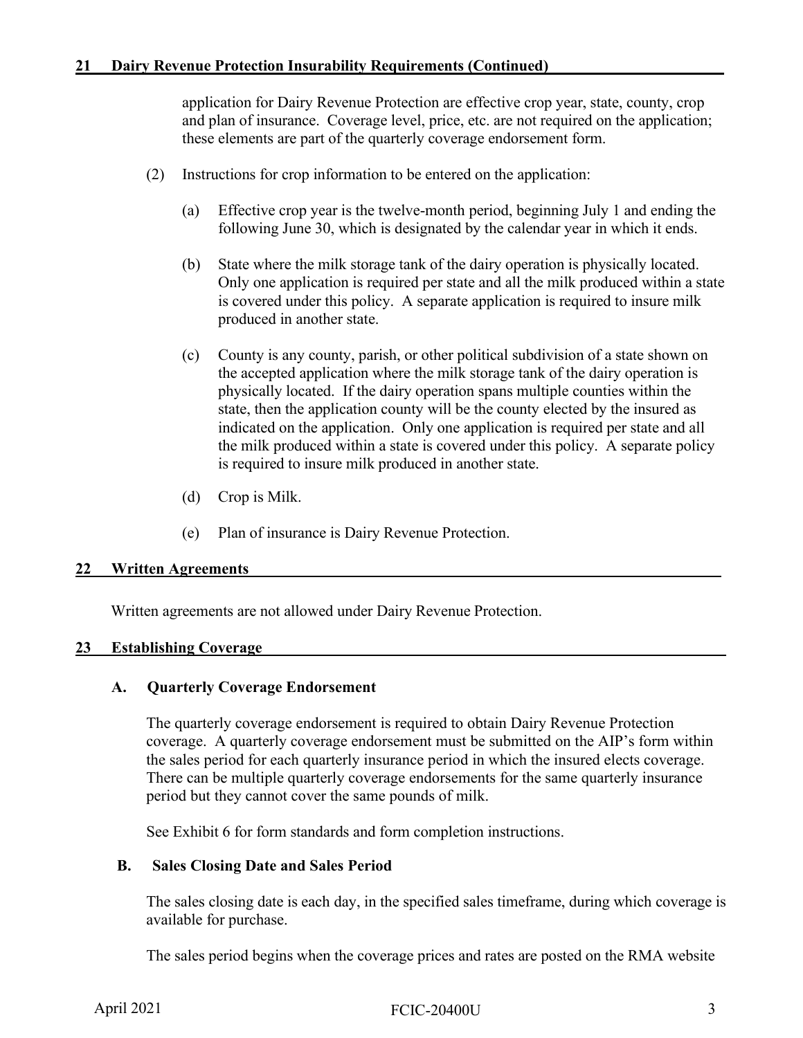## 21 Dairy Revenue Protection Insurability Requirements (Continued)

application for Dairy Revenue Protection are effective crop year, state, county, crop and plan of insurance. Coverage level, price, etc. are not required on the application; these elements are part of the quarterly coverage endorsement form.

(2) Instructions for crop information to be entered on the application:

(a) Effective crop year is the twelve-month period, beginning July 1 and ending the following June 30, which is designated by the calendar year in which it ends.

(b) State where the milk storage tank of the dairy operation is physically located. Only one application is required per state and all the milk produced within a state is covered under this policy. A separate application is required to insure milk produced in another state.

(c) County is any county, parish, or other political subdivision of a state shown on the accepted application where the milk storage tank of the dairy operation is physically located. If the dairy operation spans multiple counties within the state, then the application county will be the county elected by the insured as indicated on the application. Only one application is required per state and all the milk produced within a state is covered under this policy. A separate policy is required to insure milk produced in another state.

(d) Crop is Milk.

(e) Plan of insurance is Dairy Revenue Protection.

## 22 Written Agreements

Written agreements are not allowed under Dairy Revenue Protection.

## 23 Establishing Coverage

### A. Quarterly Coverage Endorsement

The quarterly coverage endorsement is required to obtain Dairy Revenue Protection coverage. A quarterly coverage endorsement must be submitted on the AIP's form within the sales period for each quarterly insurance period in which the insured elects coverage. There can be multiple quarterly coverage endorsements for the same quarterly insurance period but they cannot cover the same pounds of milk.

See Exhibit 6 for form standards and form completion instructions.

### B. Sales Closing Date and Sales Period

The sales closing date is each day, in the specified sales timeframe, during which coverage is available for purchase.

The sales period begins when the coverage prices and rates are posted on the RMA website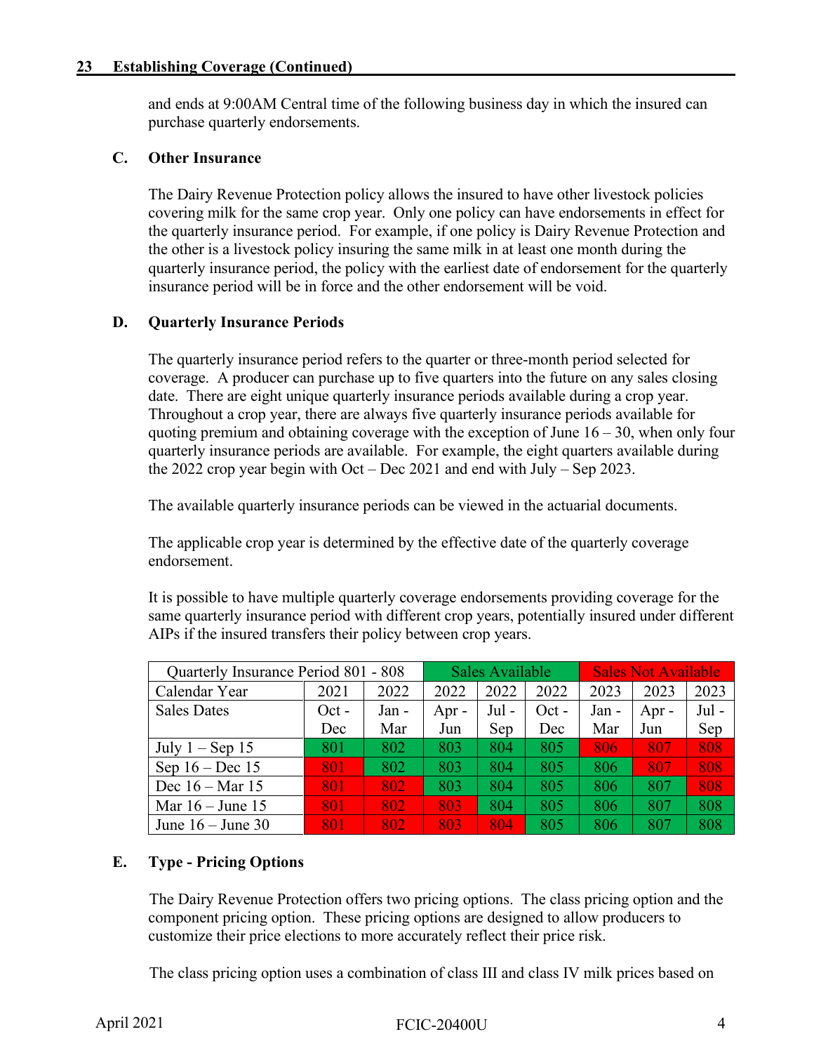## 23 Establishing Coverage (Continued)

and ends at 9:00AM Central time of the following business day in which the insured can purchase quarterly endorsements.

### C. Other Insurance

The Dairy Revenue Protection policy allows the insured to have other livestock policies covering milk for the same crop year. Only one policy can have endorsements in effect for the quarterly insurance period. For example, if one policy is Dairy Revenue Protection and the other is a livestock policy insuring the same milk in at least one month during the quarterly insurance period, the policy with the earliest date of endorsement for the quarterly insurance period will be in force and the other endorsement will be void.

### D. Quarterly Insurance Periods

The quarterly insurance period refers to the quarter or three-month period selected for coverage. A producer can purchase up to five quarters into the future on any sales closing date. There are eight unique quarterly insurance periods available during a crop year. Throughout a crop year, there are always five quarterly insurance periods available for quoting premium and obtaining coverage with the exception of June 16 – 30, when only four quarterly insurance periods are available. For example, the eight quarters available during the 2022 crop year begin with Oct – Dec 2021 and end with July – Sep 2023.

The available quarterly insurance periods can be viewed in the actuarial documents.

The applicable crop year is determined by the effective date of the quarterly coverage endorsement.

It is possible to have multiple quarterly coverage endorsements providing coverage for the same quarterly insurance period with different crop years, potentially insured under different AIPs if the insured transfers their policy between crop years.

| Quarterly Insurance Period 801 - 808 | | | Sales Available | | | Sales Not Available | | |
|---|---|---|---|---|---|---|---|---|
| Calendar Year | 2021 | 2022 | 2022 | 2022 | 2022 | 2023 | 2023 | 2023 |
| Sales Dates | Oct - Dec | Jan - Mar | Apr - Jun | Jul - Sep | Oct - Dec | Jan - Mar | Apr - Jun | Jul - Sep |
| July 1 – Sep 15 | 801 | 802 | 803 | 804 | 805 | 806 | 807 | 808 |
| Sep 16 – Dec 15 | 801 | 802 | 803 | 804 | 805 | 806 | 807 | 808 |
| Dec 16 – Mar 15 | 801 | 802 | 803 | 804 | 805 | 806 | 807 | 808 |
| Mar 16 – June 15 | 801 | 802 | 803 | 804 | 805 | 806 | 807 | 808 |
| June 16 – June 30 | 801 | 802 | 803 | 804 | 805 | 806 | 807 | 808 |

### E. Type - Pricing Options

The Dairy Revenue Protection offers two pricing options. The class pricing option and the component pricing option. These pricing options are designed to allow producers to customize their price elections to more accurately reflect their price risk.

The class pricing option uses a combination of class III and class IV milk prices based on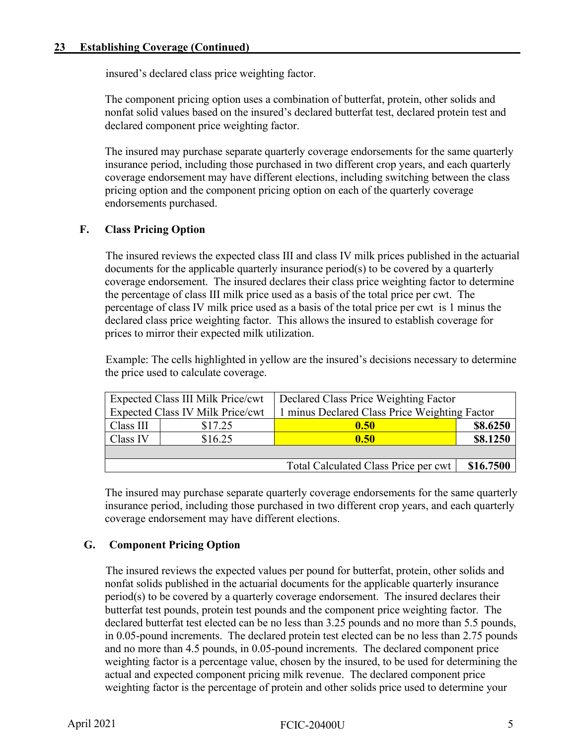insured's declared class price weighting factor.

The component pricing option uses a combination of butterfat, protein, other solids and nonfat solid values based on the insured's declared butterfat test, declared protein test and declared component price weighting factor.

The insured may purchase separate quarterly coverage endorsements for the same quarterly insurance period, including those purchased in two different crop years, and each quarterly coverage endorsement may have different elections, including switching between the class pricing option and the component pricing option on each of the quarterly coverage endorsements purchased.

### F. Class Pricing Option

The insured reviews the expected class III and class IV milk prices published in the actuarial documents for the applicable quarterly insurance period(s) to be covered by a quarterly coverage endorsement. The insured declares their class price weighting factor to determine the percentage of class III milk price used as a basis of the total price per cwt. The percentage of class IV milk price used as a basis of the total price per cwt is 1 minus the declared class price weighting factor. This allows the insured to establish coverage for prices to mirror their expected milk utilization.

Example: The cells highlighted in yellow are the insured's decisions necessary to determine the price used to calculate coverage.

| Expected Class III Milk Price/cwt<br>Expected Class IV Milk Price/cwt | | Declared Class Price Weighting Factor<br>1 minus Declared Class Price Weighting Factor | |
|---|---|---|---|
| Class III | $17.25 | **0.50** | **$8.6250** |
| Class IV | $16.25 | **0.50** | **$8.1250** |
| | | | |
| | | Total Calculated Class Price per cwt | **$16.7500** |

The insured may purchase separate quarterly coverage endorsements for the same quarterly insurance period, including those purchased in two different crop years, and each quarterly coverage endorsement may have different elections.

### G. Component Pricing Option

The insured reviews the expected values per pound for butterfat, protein, other solids and nonfat solids published in the actuarial documents for the applicable quarterly insurance period(s) to be covered by a quarterly coverage endorsement. The insured declares their butterfat test pounds, protein test pounds and the component price weighting factor. The declared butterfat test elected can be no less than 3.25 pounds and no more than 5.5 pounds, in 0.05-pound increments. The declared protein test elected can be no less than 2.75 pounds and no more than 4.5 pounds, in 0.05-pound increments. The declared component price weighting factor is a percentage value, chosen by the insured, to be used for determining the actual and expected component pricing milk revenue. The declared component price weighting factor is the percentage of protein and other solids price used to determine your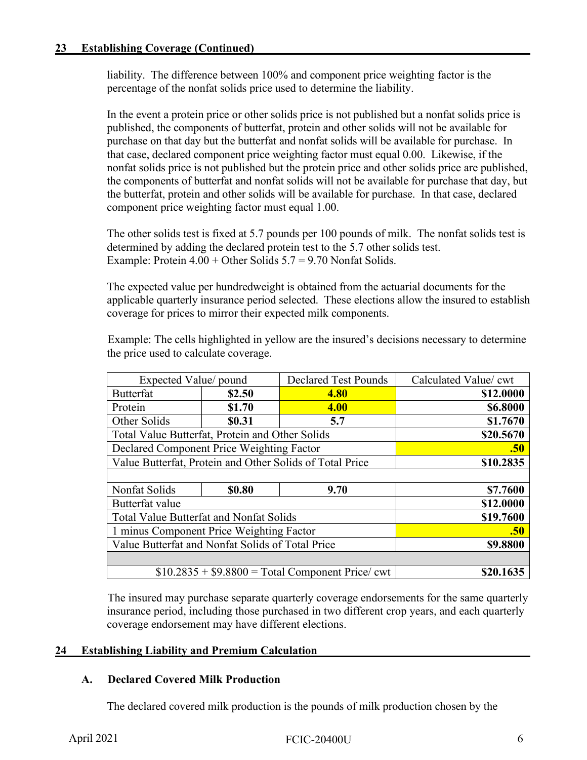## 23 Establishing Coverage (Continued)

liability. The difference between 100% and component price weighting factor is the percentage of the nonfat solids price used to determine the liability.

In the event a protein price or other solids price is not published but a nonfat solids price is published, the components of butterfat, protein and other solids will not be available for purchase on that day but the butterfat and nonfat solids will be available for purchase. In that case, declared component price weighting factor must equal 0.00. Likewise, if the nonfat solids price is not published but the protein price and other solids price are published, the components of butterfat and nonfat solids will not be available for purchase that day, but the butterfat, protein and other solids will be available for purchase. In that case, declared component price weighting factor must equal 1.00.

The other solids test is fixed at 5.7 pounds per 100 pounds of milk. The nonfat solids test is determined by adding the declared protein test to the 5.7 other solids test.
Example: Protein 4.00 + Other Solids 5.7 = 9.70 Nonfat Solids.

The expected value per hundredweight is obtained from the actuarial documents for the applicable quarterly insurance period selected. These elections allow the insured to establish coverage for prices to mirror their expected milk components.

Example: The cells highlighted in yellow are the insured's decisions necessary to determine the price used to calculate coverage.

| Expected Value/ pound | | Declared Test Pounds | Calculated Value/ cwt |
|---|---|---|---|
| Butterfat | **$2.50** | **4.80** | **$12.0000** |
| Protein | **$1.70** | **4.00** | **$6.8000** |
| Other Solids | **$0.31** | **5.7** | **$1.7670** |
| Total Value Butterfat, Protein and Other Solids | | | **$20.5670** |
| Declared Component Price Weighting Factor | | | **.50** |
| Value Butterfat, Protein and Other Solids of Total Price | | | **$10.2835** |
| | | | |
| Nonfat Solids | **$0.80** | **9.70** | **$7.7600** |
| Butterfat value | | | **$12.0000** |
| Total Value Butterfat and Nonfat Solids | | | **$19.7600** |
| 1 minus Component Price Weighting Factor | | | **.50** |
| Value Butterfat and Nonfat Solids of Total Price | | | **$9.8800** |
| | | | |
| $10.2835 + $9.8800 = Total Component Price/ cwt | | | **$20.1635** |

The insured may purchase separate quarterly coverage endorsements for the same quarterly insurance period, including those purchased in two different crop years, and each quarterly coverage endorsement may have different elections.

## 24 Establishing Liability and Premium Calculation

### A. Declared Covered Milk Production

The declared covered milk production is the pounds of milk production chosen by the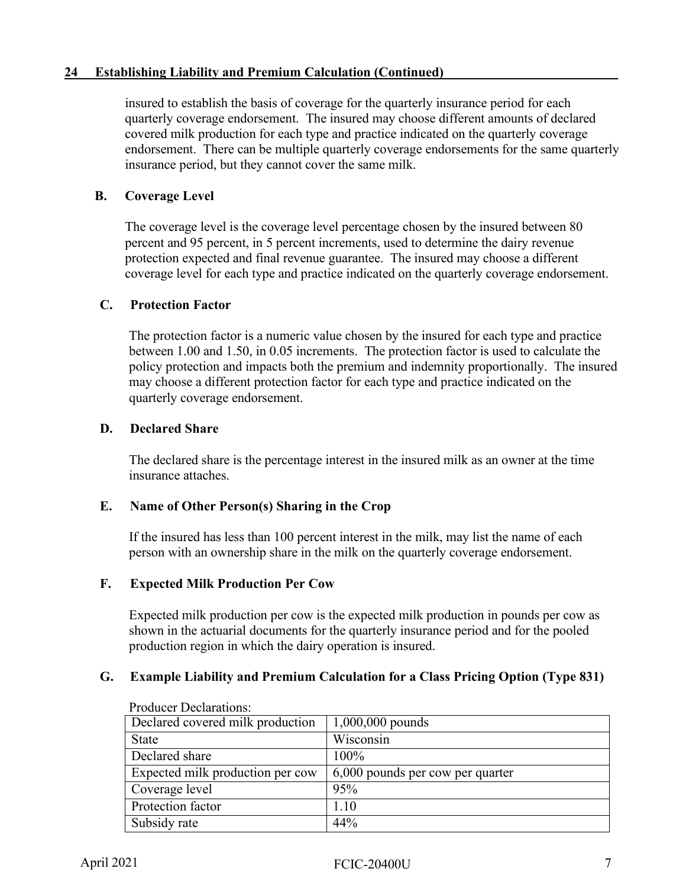## 24 Establishing Liability and Premium Calculation (Continued)

insured to establish the basis of coverage for the quarterly insurance period for each quarterly coverage endorsement. The insured may choose different amounts of declared covered milk production for each type and practice indicated on the quarterly coverage endorsement. There can be multiple quarterly coverage endorsements for the same quarterly insurance period, but they cannot cover the same milk.

### B. Coverage Level

The coverage level is the coverage level percentage chosen by the insured between 80 percent and 95 percent, in 5 percent increments, used to determine the dairy revenue protection expected and final revenue guarantee. The insured may choose a different coverage level for each type and practice indicated on the quarterly coverage endorsement.

### C. Protection Factor

The protection factor is a numeric value chosen by the insured for each type and practice between 1.00 and 1.50, in 0.05 increments. The protection factor is used to calculate the policy protection and impacts both the premium and indemnity proportionally. The insured may choose a different protection factor for each type and practice indicated on the quarterly coverage endorsement.

### D. Declared Share

The declared share is the percentage interest in the insured milk as an owner at the time insurance attaches.

### E. Name of Other Person(s) Sharing in the Crop

If the insured has less than 100 percent interest in the milk, may list the name of each person with an ownership share in the milk on the quarterly coverage endorsement.

### F. Expected Milk Production Per Cow

Expected milk production per cow is the expected milk production in pounds per cow as shown in the actuarial documents for the quarterly insurance period and for the pooled production region in which the dairy operation is insured.

### G. Example Liability and Premium Calculation for a Class Pricing Option (Type 831)

Producer Declarations:

| | |
|---|---|
| Declared covered milk production | 1,000,000 pounds |
| State | Wisconsin |
| Declared share | 100% |
| Expected milk production per cow | 6,000 pounds per cow per quarter |
| Coverage level | 95% |
| Protection factor | 1.10 |
| Subsidy rate | 44% |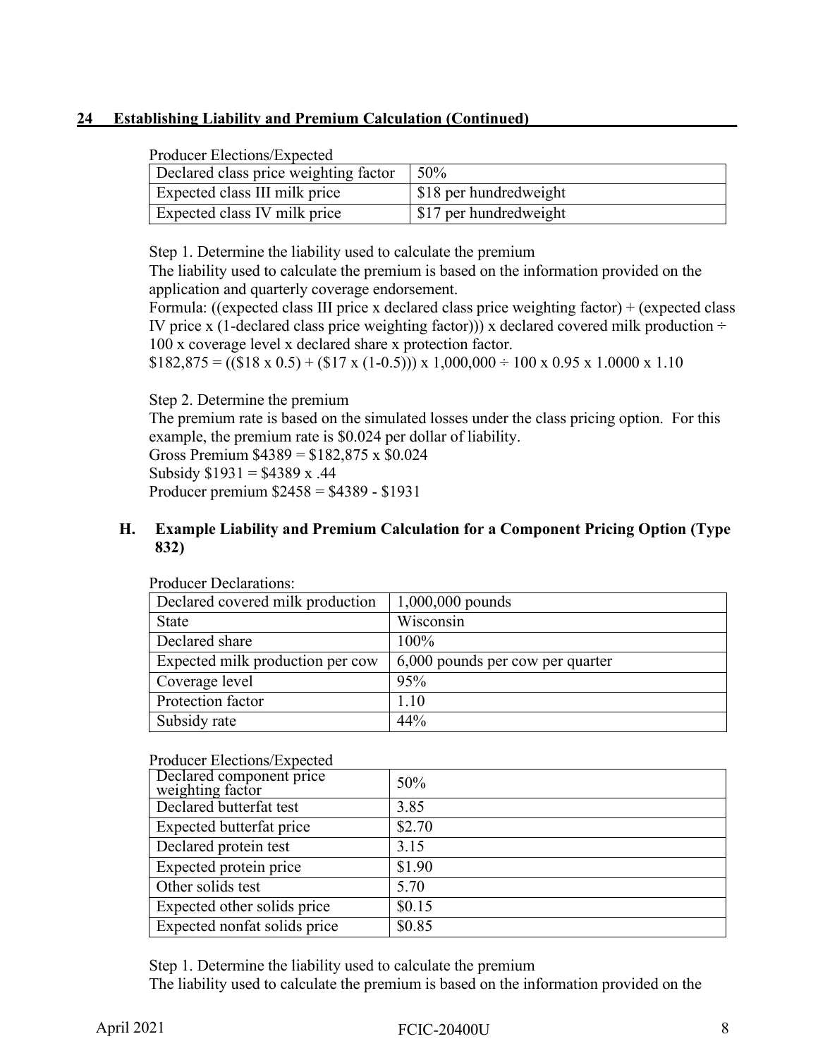## 24 Establishing Liability and Premium Calculation (Continued)

Producer Elections/Expected

| Declared class price weighting factor | 50% |
|---|---|
| Expected class III milk price | $18 per hundredweight |
| Expected class IV milk price | $17 per hundredweight |

Step 1. Determine the liability used to calculate the premium

The liability used to calculate the premium is based on the information provided on the application and quarterly coverage endorsement.

Formula: ((expected class III price x declared class price weighting factor) + (expected class IV price x (1-declared class price weighting factor))) x declared covered milk production ÷ 100 x coverage level x declared share x protection factor.

$182,875 = (($18 x 0.5) + ($17 x (1-0.5))) x 1,000,000 ÷ 100 x 0.95 x 1.0000 x 1.10

Step 2. Determine the premium

The premium rate is based on the simulated losses under the class pricing option. For this example, the premium rate is $0.024 per dollar of liability.

Gross Premium $4389 = $182,875 x $0.024

Subsidy $1931 = $4389 x .44

Producer premium $2458 = $4389 - $1931

### H. Example Liability and Premium Calculation for a Component Pricing Option (Type 832)

Producer Declarations:

| Declared covered milk production | 1,000,000 pounds |
|---|---|
| State | Wisconsin |
| Declared share | 100% |
| Expected milk production per cow | 6,000 pounds per cow per quarter |
| Coverage level | 95% |
| Protection factor | 1.10 |
| Subsidy rate | 44% |

Producer Elections/Expected

| Declared component price weighting factor | 50% |
|---|---|
| Declared butterfat test | 3.85 |
| Expected butterfat price | $2.70 |
| Declared protein test | 3.15 |
| Expected protein price | $1.90 |
| Other solids test | 5.70 |
| Expected other solids price | $0.15 |
| Expected nonfat solids price | $0.85 |

Step 1. Determine the liability used to calculate the premium

The liability used to calculate the premium is based on the information provided on the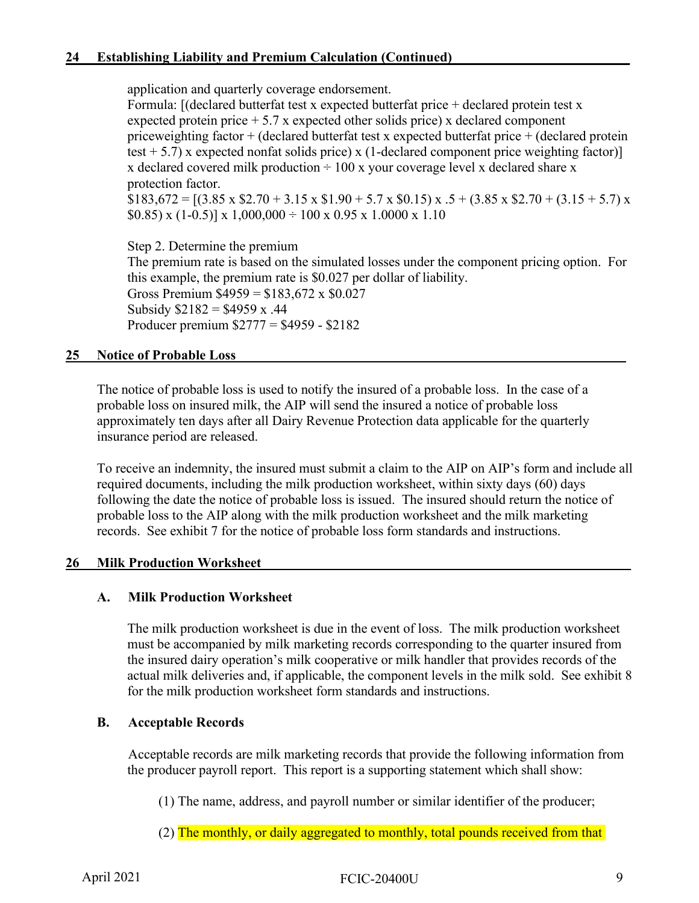## 24 Establishing Liability and Premium Calculation (Continued)

application and quarterly coverage endorsement.

Formula: [(declared butterfat test x expected butterfat price + declared protein test x expected protein price + 5.7 x expected other solids price) x declared component priceweighting factor + (declared butterfat test x expected butterfat price + (declared protein test + 5.7) x expected nonfat solids price) x (1-declared component price weighting factor)] x declared covered milk production ÷ 100 x your coverage level x declared share x protection factor.

$183,672 = [(3.85 x $2.70 + 3.15 x $1.90 + 5.7 x $0.15) x .5 + (3.85 x $2.70 + (3.15 + 5.7) x $0.85) x (1-0.5)] x 1,000,000 ÷ 100 x 0.95 x 1.0000 x 1.10

Step 2. Determine the premium

The premium rate is based on the simulated losses under the component pricing option. For this example, the premium rate is $0.027 per dollar of liability.

Gross Premium $4959 = $183,672 x $0.027

Subsidy $2182 = $4959 x .44

Producer premium $2777 = $4959 - $2182

## 25 Notice of Probable Loss

The notice of probable loss is used to notify the insured of a probable loss. In the case of a probable loss on insured milk, the AIP will send the insured a notice of probable loss approximately ten days after all Dairy Revenue Protection data applicable for the quarterly insurance period are released.

To receive an indemnity, the insured must submit a claim to the AIP on AIP's form and include all required documents, including the milk production worksheet, within sixty days (60) days following the date the notice of probable loss is issued. The insured should return the notice of probable loss to the AIP along with the milk production worksheet and the milk marketing records. See exhibit 7 for the notice of probable loss form standards and instructions.

## 26 Milk Production Worksheet

### A. Milk Production Worksheet

The milk production worksheet is due in the event of loss. The milk production worksheet must be accompanied by milk marketing records corresponding to the quarter insured from the insured dairy operation's milk cooperative or milk handler that provides records of the actual milk deliveries and, if applicable, the component levels in the milk sold. See exhibit 8 for the milk production worksheet form standards and instructions.

### B. Acceptable Records

Acceptable records are milk marketing records that provide the following information from the producer payroll report. This report is a supporting statement which shall show:

(1) The name, address, and payroll number or similar identifier of the producer;

(2) The monthly, or daily aggregated to monthly, total pounds received from that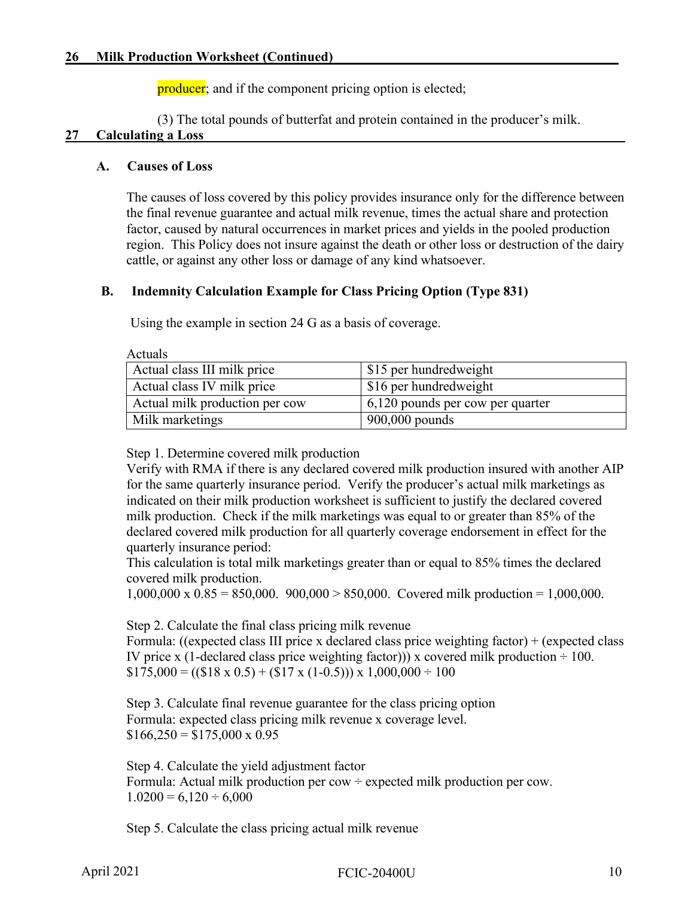## 26 Milk Production Worksheet (Continued)

producer; and if the component pricing option is elected;

(3) The total pounds of butterfat and protein contained in the producer's milk.

## 27 Calculating a Loss

### A. Causes of Loss

The causes of loss covered by this policy provides insurance only for the difference between the final revenue guarantee and actual milk revenue, times the actual share and protection factor, caused by natural occurrences in market prices and yields in the pooled production region. This Policy does not insure against the death or other loss or destruction of the dairy cattle, or against any other loss or damage of any kind whatsoever.

### B. Indemnity Calculation Example for Class Pricing Option (Type 831)

Using the example in section 24 G as a basis of coverage.

Actuals

| Actual class III milk price | $15 per hundredweight |
|---|---|
| Actual class IV milk price | $16 per hundredweight |
| Actual milk production per cow | 6,120 pounds per cow per quarter |
| Milk marketings | 900,000 pounds |

Step 1. Determine covered milk production
Verify with RMA if there is any declared covered milk production insured with another AIP for the same quarterly insurance period. Verify the producer's actual milk marketings as indicated on their milk production worksheet is sufficient to justify the declared covered milk production. Check if the milk marketings was equal to or greater than 85% of the declared covered milk production for all quarterly coverage endorsement in effect for the quarterly insurance period:
This calculation is total milk marketings greater than or equal to 85% times the declared covered milk production.
1,000,000 x 0.85 = 850,000. 900,000 > 850,000. Covered milk production = 1,000,000.

Step 2. Calculate the final class pricing milk revenue
Formula: ((expected class III price x declared class price weighting factor) + (expected class IV price x (1-declared class price weighting factor))) x covered milk production ÷ 100.
$175,000 = (($18 x 0.5) + ($17 x (1-0.5))) x 1,000,000 ÷ 100

Step 3. Calculate final revenue guarantee for the class pricing option
Formula: expected class pricing milk revenue x coverage level.
$166,250 = $175,000 x 0.95

Step 4. Calculate the yield adjustment factor
Formula: Actual milk production per cow ÷ expected milk production per cow.
1.0200 = 6,120 ÷ 6,000

Step 5. Calculate the class pricing actual milk revenue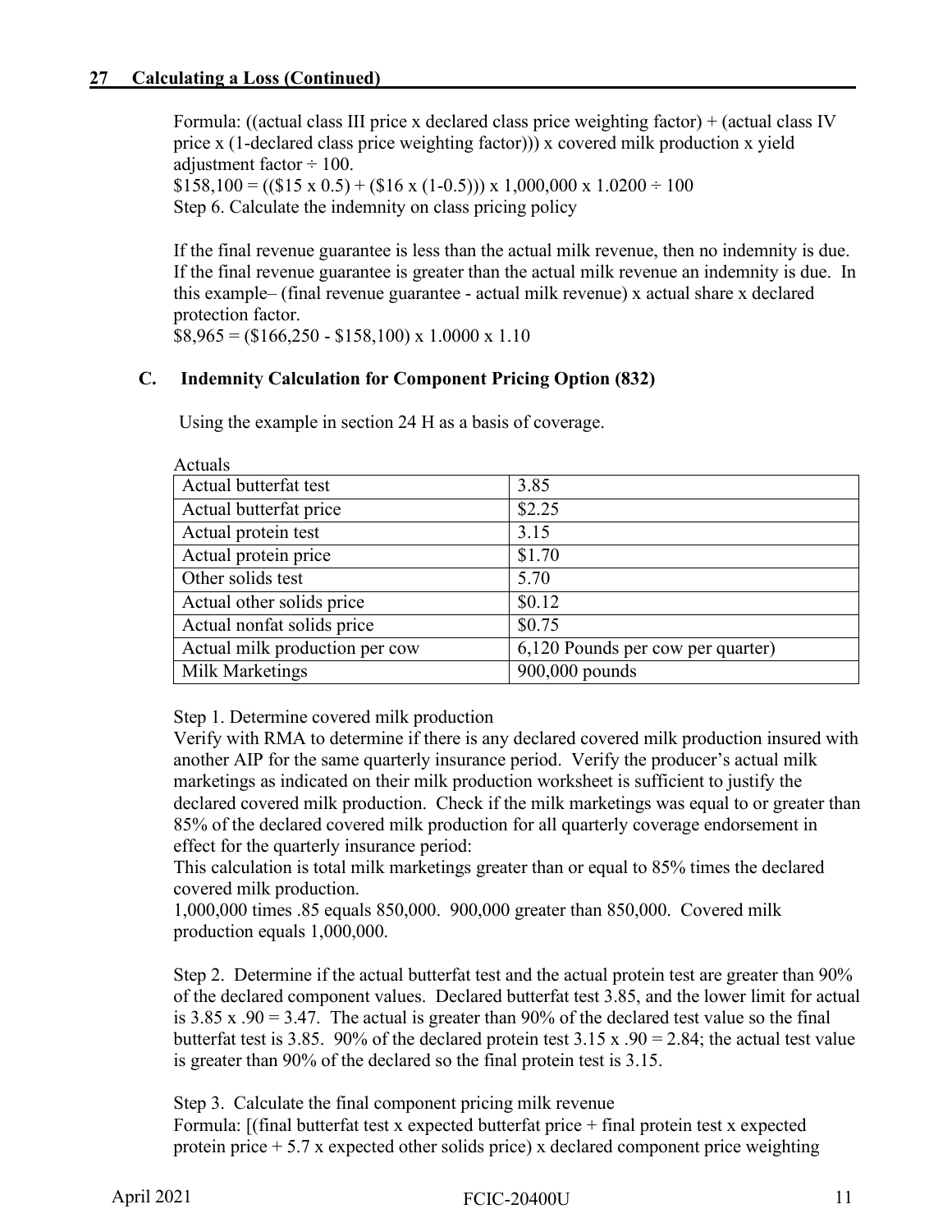## 27 Calculating a Loss (Continued)

Formula: ((actual class III price x declared class price weighting factor) + (actual class IV price x (1-declared class price weighting factor))) x covered milk production x yield adjustment factor ÷ 100.

$158,100 = (($15 x 0.5) + ($16 x (1-0.5))) x 1,000,000 x 1.0200 ÷ 100

Step 6. Calculate the indemnity on class pricing policy

If the final revenue guarantee is less than the actual milk revenue, then no indemnity is due. If the final revenue guarantee is greater than the actual milk revenue an indemnity is due. In this example– (final revenue guarantee - actual milk revenue) x actual share x declared protection factor.

$8,965 = ($166,250 - $158,100) x 1.0000 x 1.10

### C. Indemnity Calculation for Component Pricing Option (832)

Using the example in section 24 H as a basis of coverage.

Actuals

| Actual butterfat test | 3.85 |
|---|---|
| Actual butterfat price | $2.25 |
| Actual protein test | 3.15 |
| Actual protein price | $1.70 |
| Other solids test | 5.70 |
| Actual other solids price | $0.12 |
| Actual nonfat solids price | $0.75 |
| Actual milk production per cow | 6,120 Pounds per cow per quarter) |
| Milk Marketings | 900,000 pounds |

Step 1. Determine covered milk production

Verify with RMA to determine if there is any declared covered milk production insured with another AIP for the same quarterly insurance period. Verify the producer's actual milk marketings as indicated on their milk production worksheet is sufficient to justify the declared covered milk production. Check if the milk marketings was equal to or greater than 85% of the declared covered milk production for all quarterly coverage endorsement in effect for the quarterly insurance period:

This calculation is total milk marketings greater than or equal to 85% times the declared covered milk production.

1,000,000 times .85 equals 850,000. 900,000 greater than 850,000. Covered milk production equals 1,000,000.

Step 2. Determine if the actual butterfat test and the actual protein test are greater than 90% of the declared component values. Declared butterfat test 3.85, and the lower limit for actual is 3.85 x .90 = 3.47. The actual is greater than 90% of the declared test value so the final butterfat test is 3.85. 90% of the declared protein test 3.15 x .90 = 2.84; the actual test value is greater than 90% of the declared so the final protein test is 3.15.

Step 3. Calculate the final component pricing milk revenue

Formula: [(final butterfat test x expected butterfat price + final protein test x expected protein price + 5.7 x expected other solids price) x declared component price weighting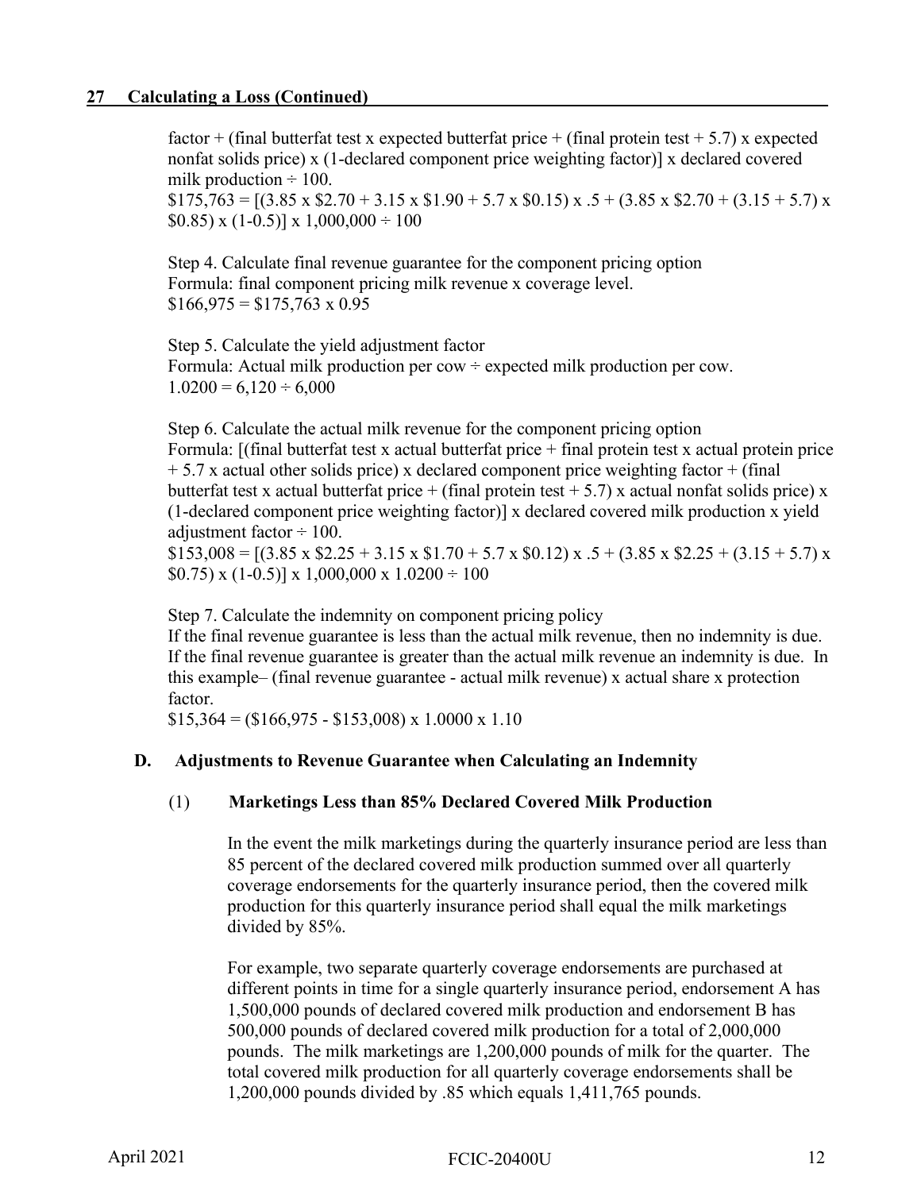## 27 Calculating a Loss (Continued)

factor + (final butterfat test x expected butterfat price + (final protein test + 5.7) x expected nonfat solids price) x (1-declared component price weighting factor)] x declared covered milk production ÷ 100.
$175,763 = [(3.85 x $2.70 + 3.15 x $1.90 + 5.7 x $0.15) x .5 + (3.85 x $2.70 + (3.15 + 5.7) x $0.85) x (1-0.5)] x 1,000,000 ÷ 100

Step 4. Calculate final revenue guarantee for the component pricing option
Formula: final component pricing milk revenue x coverage level.
$166,975 = $175,763 x 0.95

Step 5. Calculate the yield adjustment factor
Formula: Actual milk production per cow ÷ expected milk production per cow.
1.0200 = 6,120 ÷ 6,000

Step 6. Calculate the actual milk revenue for the component pricing option
Formula: [(final butterfat test x actual butterfat price + final protein test x actual protein price + 5.7 x actual other solids price) x declared component price weighting factor + (final butterfat test x actual butterfat price + (final protein test + 5.7) x actual nonfat solids price) x (1-declared component price weighting factor)] x declared covered milk production x yield adjustment factor ÷ 100.
$153,008 = [(3.85 x $2.25 + 3.15 x $1.70 + 5.7 x $0.12) x .5 + (3.85 x $2.25 + (3.15 + 5.7) x $0.75) x (1-0.5)] x 1,000,000 x 1.0200 ÷ 100

Step 7. Calculate the indemnity on component pricing policy
If the final revenue guarantee is less than the actual milk revenue, then no indemnity is due. If the final revenue guarantee is greater than the actual milk revenue an indemnity is due. In this example– (final revenue guarantee - actual milk revenue) x actual share x protection factor.
$15,364 = ($166,975 - $153,008) x 1.0000 x 1.10

### D. Adjustments to Revenue Guarantee when Calculating an Indemnity

#### (1) Marketings Less than 85% Declared Covered Milk Production

In the event the milk marketings during the quarterly insurance period are less than 85 percent of the declared covered milk production summed over all quarterly coverage endorsements for the quarterly insurance period, then the covered milk production for this quarterly insurance period shall equal the milk marketings divided by 85%.

For example, two separate quarterly coverage endorsements are purchased at different points in time for a single quarterly insurance period, endorsement A has 1,500,000 pounds of declared covered milk production and endorsement B has 500,000 pounds of declared covered milk production for a total of 2,000,000 pounds. The milk marketings are 1,200,000 pounds of milk for the quarter. The total covered milk production for all quarterly coverage endorsements shall be 1,200,000 pounds divided by .85 which equals 1,411,765 pounds.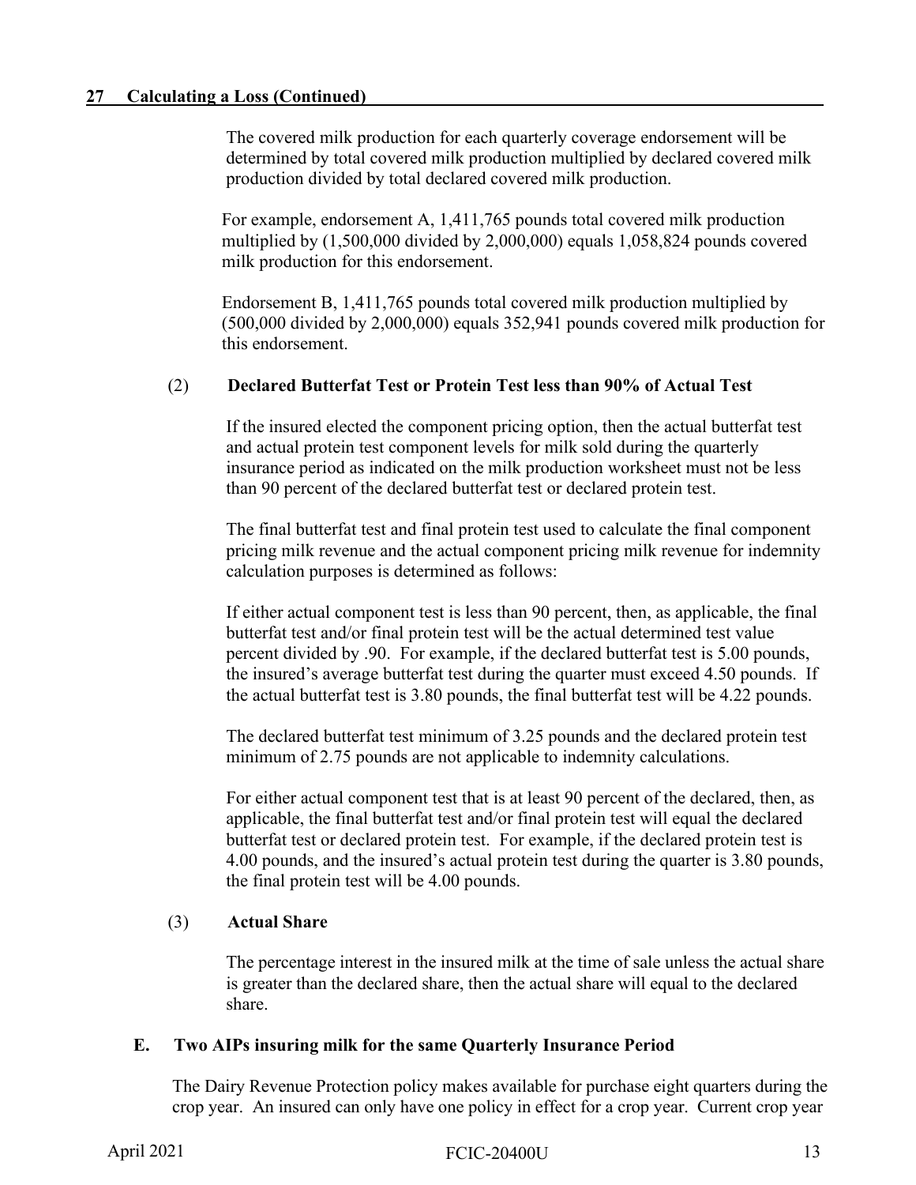## 27 Calculating a Loss (Continued)

The covered milk production for each quarterly coverage endorsement will be determined by total covered milk production multiplied by declared covered milk production divided by total declared covered milk production.

For example, endorsement A, 1,411,765 pounds total covered milk production multiplied by (1,500,000 divided by 2,000,000) equals 1,058,824 pounds covered milk production for this endorsement.

Endorsement B, 1,411,765 pounds total covered milk production multiplied by (500,000 divided by 2,000,000) equals 352,941 pounds covered milk production for this endorsement.

(2) **Declared Butterfat Test or Protein Test less than 90% of Actual Test**

If the insured elected the component pricing option, then the actual butterfat test and actual protein test component levels for milk sold during the quarterly insurance period as indicated on the milk production worksheet must not be less than 90 percent of the declared butterfat test or declared protein test.

The final butterfat test and final protein test used to calculate the final component pricing milk revenue and the actual component pricing milk revenue for indemnity calculation purposes is determined as follows:

If either actual component test is less than 90 percent, then, as applicable, the final butterfat test and/or final protein test will be the actual determined test value percent divided by .90. For example, if the declared butterfat test is 5.00 pounds, the insured's average butterfat test during the quarter must exceed 4.50 pounds. If the actual butterfat test is 3.80 pounds, the final butterfat test will be 4.22 pounds.

The declared butterfat test minimum of 3.25 pounds and the declared protein test minimum of 2.75 pounds are not applicable to indemnity calculations.

For either actual component test that is at least 90 percent of the declared, then, as applicable, the final butterfat test and/or final protein test will equal the declared butterfat test or declared protein test. For example, if the declared protein test is 4.00 pounds, and the insured's actual protein test during the quarter is 3.80 pounds, the final protein test will be 4.00 pounds.

(3) **Actual Share**

The percentage interest in the insured milk at the time of sale unless the actual share is greater than the declared share, then the actual share will equal to the declared share.

### E. Two AIPs insuring milk for the same Quarterly Insurance Period

The Dairy Revenue Protection policy makes available for purchase eight quarters during the crop year. An insured can only have one policy in effect for a crop year. Current crop year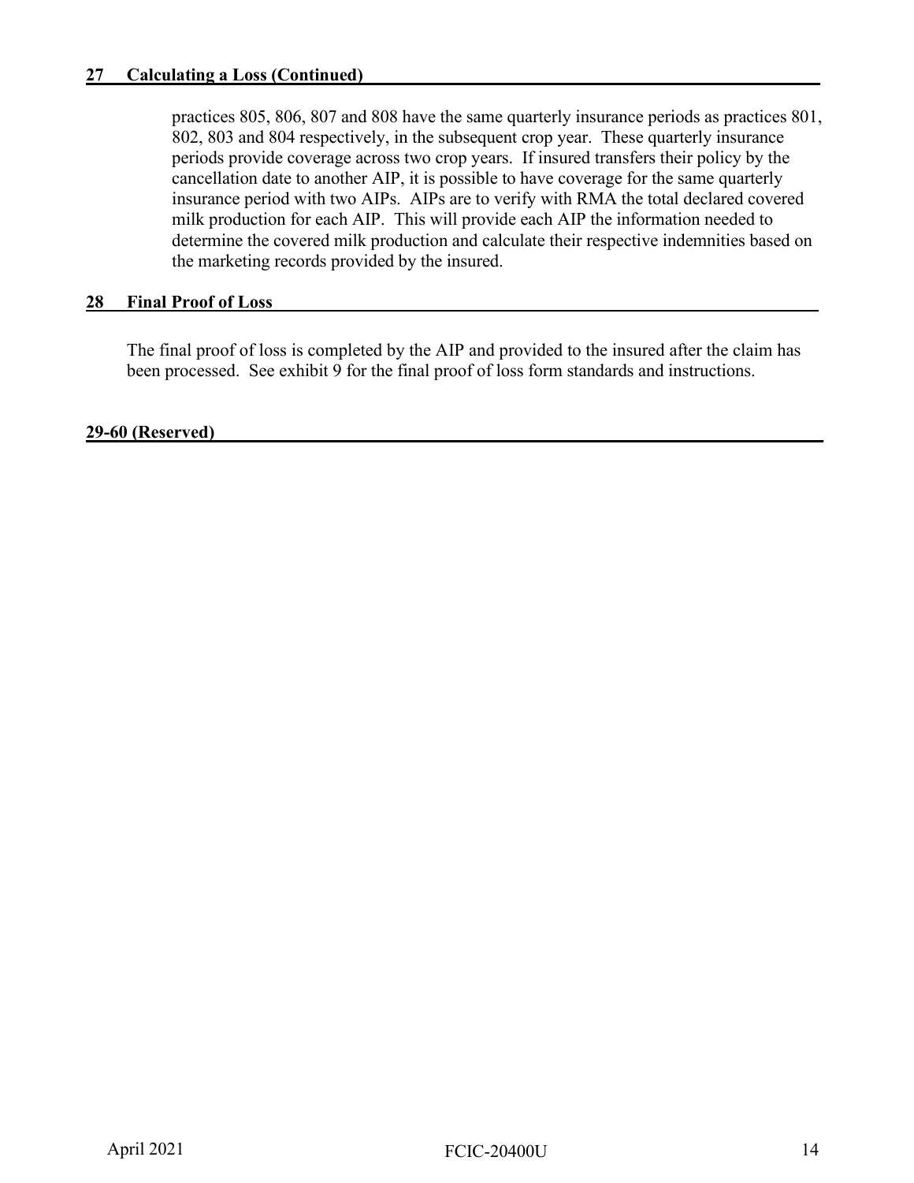## 27 Calculating a Loss (Continued)

practices 805, 806, 807 and 808 have the same quarterly insurance periods as practices 801, 802, 803 and 804 respectively, in the subsequent crop year. These quarterly insurance periods provide coverage across two crop years. If insured transfers their policy by the cancellation date to another AIP, it is possible to have coverage for the same quarterly insurance period with two AIPs. AIPs are to verify with RMA the total declared covered milk production for each AIP. This will provide each AIP the information needed to determine the covered milk production and calculate their respective indemnities based on the marketing records provided by the insured.

## 28 Final Proof of Loss

The final proof of loss is completed by the AIP and provided to the insured after the claim has been processed. See exhibit 9 for the final proof of loss form standards and instructions.

## 29-60 (Reserved)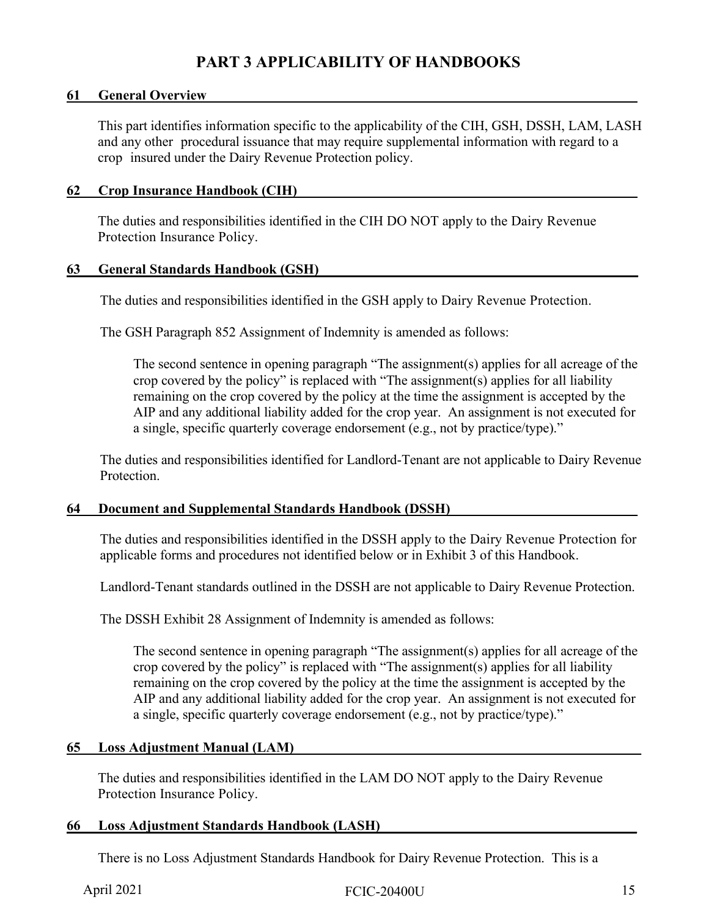# PART 3 APPLICABILITY OF HANDBOOKS

## 61 General Overview

This part identifies information specific to the applicability of the CIH, GSH, DSSH, LAM, LASH and any other procedural issuance that may require supplemental information with regard to a crop insured under the Dairy Revenue Protection policy.

## 62 Crop Insurance Handbook (CIH)

The duties and responsibilities identified in the CIH DO NOT apply to the Dairy Revenue Protection Insurance Policy.

## 63 General Standards Handbook (GSH)

The duties and responsibilities identified in the GSH apply to Dairy Revenue Protection.

The GSH Paragraph 852 Assignment of Indemnity is amended as follows:

> The second sentence in opening paragraph "The assignment(s) applies for all acreage of the crop covered by the policy" is replaced with "The assignment(s) applies for all liability remaining on the crop covered by the policy at the time the assignment is accepted by the AIP and any additional liability added for the crop year. An assignment is not executed for a single, specific quarterly coverage endorsement (e.g., not by practice/type)."

The duties and responsibilities identified for Landlord-Tenant are not applicable to Dairy Revenue Protection.

## 64 Document and Supplemental Standards Handbook (DSSH)

The duties and responsibilities identified in the DSSH apply to the Dairy Revenue Protection for applicable forms and procedures not identified below or in Exhibit 3 of this Handbook.

Landlord-Tenant standards outlined in the DSSH are not applicable to Dairy Revenue Protection.

The DSSH Exhibit 28 Assignment of Indemnity is amended as follows:

> The second sentence in opening paragraph "The assignment(s) applies for all acreage of the crop covered by the policy" is replaced with "The assignment(s) applies for all liability remaining on the crop covered by the policy at the time the assignment is accepted by the AIP and any additional liability added for the crop year. An assignment is not executed for a single, specific quarterly coverage endorsement (e.g., not by practice/type)."

## 65 Loss Adjustment Manual (LAM)

The duties and responsibilities identified in the LAM DO NOT apply to the Dairy Revenue Protection Insurance Policy.

## 66 Loss Adjustment Standards Handbook (LASH)

There is no Loss Adjustment Standards Handbook for Dairy Revenue Protection. This is a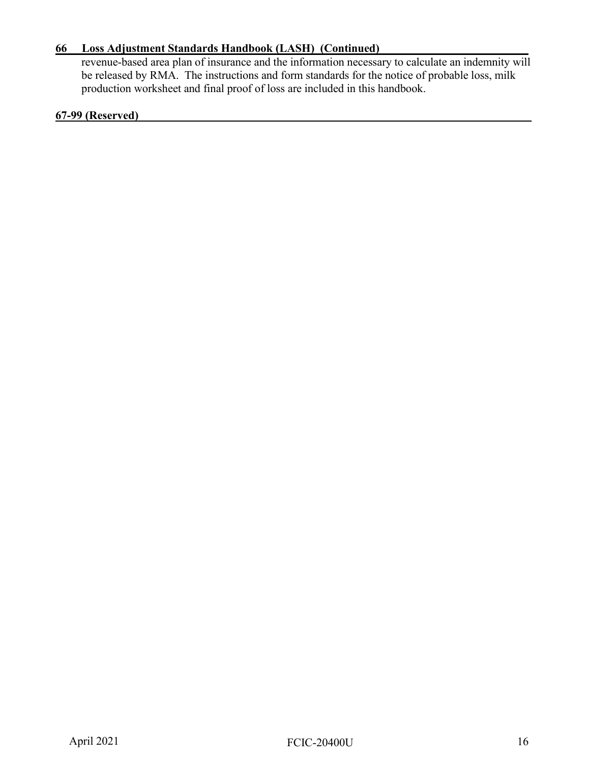## 66 Loss Adjustment Standards Handbook (LASH) (Continued)

revenue-based area plan of insurance and the information necessary to calculate an indemnity will be released by RMA. The instructions and form standards for the notice of probable loss, milk production worksheet and final proof of loss are included in this handbook.

## 67-99 (Reserved)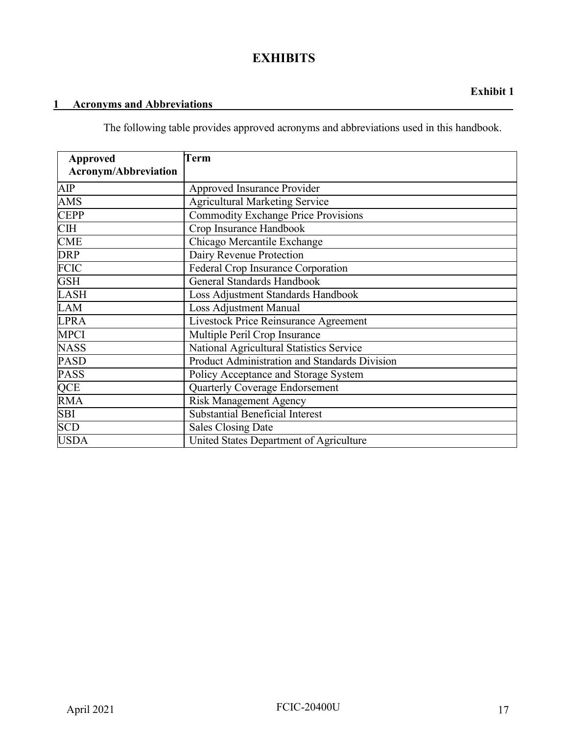# EXHIBITS

**Exhibit 1**

## 1 Acronyms and Abbreviations

The following table provides approved acronyms and abbreviations used in this handbook.

| Approved Acronym/Abbreviation | Term |
|---|---|
| AIP | Approved Insurance Provider |
| AMS | Agricultural Marketing Service |
| CEPP | Commodity Exchange Price Provisions |
| CIH | Crop Insurance Handbook |
| CME | Chicago Mercantile Exchange |
| DRP | Dairy Revenue Protection |
| FCIC | Federal Crop Insurance Corporation |
| GSH | General Standards Handbook |
| LASH | Loss Adjustment Standards Handbook |
| LAM | Loss Adjustment Manual |
| LPRA | Livestock Price Reinsurance Agreement |
| MPCI | Multiple Peril Crop Insurance |
| NASS | National Agricultural Statistics Service |
| PASD | Product Administration and Standards Division |
| PASS | Policy Acceptance and Storage System |
| QCE | Quarterly Coverage Endorsement |
| RMA | Risk Management Agency |
| SBI | Substantial Beneficial Interest |
| SCD | Sales Closing Date |
| USDA | United States Department of Agriculture |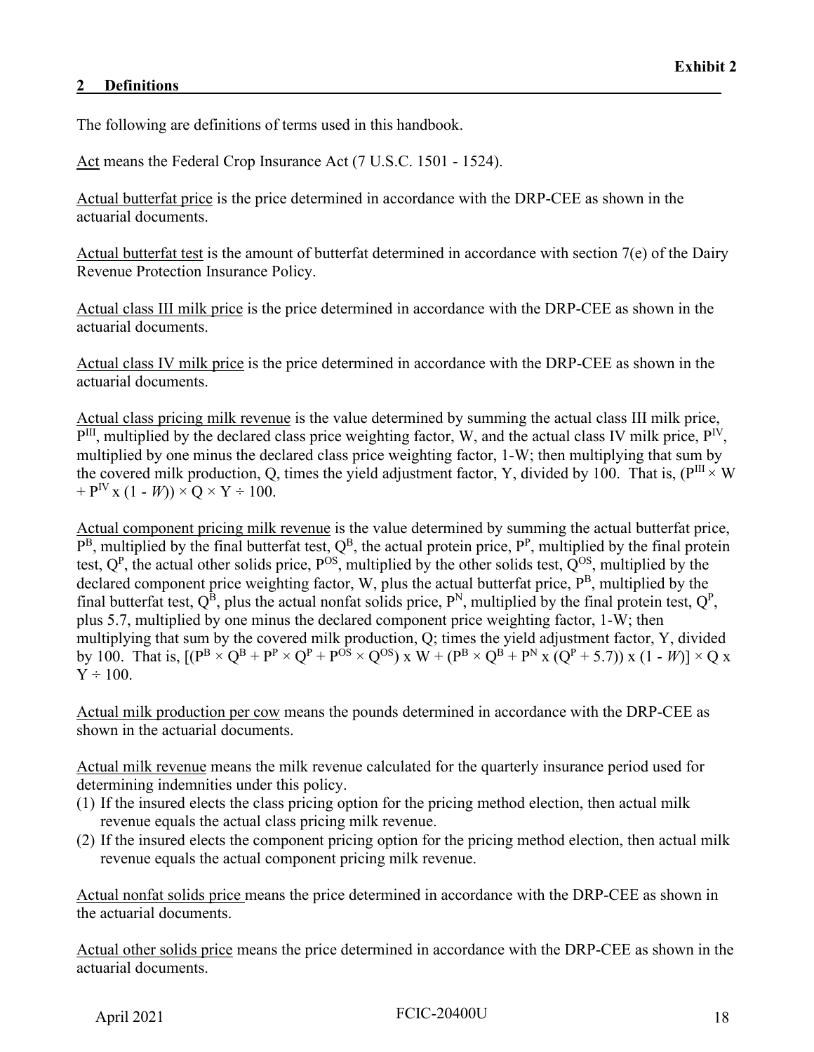**Exhibit 2**

## 2 Definitions

The following are definitions of terms used in this handbook.

Act means the Federal Crop Insurance Act (7 U.S.C. 1501 - 1524).

Actual butterfat price is the price determined in accordance with the DRP-CEE as shown in the actuarial documents.

Actual butterfat test is the amount of butterfat determined in accordance with section 7(e) of the Dairy Revenue Protection Insurance Policy.

Actual class III milk price is the price determined in accordance with the DRP-CEE as shown in the actuarial documents.

Actual class IV milk price is the price determined in accordance with the DRP-CEE as shown in the actuarial documents.

Actual class pricing milk revenue is the value determined by summing the actual class III milk price, $P^{III}$, multiplied by the declared class price weighting factor, W, and the actual class IV milk price, $P^{IV}$, multiplied by one minus the declared class price weighting factor, 1-W; then multiplying that sum by the covered milk production, Q, times the yield adjustment factor, Y, divided by 100. That is, $(P^{III} \times W + P^{IV} \times (1 - W)) \times Q \times Y \div 100$.

Actual component pricing milk revenue is the value determined by summing the actual butterfat price, $P^B$, multiplied by the final butterfat test, $Q^B$, the actual protein price, $P^P$, multiplied by the final protein test, $Q^P$, the actual other solids price, $P^{OS}$, multiplied by the other solids test, $Q^{OS}$, multiplied by the declared component price weighting factor, W, plus the actual butterfat price, $P^B$, multiplied by the final butterfat test, $Q^B$, plus the actual nonfat solids price, $P^N$, multiplied by the final protein test, $Q^P$, plus 5.7, multiplied by one minus the declared component price weighting factor, 1-W; then multiplying that sum by the covered milk production, Q; times the yield adjustment factor, Y, divided by 100. That is, $[(P^B \times Q^B + P^P \times Q^P + P^{OS} \times Q^{OS}) \times W + (P^B \times Q^B + P^N \times (Q^P + 5.7)) \times (1 - W)] \times Q \times Y \div 100$.

Actual milk production per cow means the pounds determined in accordance with the DRP-CEE as shown in the actuarial documents.

Actual milk revenue means the milk revenue calculated for the quarterly insurance period used for determining indemnities under this policy.

(1) If the insured elects the class pricing option for the pricing method election, then actual milk revenue equals the actual class pricing milk revenue.
(2) If the insured elects the component pricing option for the pricing method election, then actual milk revenue equals the actual component pricing milk revenue.

Actual nonfat solids price means the price determined in accordance with the DRP-CEE as shown in the actuarial documents.

Actual other solids price means the price determined in accordance with the DRP-CEE as shown in the actuarial documents.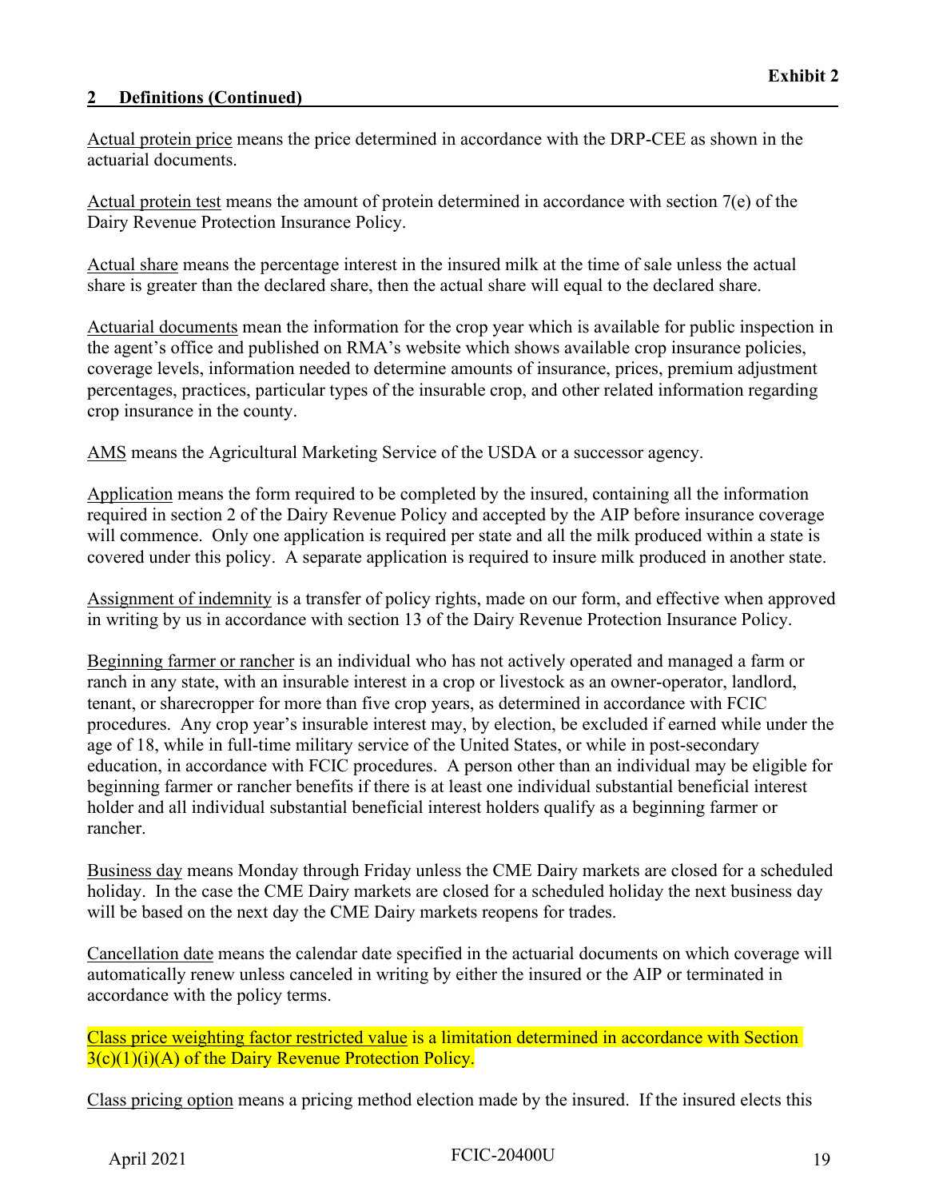## 2 Definitions (Continued)

Actual protein price means the price determined in accordance with the DRP-CEE as shown in the actuarial documents.

Actual protein test means the amount of protein determined in accordance with section 7(e) of the Dairy Revenue Protection Insurance Policy.

Actual share means the percentage interest in the insured milk at the time of sale unless the actual share is greater than the declared share, then the actual share will equal to the declared share.

Actuarial documents mean the information for the crop year which is available for public inspection in the agent's office and published on RMA's website which shows available crop insurance policies, coverage levels, information needed to determine amounts of insurance, prices, premium adjustment percentages, practices, particular types of the insurable crop, and other related information regarding crop insurance in the county.

AMS means the Agricultural Marketing Service of the USDA or a successor agency.

Application means the form required to be completed by the insured, containing all the information required in section 2 of the Dairy Revenue Policy and accepted by the AIP before insurance coverage will commence. Only one application is required per state and all the milk produced within a state is covered under this policy. A separate application is required to insure milk produced in another state.

Assignment of indemnity is a transfer of policy rights, made on our form, and effective when approved in writing by us in accordance with section 13 of the Dairy Revenue Protection Insurance Policy.

Beginning farmer or rancher is an individual who has not actively operated and managed a farm or ranch in any state, with an insurable interest in a crop or livestock as an owner-operator, landlord, tenant, or sharecropper for more than five crop years, as determined in accordance with FCIC procedures. Any crop year's insurable interest may, by election, be excluded if earned while under the age of 18, while in full-time military service of the United States, or while in post-secondary education, in accordance with FCIC procedures. A person other than an individual may be eligible for beginning farmer or rancher benefits if there is at least one individual substantial beneficial interest holder and all individual substantial beneficial interest holders qualify as a beginning farmer or rancher.

Business day means Monday through Friday unless the CME Dairy markets are closed for a scheduled holiday. In the case the CME Dairy markets are closed for a scheduled holiday the next business day will be based on the next day the CME Dairy markets reopens for trades.

Cancellation date means the calendar date specified in the actuarial documents on which coverage will automatically renew unless canceled in writing by either the insured or the AIP or terminated in accordance with the policy terms.

Class price weighting factor restricted value is a limitation determined in accordance with Section 3(c)(1)(i)(A) of the Dairy Revenue Protection Policy.

Class pricing option means a pricing method election made by the insured. If the insured elects this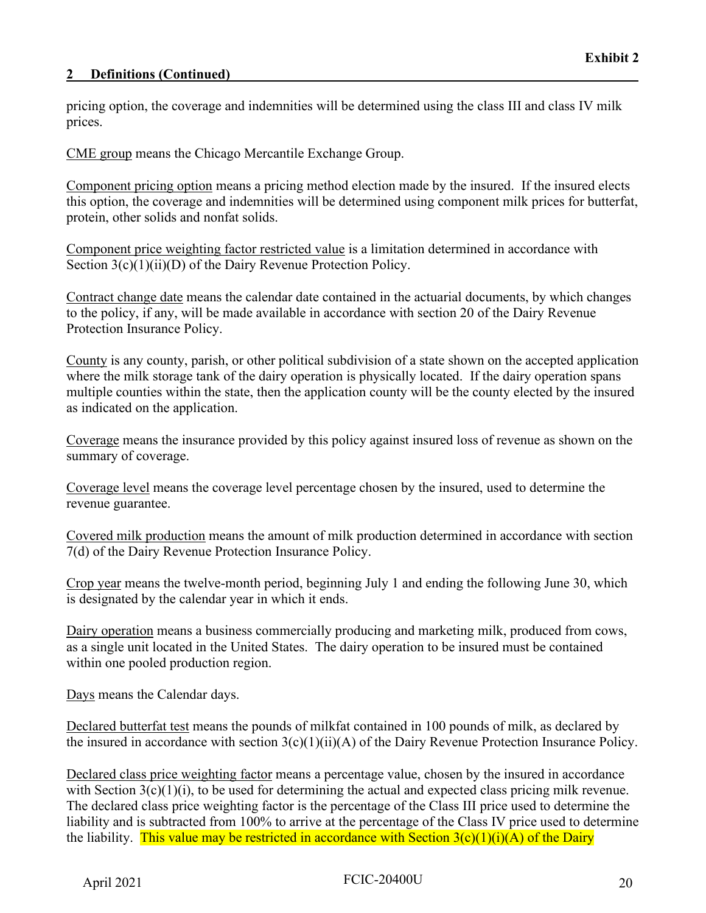## 2 Definitions (Continued)

pricing option, the coverage and indemnities will be determined using the class III and class IV milk prices.

CME group means the Chicago Mercantile Exchange Group.

Component pricing option means a pricing method election made by the insured. If the insured elects this option, the coverage and indemnities will be determined using component milk prices for butterfat, protein, other solids and nonfat solids.

Component price weighting factor restricted value is a limitation determined in accordance with Section 3(c)(1)(ii)(D) of the Dairy Revenue Protection Policy.

Contract change date means the calendar date contained in the actuarial documents, by which changes to the policy, if any, will be made available in accordance with section 20 of the Dairy Revenue Protection Insurance Policy.

County is any county, parish, or other political subdivision of a state shown on the accepted application where the milk storage tank of the dairy operation is physically located. If the dairy operation spans multiple counties within the state, then the application county will be the county elected by the insured as indicated on the application.

Coverage means the insurance provided by this policy against insured loss of revenue as shown on the summary of coverage.

Coverage level means the coverage level percentage chosen by the insured, used to determine the revenue guarantee.

Covered milk production means the amount of milk production determined in accordance with section 7(d) of the Dairy Revenue Protection Insurance Policy.

Crop year means the twelve-month period, beginning July 1 and ending the following June 30, which is designated by the calendar year in which it ends.

Dairy operation means a business commercially producing and marketing milk, produced from cows, as a single unit located in the United States. The dairy operation to be insured must be contained within one pooled production region.

Days means the Calendar days.

Declared butterfat test means the pounds of milkfat contained in 100 pounds of milk, as declared by the insured in accordance with section 3(c)(1)(ii)(A) of the Dairy Revenue Protection Insurance Policy.

Declared class price weighting factor means a percentage value, chosen by the insured in accordance with Section 3(c)(1)(i), to be used for determining the actual and expected class pricing milk revenue. The declared class price weighting factor is the percentage of the Class III price used to determine the liability and is subtracted from 100% to arrive at the percentage of the Class IV price used to determine the liability. This value may be restricted in accordance with Section 3(c)(1)(i)(A) of the Dairy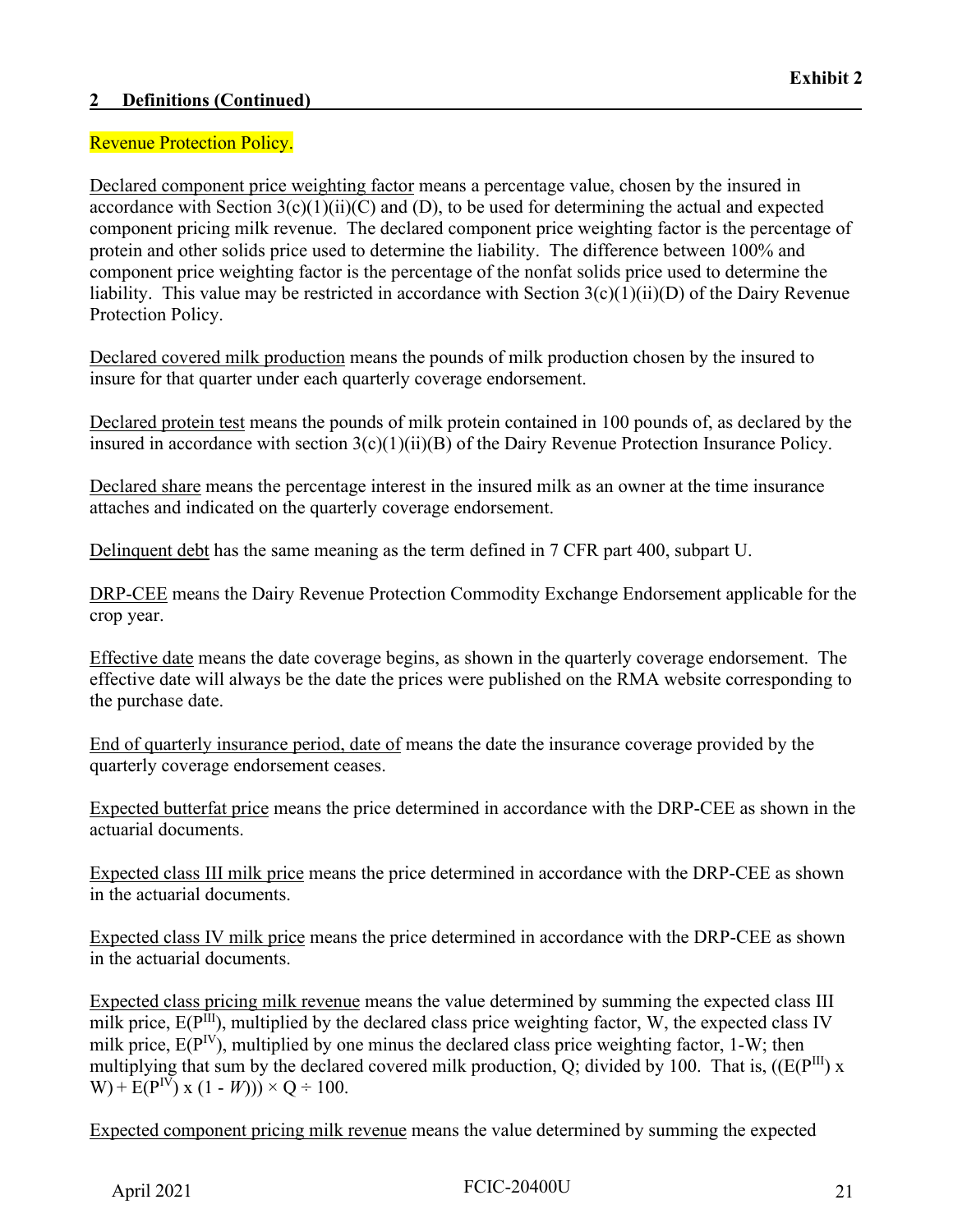**Exhibit 2**

## 2 Definitions (Continued)

Revenue Protection Policy.

Declared component price weighting factor means a percentage value, chosen by the insured in accordance with Section 3(c)(1)(ii)(C) and (D), to be used for determining the actual and expected component pricing milk revenue. The declared component price weighting factor is the percentage of protein and other solids price used to determine the liability. The difference between 100% and component price weighting factor is the percentage of the nonfat solids price used to determine the liability. This value may be restricted in accordance with Section 3(c)(1)(ii)(D) of the Dairy Revenue Protection Policy.

Declared covered milk production means the pounds of milk production chosen by the insured to insure for that quarter under each quarterly coverage endorsement.

Declared protein test means the pounds of milk protein contained in 100 pounds of, as declared by the insured in accordance with section 3(c)(1)(ii)(B) of the Dairy Revenue Protection Insurance Policy.

Declared share means the percentage interest in the insured milk as an owner at the time insurance attaches and indicated on the quarterly coverage endorsement.

Delinquent debt has the same meaning as the term defined in 7 CFR part 400, subpart U.

DRP-CEE means the Dairy Revenue Protection Commodity Exchange Endorsement applicable for the crop year.

Effective date means the date coverage begins, as shown in the quarterly coverage endorsement. The effective date will always be the date the prices were published on the RMA website corresponding to the purchase date.

End of quarterly insurance period, date of means the date the insurance coverage provided by the quarterly coverage endorsement ceases.

Expected butterfat price means the price determined in accordance with the DRP-CEE as shown in the actuarial documents.

Expected class III milk price means the price determined in accordance with the DRP-CEE as shown in the actuarial documents.

Expected class IV milk price means the price determined in accordance with the DRP-CEE as shown in the actuarial documents.

Expected class pricing milk revenue means the value determined by summing the expected class III milk price, $E(P^{III})$, multiplied by the declared class price weighting factor, W, the expected class IV milk price, $E(P^{IV})$, multiplied by one minus the declared class price weighting factor, 1-W; then multiplying that sum by the declared covered milk production, Q; divided by 100. That is, $((E(P^{III}) \times W) + E(P^{IV}) \times (1 - W))) \times Q \div 100$.

Expected component pricing milk revenue means the value determined by summing the expected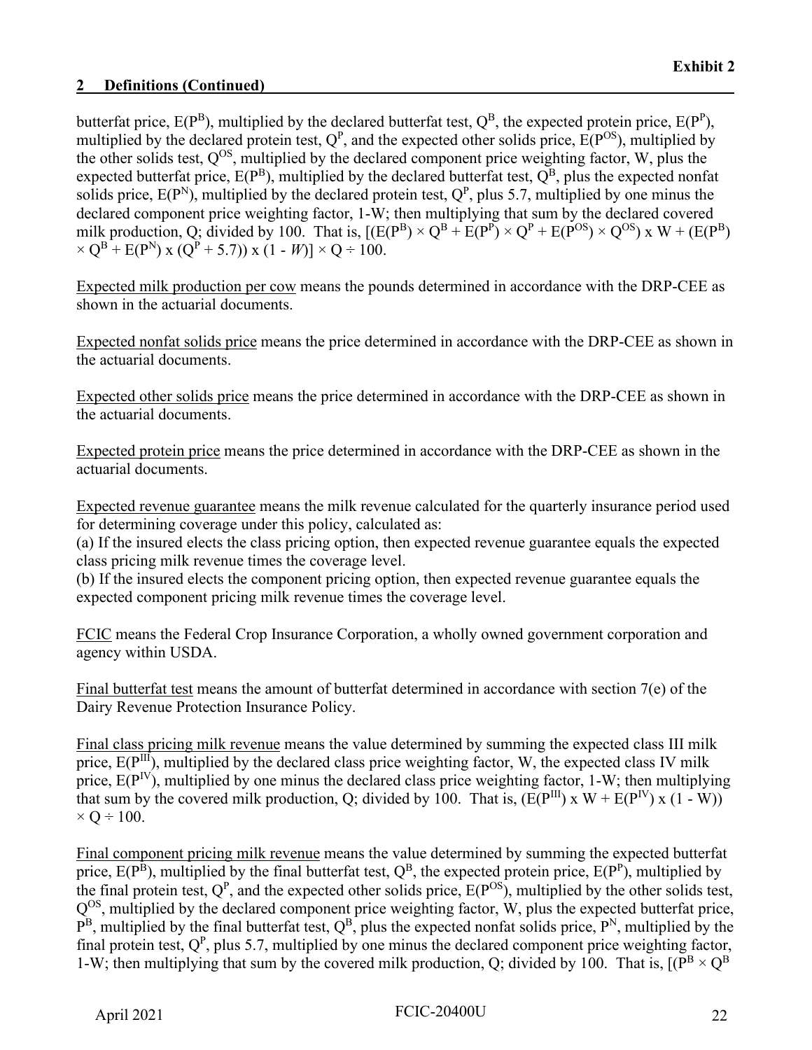**Exhibit 2**

## 2 Definitions (Continued)

butterfat price, $E(P^B)$, multiplied by the declared butterfat test, $Q^B$, the expected protein price, $E(P^P)$, multiplied by the declared protein test, $Q^P$, and the expected other solids price, $E(P^{OS})$, multiplied by the other solids test, $Q^{OS}$, multiplied by the declared component price weighting factor, W, plus the expected butterfat price, $E(P^B)$, multiplied by the declared butterfat test, $Q^B$, plus the expected nonfat solids price, $E(P^N)$, multiplied by the declared protein test, $Q^P$, plus 5.7, multiplied by one minus the declared component price weighting factor, 1-W; then multiplying that sum by the declared covered milk production, Q; divided by 100. That is, $[(E(P^B) \times Q^B + E(P^P) \times Q^P + E(P^{OS}) \times Q^{OS}) \times W + (E(P^B) \times Q^B + E(P^N) \times (Q^P + 5.7)) \times (1 - W)] \times Q \div 100$.

<u>Expected milk production per cow</u> means the pounds determined in accordance with the DRP-CEE as shown in the actuarial documents.

<u>Expected nonfat solids price</u> means the price determined in accordance with the DRP-CEE as shown in the actuarial documents.

<u>Expected other solids price</u> means the price determined in accordance with the DRP-CEE as shown in the actuarial documents.

<u>Expected protein price</u> means the price determined in accordance with the DRP-CEE as shown in the actuarial documents.

<u>Expected revenue guarantee</u> means the milk revenue calculated for the quarterly insurance period used for determining coverage under this policy, calculated as:
(a) If the insured elects the class pricing option, then expected revenue guarantee equals the expected class pricing milk revenue times the coverage level.
(b) If the insured elects the component pricing option, then expected revenue guarantee equals the expected component pricing milk revenue times the coverage level.

<u>FCIC</u> means the Federal Crop Insurance Corporation, a wholly owned government corporation and agency within USDA.

<u>Final butterfat test</u> means the amount of butterfat determined in accordance with section 7(e) of the Dairy Revenue Protection Insurance Policy.

<u>Final class pricing milk revenue</u> means the value determined by summing the expected class III milk price, $E(P^{III})$, multiplied by the declared class price weighting factor, W, the expected class IV milk price, $E(P^{IV})$, multiplied by one minus the declared class price weighting factor, 1-W; then multiplying that sum by the covered milk production, Q; divided by 100. That is, $(E(P^{III}) \times W + E(P^{IV}) \times (1 - W)) \times Q \div 100$.

<u>Final component pricing milk revenue</u> means the value determined by summing the expected butterfat price, $E(P^B)$, multiplied by the final butterfat test, $Q^B$, the expected protein price, $E(P^P)$, multiplied by the final protein test, $Q^P$, and the expected other solids price, $E(P^{OS})$, multiplied by the other solids test, $Q^{OS}$, multiplied by the declared component price weighting factor, W, plus the expected butterfat price, $P^B$, multiplied by the final butterfat test, $Q^B$, plus the expected nonfat solids price, $P^N$, multiplied by the final protein test, $Q^P$, plus 5.7, multiplied by one minus the declared component price weighting factor, 1-W; then multiplying that sum by the covered milk production, Q; divided by 100. That is, $[(P^B \times Q^B$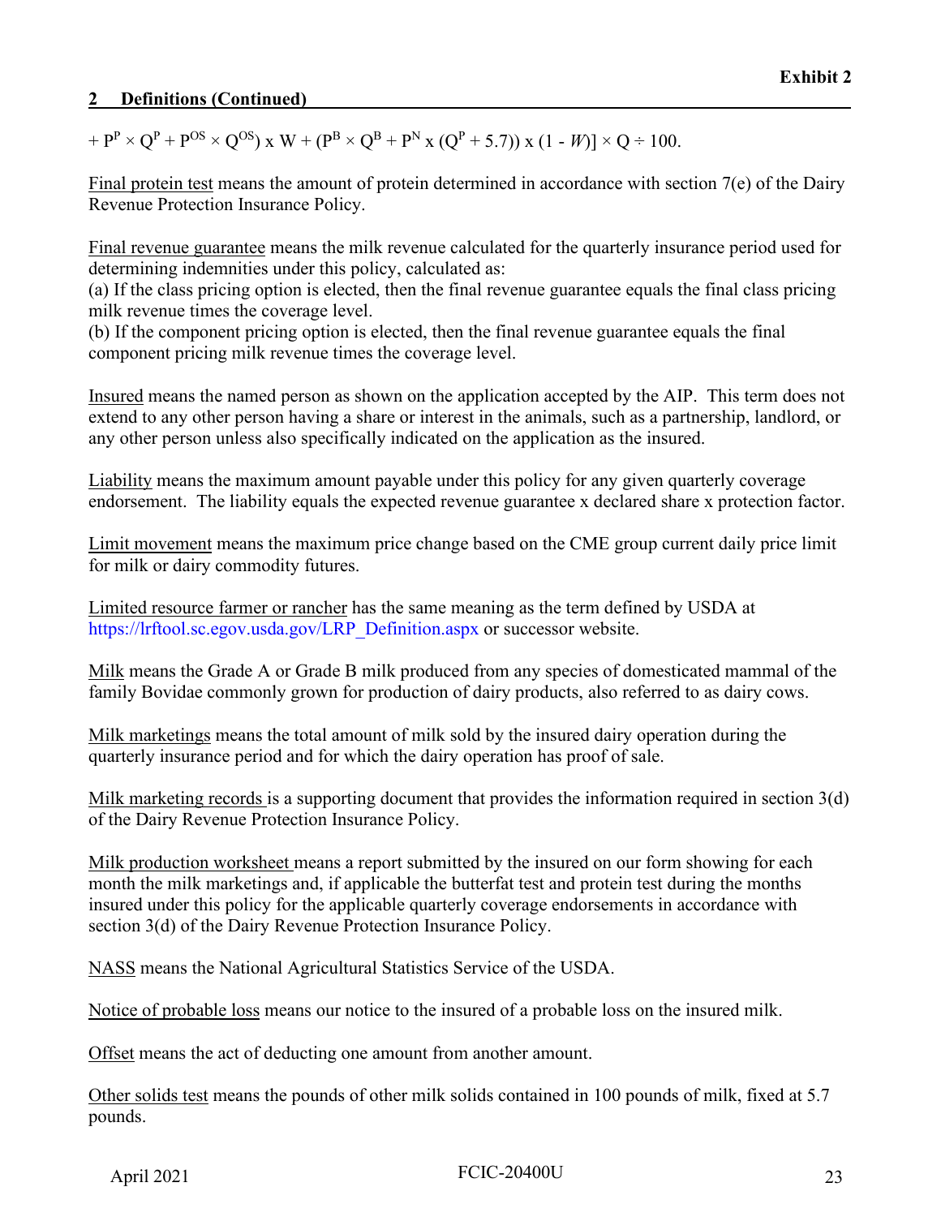## 2 Definitions (Continued)

$+ P^{P} \times Q^{P} + P^{OS} \times Q^{OS}) \times W + (P^{B} \times Q^{B} + P^{N} \times (Q^{P} + 5.7)) \times (1 - W)] \times Q \div 100.$

Final protein test means the amount of protein determined in accordance with section 7(e) of the Dairy Revenue Protection Insurance Policy.

Final revenue guarantee means the milk revenue calculated for the quarterly insurance period used for determining indemnities under this policy, calculated as:
(a) If the class pricing option is elected, then the final revenue guarantee equals the final class pricing milk revenue times the coverage level.
(b) If the component pricing option is elected, then the final revenue guarantee equals the final component pricing milk revenue times the coverage level.

Insured means the named person as shown on the application accepted by the AIP. This term does not extend to any other person having a share or interest in the animals, such as a partnership, landlord, or any other person unless also specifically indicated on the application as the insured.

Liability means the maximum amount payable under this policy for any given quarterly coverage endorsement. The liability equals the expected revenue guarantee x declared share x protection factor.

Limit movement means the maximum price change based on the CME group current daily price limit for milk or dairy commodity futures.

Limited resource farmer or rancher has the same meaning as the term defined by USDA at https://lrftool.sc.egov.usda.gov/LRP_Definition.aspx or successor website.

Milk means the Grade A or Grade B milk produced from any species of domesticated mammal of the family Bovidae commonly grown for production of dairy products, also referred to as dairy cows.

Milk marketings means the total amount of milk sold by the insured dairy operation during the quarterly insurance period and for which the dairy operation has proof of sale.

Milk marketing records is a supporting document that provides the information required in section 3(d) of the Dairy Revenue Protection Insurance Policy.

Milk production worksheet means a report submitted by the insured on our form showing for each month the milk marketings and, if applicable the butterfat test and protein test during the months insured under this policy for the applicable quarterly coverage endorsements in accordance with section 3(d) of the Dairy Revenue Protection Insurance Policy.

NASS means the National Agricultural Statistics Service of the USDA.

Notice of probable loss means our notice to the insured of a probable loss on the insured milk.

Offset means the act of deducting one amount from another amount.

Other solids test means the pounds of other milk solids contained in 100 pounds of milk, fixed at 5.7 pounds.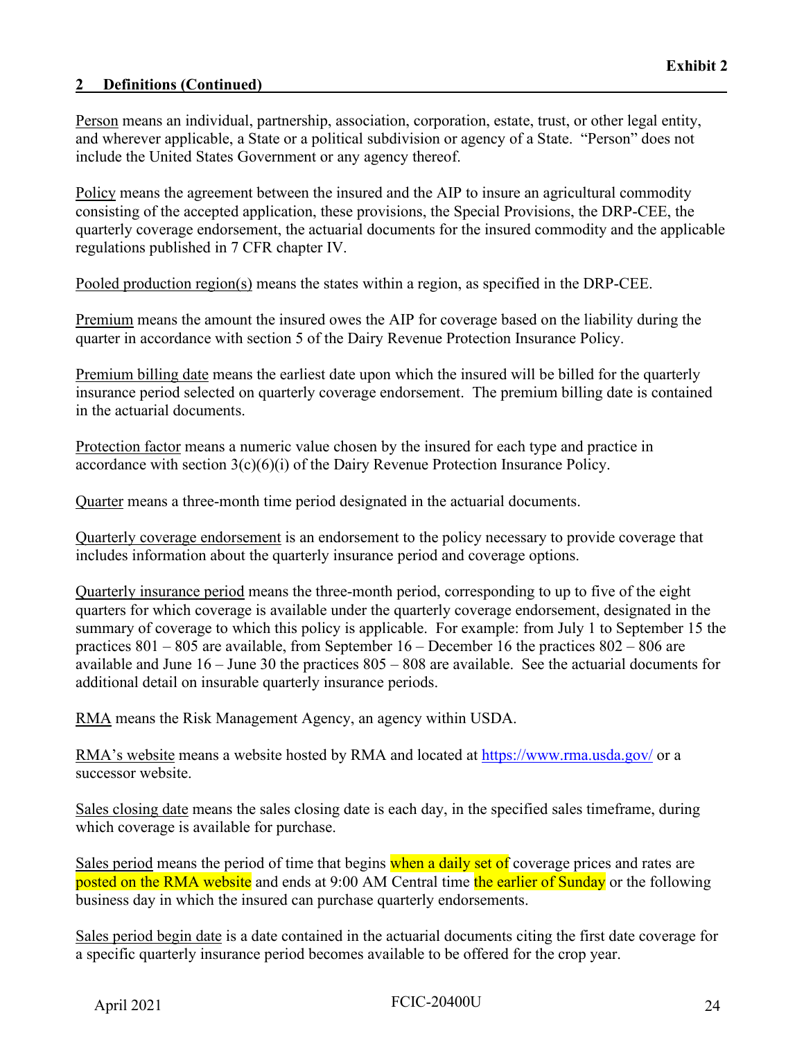## 2 Definitions (Continued)

Person means an individual, partnership, association, corporation, estate, trust, or other legal entity, and wherever applicable, a State or a political subdivision or agency of a State. "Person" does not include the United States Government or any agency thereof.

Policy means the agreement between the insured and the AIP to insure an agricultural commodity consisting of the accepted application, these provisions, the Special Provisions, the DRP-CEE, the quarterly coverage endorsement, the actuarial documents for the insured commodity and the applicable regulations published in 7 CFR chapter IV.

Pooled production region(s) means the states within a region, as specified in the DRP-CEE.

Premium means the amount the insured owes the AIP for coverage based on the liability during the quarter in accordance with section 5 of the Dairy Revenue Protection Insurance Policy.

Premium billing date means the earliest date upon which the insured will be billed for the quarterly insurance period selected on quarterly coverage endorsement. The premium billing date is contained in the actuarial documents.

Protection factor means a numeric value chosen by the insured for each type and practice in accordance with section 3(c)(6)(i) of the Dairy Revenue Protection Insurance Policy.

Quarter means a three-month time period designated in the actuarial documents.

Quarterly coverage endorsement is an endorsement to the policy necessary to provide coverage that includes information about the quarterly insurance period and coverage options.

Quarterly insurance period means the three-month period, corresponding to up to five of the eight quarters for which coverage is available under the quarterly coverage endorsement, designated in the summary of coverage to which this policy is applicable. For example: from July 1 to September 15 the practices 801 – 805 are available, from September 16 – December 16 the practices 802 – 806 are available and June 16 – June 30 the practices 805 – 808 are available. See the actuarial documents for additional detail on insurable quarterly insurance periods.

RMA means the Risk Management Agency, an agency within USDA.

RMA's website means a website hosted by RMA and located at https://www.rma.usda.gov/ or a successor website.

Sales closing date means the sales closing date is each day, in the specified sales timeframe, during which coverage is available for purchase.

Sales period means the period of time that begins when a daily set of coverage prices and rates are posted on the RMA website and ends at 9:00 AM Central time the earlier of Sunday or the following business day in which the insured can purchase quarterly endorsements.

Sales period begin date is a date contained in the actuarial documents citing the first date coverage for a specific quarterly insurance period becomes available to be offered for the crop year.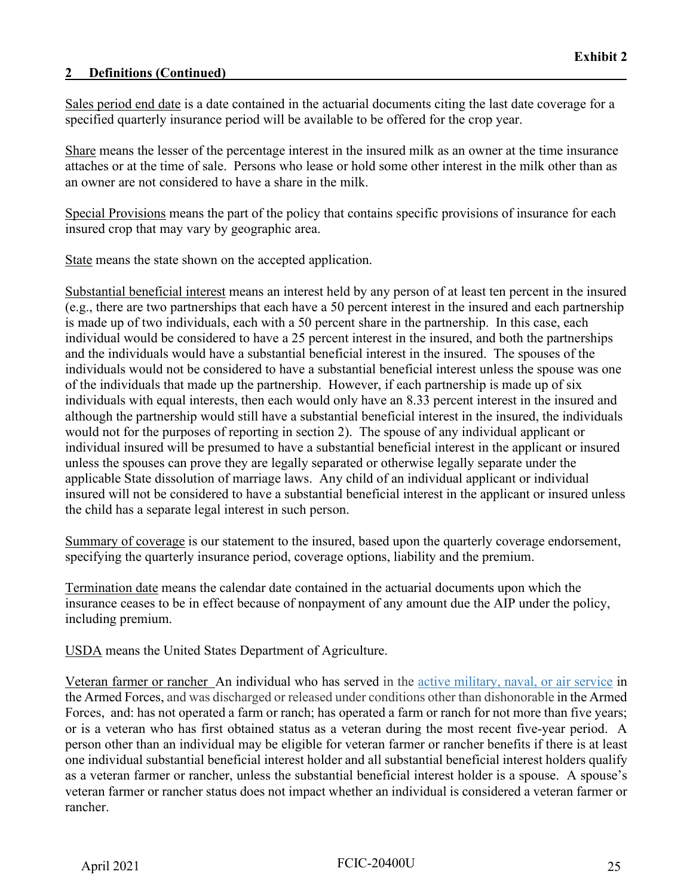## 2 Definitions (Continued)

Sales period end date is a date contained in the actuarial documents citing the last date coverage for a specified quarterly insurance period will be available to be offered for the crop year.

Share means the lesser of the percentage interest in the insured milk as an owner at the time insurance attaches or at the time of sale. Persons who lease or hold some other interest in the milk other than as an owner are not considered to have a share in the milk.

Special Provisions means the part of the policy that contains specific provisions of insurance for each insured crop that may vary by geographic area.

State means the state shown on the accepted application.

Substantial beneficial interest means an interest held by any person of at least ten percent in the insured (e.g., there are two partnerships that each have a 50 percent interest in the insured and each partnership is made up of two individuals, each with a 50 percent share in the partnership. In this case, each individual would be considered to have a 25 percent interest in the insured, and both the partnerships and the individuals would have a substantial beneficial interest in the insured. The spouses of the individuals would not be considered to have a substantial beneficial interest unless the spouse was one of the individuals that made up the partnership. However, if each partnership is made up of six individuals with equal interests, then each would only have an 8.33 percent interest in the insured and although the partnership would still have a substantial beneficial interest in the insured, the individuals would not for the purposes of reporting in section 2). The spouse of any individual applicant or individual insured will be presumed to have a substantial beneficial interest in the applicant or insured unless the spouses can prove they are legally separated or otherwise legally separate under the applicable State dissolution of marriage laws. Any child of an individual applicant or individual insured will not be considered to have a substantial beneficial interest in the applicant or insured unless the child has a separate legal interest in such person.

Summary of coverage is our statement to the insured, based upon the quarterly coverage endorsement, specifying the quarterly insurance period, coverage options, liability and the premium.

Termination date means the calendar date contained in the actuarial documents upon which the insurance ceases to be in effect because of nonpayment of any amount due the AIP under the policy, including premium.

USDA means the United States Department of Agriculture.

Veteran farmer or rancher An individual who has served in the active military, naval, or air service in the Armed Forces, and was discharged or released under conditions other than dishonorable in the Armed Forces, and: has not operated a farm or ranch; has operated a farm or ranch for not more than five years; or is a veteran who has first obtained status as a veteran during the most recent five-year period. A person other than an individual may be eligible for veteran farmer or rancher benefits if there is at least one individual substantial beneficial interest holder and all substantial beneficial interest holders qualify as a veteran farmer or rancher, unless the substantial beneficial interest holder is a spouse. A spouse's veteran farmer or rancher status does not impact whether an individual is considered a veteran farmer or rancher.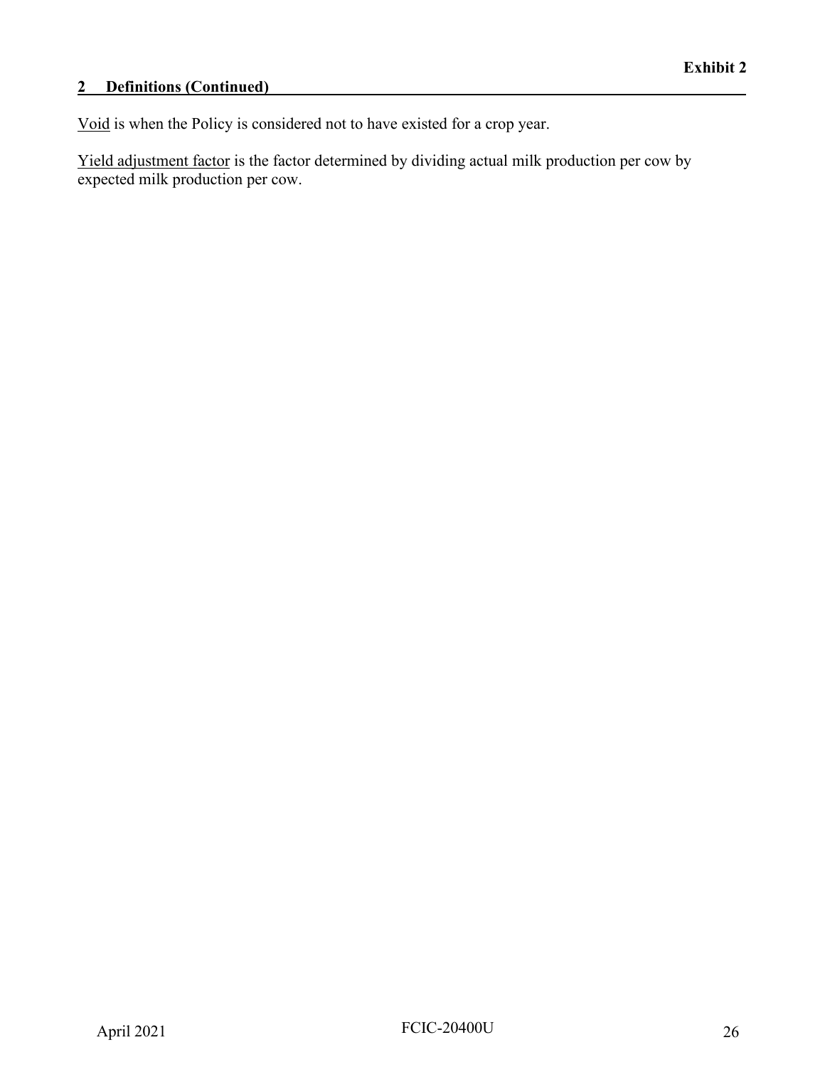## 2 Definitions (Continued)

Void is when the Policy is considered not to have existed for a crop year.

Yield adjustment factor is the factor determined by dividing actual milk production per cow by expected milk production per cow.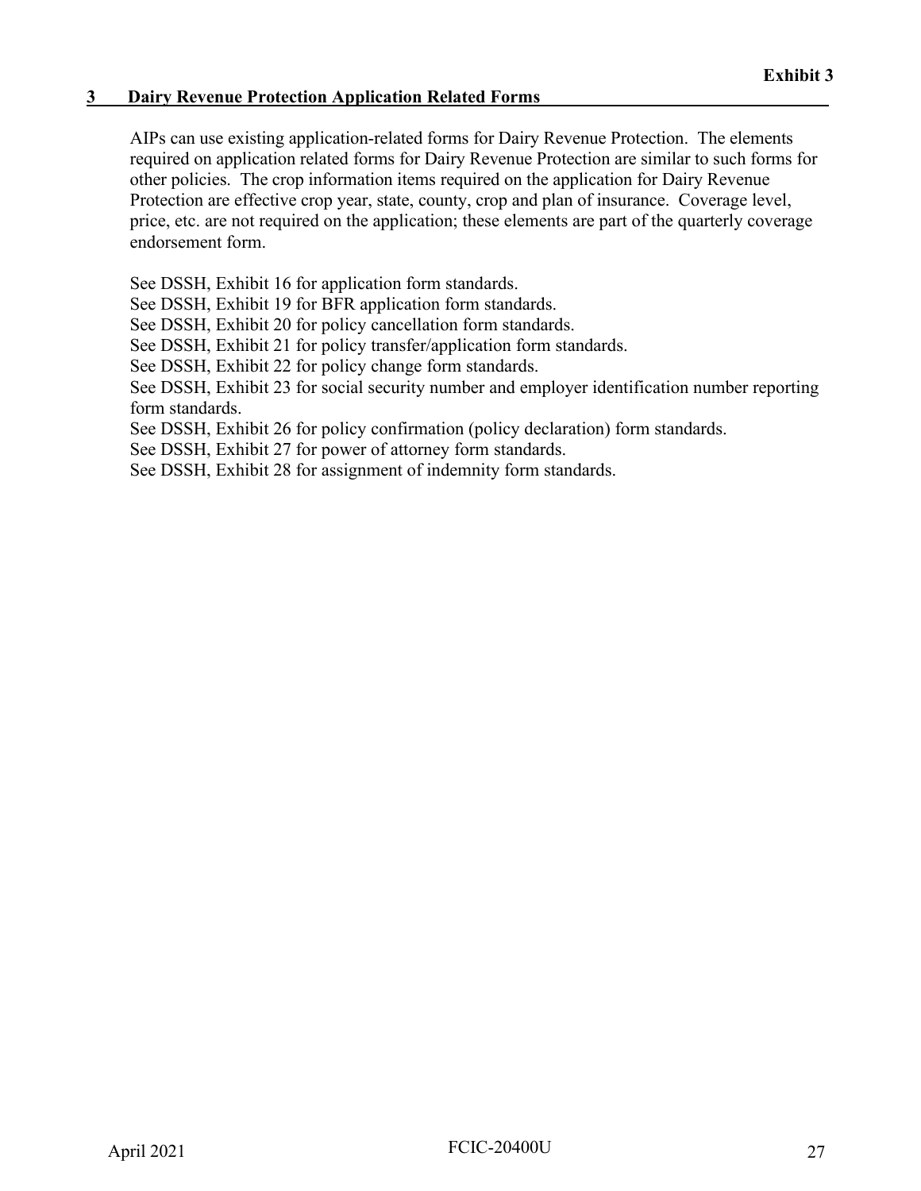**Exhibit 3**

## 3 Dairy Revenue Protection Application Related Forms

AIPs can use existing application-related forms for Dairy Revenue Protection. The elements required on application related forms for Dairy Revenue Protection are similar to such forms for other policies. The crop information items required on the application for Dairy Revenue Protection are effective crop year, state, county, crop and plan of insurance. Coverage level, price, etc. are not required on the application; these elements are part of the quarterly coverage endorsement form.

See DSSH, Exhibit 16 for application form standards.
See DSSH, Exhibit 19 for BFR application form standards.
See DSSH, Exhibit 20 for policy cancellation form standards.
See DSSH, Exhibit 21 for policy transfer/application form standards.
See DSSH, Exhibit 22 for policy change form standards.
See DSSH, Exhibit 23 for social security number and employer identification number reporting form standards.
See DSSH, Exhibit 26 for policy confirmation (policy declaration) form standards.
See DSSH, Exhibit 27 for power of attorney form standards.
See DSSH, Exhibit 28 for assignment of indemnity form standards.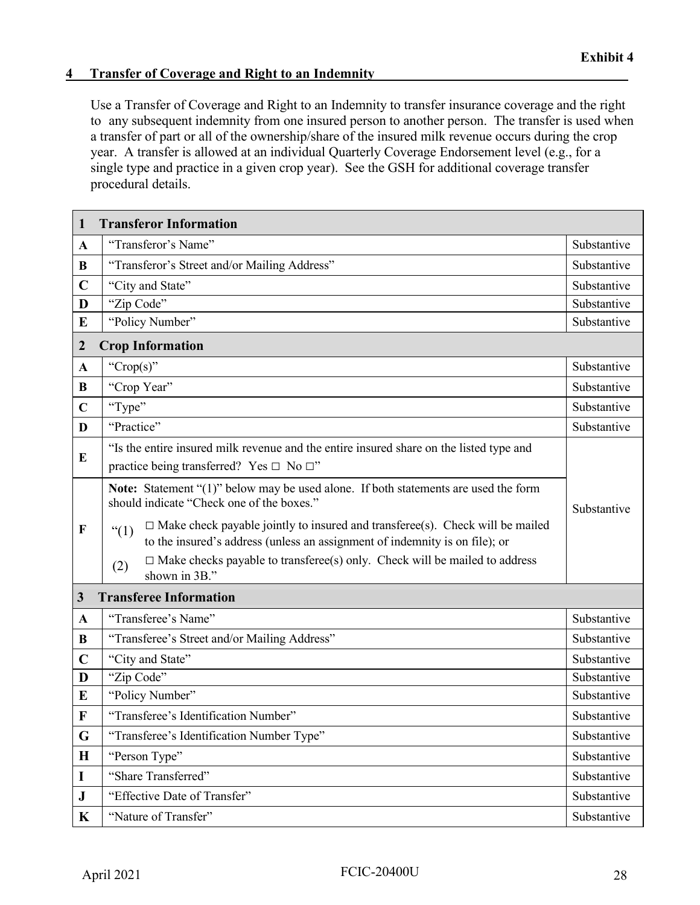**Exhibit 4**

## 4 Transfer of Coverage and Right to an Indemnity

Use a Transfer of Coverage and Right to an Indemnity to transfer insurance coverage and the right to any subsequent indemnity from one insured person to another person. The transfer is used when a transfer of part or all of the ownership/share of the insured milk revenue occurs during the crop year. A transfer is allowed at an individual Quarterly Coverage Endorsement level (e.g., for a single type and practice in a given crop year). See the GSH for additional coverage transfer procedural details.

| **1** | **Transferor Information** | |
|---|---|---|
| **A** | "Transferor's Name" | Substantive |
| **B** | "Transferor's Street and/or Mailing Address" | Substantive |
| **C** | "City and State" | Substantive |
| **D** | "Zip Code" | Substantive |
| **E** | "Policy Number" | Substantive |
| **2** | **Crop Information** | |
| **A** | "Crop(s)" | Substantive |
| **B** | "Crop Year" | Substantive |
| **C** | "Type" | Substantive |
| **D** | "Practice" | Substantive |
| **E** | "Is the entire insured milk revenue and the entire insured share on the listed type and practice being transferred? Yes □ No □" | Substantive |
| **F** | **Note:** Statement "(1)" below may be used alone. If both statements are used the form should indicate "Check one of the boxes." "(1) □ Make check payable jointly to insured and transferee(s). Check will be mailed to the insured's address (unless an assignment of indemnity is on file); or (2) □ Make checks payable to transferee(s) only. Check will be mailed to address shown in 3B." | |
| **3** | **Transferee Information** | |
| **A** | "Transferee's Name" | Substantive |
| **B** | "Transferee's Street and/or Mailing Address" | Substantive |
| **C** | "City and State" | Substantive |
| **D** | "Zip Code" | Substantive |
| **E** | "Policy Number" | Substantive |
| **F** | "Transferee's Identification Number" | Substantive |
| **G** | "Transferee's Identification Number Type" | Substantive |
| **H** | "Person Type" | Substantive |
| **I** | "Share Transferred" | Substantive |
| **J** | "Effective Date of Transfer" | Substantive |
| **K** | "Nature of Transfer" | Substantive |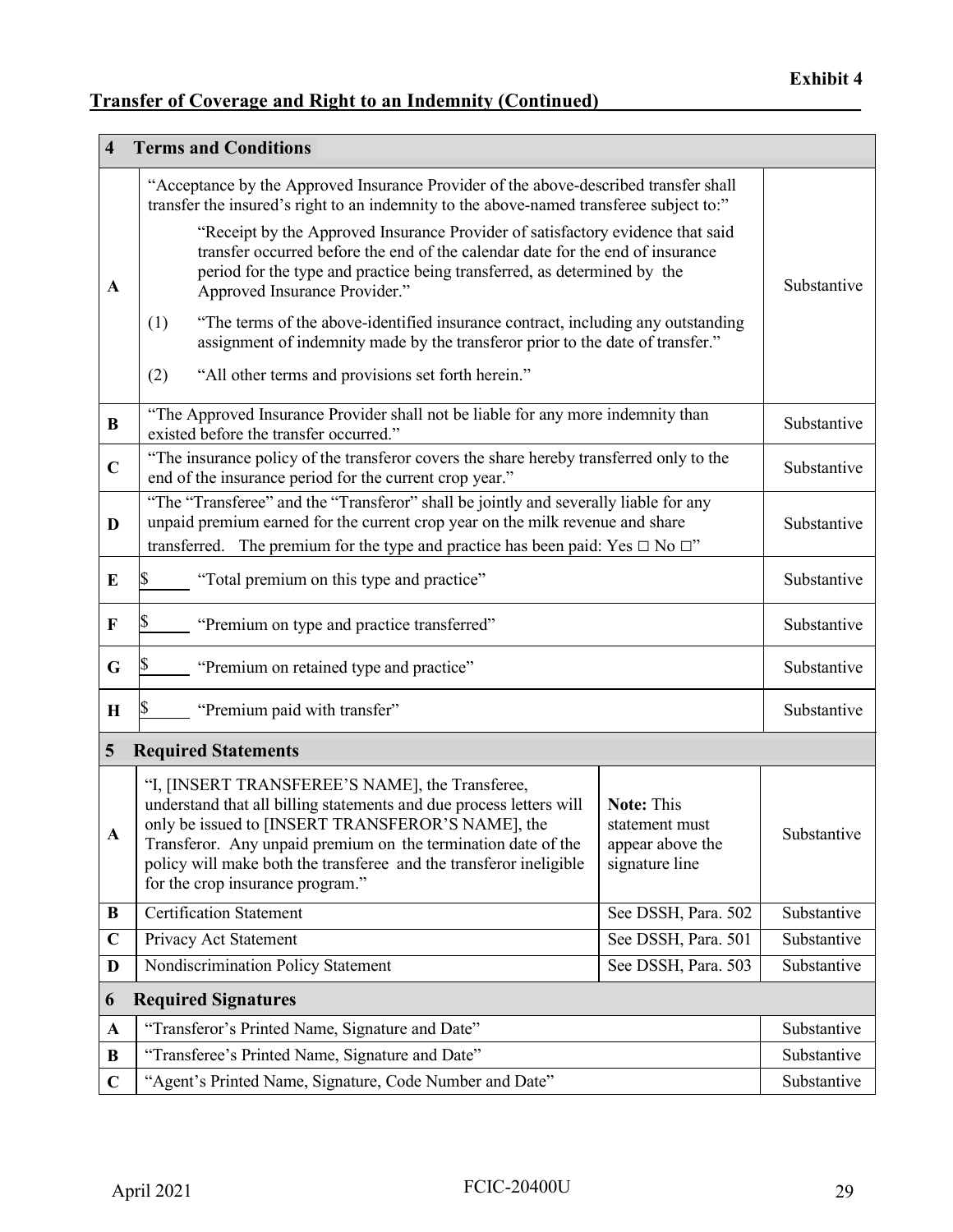**Exhibit 4**

## Transfer of Coverage and Right to an Indemnity (Continued)

| | | | |
|---|---|---|---|
| **4** | **Terms and Conditions** | | |
| **A** | "Acceptance by the Approved Insurance Provider of the above-described transfer shall transfer the insured's right to an indemnity to the above-named transferee subject to:"<br><br>"Receipt by the Approved Insurance Provider of satisfactory evidence that said transfer occurred before the end of the calendar date for the end of insurance period for the type and practice being transferred, as determined by the Approved Insurance Provider."<br><br>(1) "The terms of the above-identified insurance contract, including any outstanding assignment of indemnity made by the transferor prior to the date of transfer."<br><br>(2) "All other terms and provisions set forth herein." | | Substantive |
| **B** | "The Approved Insurance Provider shall not be liable for any more indemnity than existed before the transfer occurred." | | Substantive |
| **C** | "The insurance policy of the transferor covers the share hereby transferred only to the end of the insurance period for the current crop year." | | Substantive |
| **D** | "The "Transferee" and the "Transferor" shall be jointly and severally liable for any unpaid premium earned for the current crop year on the milk revenue and share transferred. The premium for the type and practice has been paid: Yes □ No □" | | Substantive |
| **E** | $_____ "Total premium on this type and practice" | | Substantive |
| **F** | $_____ "Premium on type and practice transferred" | | Substantive |
| **G** | $_____ "Premium on retained type and practice" | | Substantive |
| **H** | $_____ "Premium paid with transfer" | | Substantive |
| **5** | **Required Statements** | | |
| **A** | "I, [INSERT TRANSFEREE'S NAME], the Transferee, understand that all billing statements and due process letters will only be issued to [INSERT TRANSFEROR'S NAME], the Transferor. Any unpaid premium on the termination date of the policy will make both the transferee and the transferor ineligible for the crop insurance program." | **Note:** This statement must appear above the signature line | Substantive |
| **B** | Certification Statement | See DSSH, Para. 502 | Substantive |
| **C** | Privacy Act Statement | See DSSH, Para. 501 | Substantive |
| **D** | Nondiscrimination Policy Statement | See DSSH, Para. 503 | Substantive |
| **6** | **Required Signatures** | | |
| **A** | "Transferor's Printed Name, Signature and Date" | | Substantive |
| **B** | "Transferee's Printed Name, Signature and Date" | | Substantive |
| **C** | "Agent's Printed Name, Signature, Code Number and Date" | | Substantive |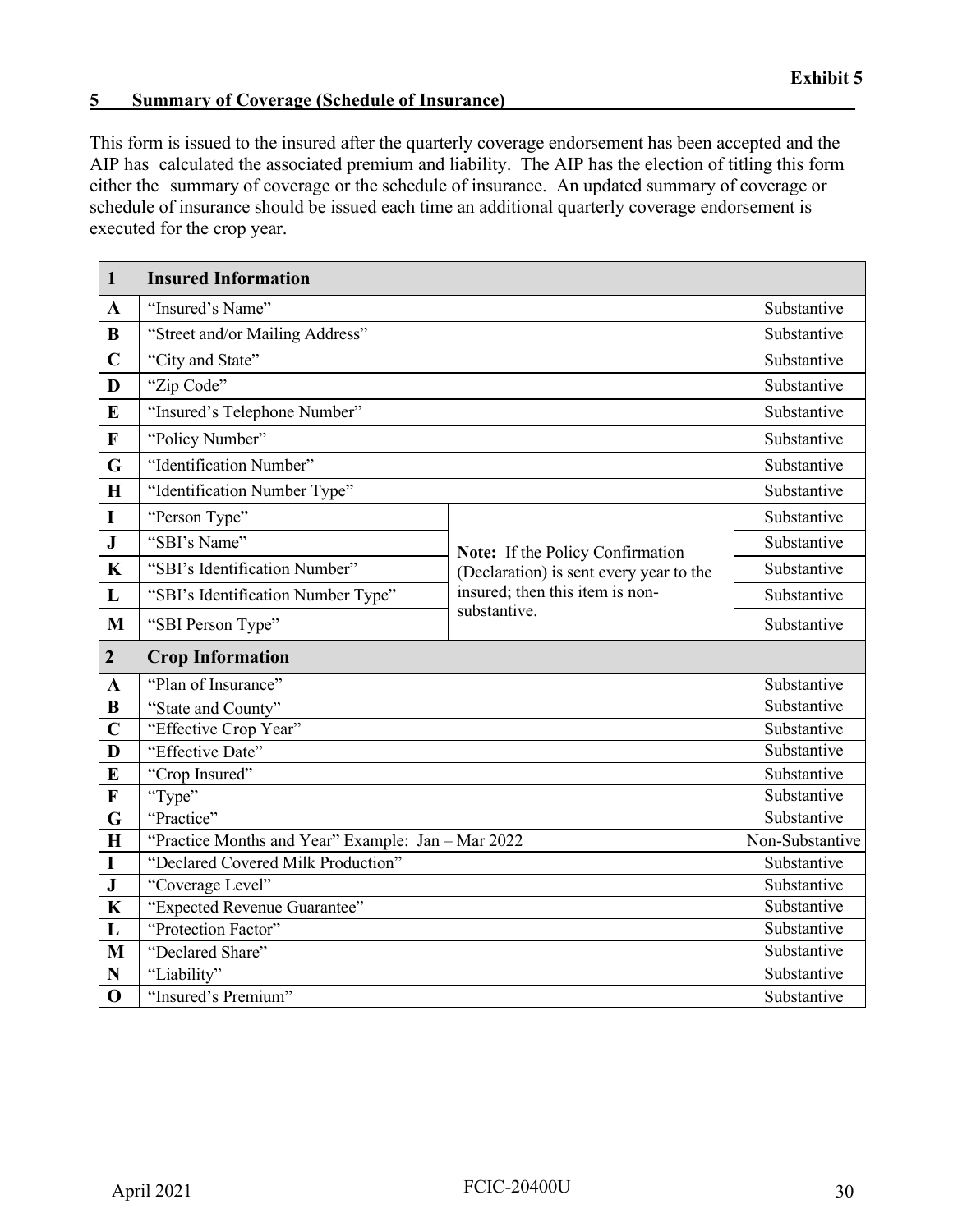**Exhibit 5**

## 5 Summary of Coverage (Schedule of Insurance)

This form is issued to the insured after the quarterly coverage endorsement has been accepted and the AIP has calculated the associated premium and liability. The AIP has the election of titling this form either the summary of coverage or the schedule of insurance. An updated summary of coverage or schedule of insurance should be issued each time an additional quarterly coverage endorsement is executed for the crop year.

| 1 | Insured Information | | |
|---|---|---|---|
| A | "Insured's Name" | | Substantive |
| B | "Street and/or Mailing Address" | | Substantive |
| C | "City and State" | | Substantive |
| D | "Zip Code" | | Substantive |
| E | "Insured's Telephone Number" | | Substantive |
| F | "Policy Number" | | Substantive |
| G | "Identification Number" | | Substantive |
| H | "Identification Number Type" | | Substantive |
| I | "Person Type" | **Note:** If the Policy Confirmation (Declaration) is sent every year to the insured; then this item is non-substantive. | Substantive |
| J | "SBI's Name" | | Substantive |
| K | "SBI's Identification Number" | | Substantive |
| L | "SBI's Identification Number Type" | | Substantive |
| M | "SBI Person Type" | | Substantive |
| **2** | **Crop Information** | | |
| A | "Plan of Insurance" | | Substantive |
| B | "State and County" | | Substantive |
| C | "Effective Crop Year" | | Substantive |
| D | "Effective Date" | | Substantive |
| E | "Crop Insured" | | Substantive |
| F | "Type" | | Substantive |
| G | "Practice" | | Substantive |
| H | "Practice Months and Year" Example: Jan – Mar 2022 | | Non-Substantive |
| I | "Declared Covered Milk Production" | | Substantive |
| J | "Coverage Level" | | Substantive |
| K | "Expected Revenue Guarantee" | | Substantive |
| L | "Protection Factor" | | Substantive |
| M | "Declared Share" | | Substantive |
| N | "Liability" | | Substantive |
| O | "Insured's Premium" | | Substantive |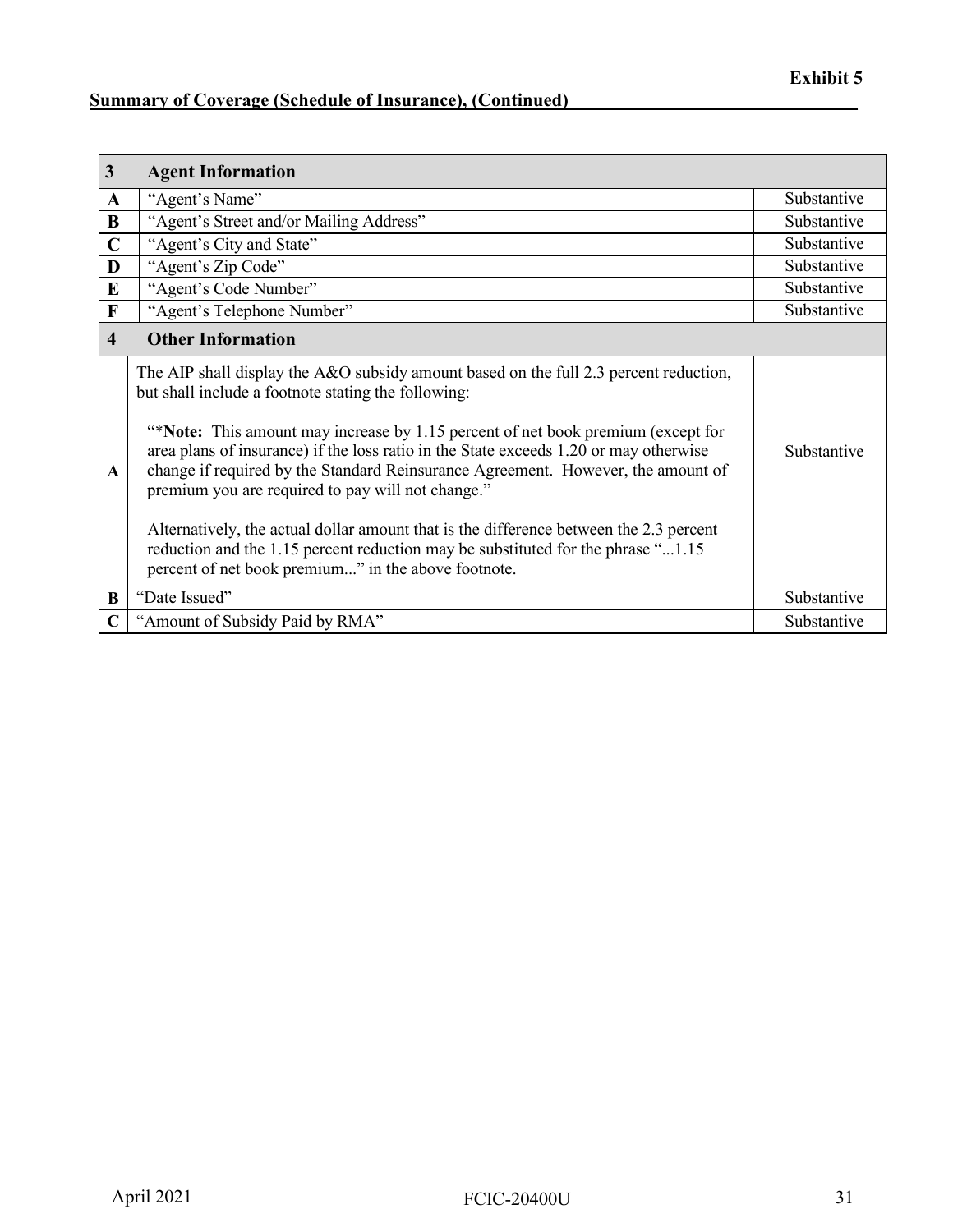**Exhibit 5**

**Summary of Coverage (Schedule of Insurance), (Continued)**

| **3** | **Agent Information** | |
|---|---|---|
| **A** | "Agent's Name" | Substantive |
| **B** | "Agent's Street and/or Mailing Address" | Substantive |
| **C** | "Agent's City and State" | Substantive |
| **D** | "Agent's Zip Code" | Substantive |
| **E** | "Agent's Code Number" | Substantive |
| **F** | "Agent's Telephone Number" | Substantive |
| **4** | **Other Information** | |
| **A** | The AIP shall display the A&O subsidy amount based on the full 2.3 percent reduction, but shall include a footnote stating the following:<br><br>"***Note:** This amount may increase by 1.15 percent of net book premium (except for area plans of insurance) if the loss ratio in the State exceeds 1.20 or may otherwise change if required by the Standard Reinsurance Agreement. However, the amount of premium you are required to pay will not change."<br><br>Alternatively, the actual dollar amount that is the difference between the 2.3 percent reduction and the 1.15 percent reduction may be substituted for the phrase "...1.15 percent of net book premium..." in the above footnote. | Substantive |
| **B** | "Date Issued" | Substantive |
| **C** | "Amount of Subsidy Paid by RMA" | Substantive |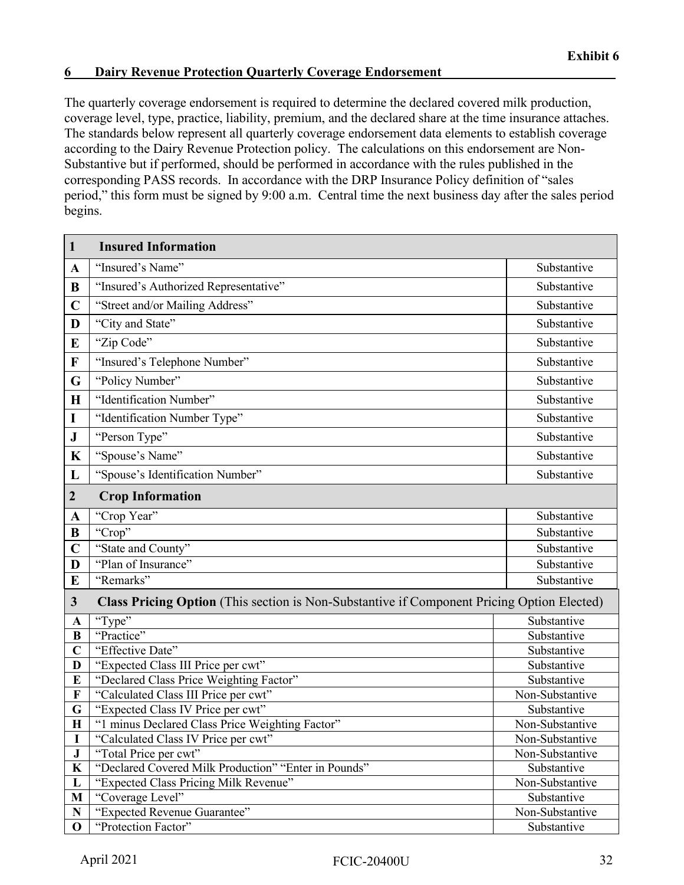**Exhibit 6**

## 6 Dairy Revenue Protection Quarterly Coverage Endorsement

The quarterly coverage endorsement is required to determine the declared covered milk production, coverage level, type, practice, liability, premium, and the declared share at the time insurance attaches. The standards below represent all quarterly coverage endorsement data elements to establish coverage according to the Dairy Revenue Protection policy. The calculations on this endorsement are Non-Substantive but if performed, should be performed in accordance with the rules published in the corresponding PASS records. In accordance with the DRP Insurance Policy definition of "sales period," this form must be signed by 9:00 a.m. Central time the next business day after the sales period begins.

| **1** | **Insured Information** | |
|---|---|---|
| **A** | "Insured's Name" | Substantive |
| **B** | "Insured's Authorized Representative" | Substantive |
| **C** | "Street and/or Mailing Address" | Substantive |
| **D** | "City and State" | Substantive |
| **E** | "Zip Code" | Substantive |
| **F** | "Insured's Telephone Number" | Substantive |
| **G** | "Policy Number" | Substantive |
| **H** | "Identification Number" | Substantive |
| **I** | "Identification Number Type" | Substantive |
| **J** | "Person Type" | Substantive |
| **K** | "Spouse's Name" | Substantive |
| **L** | "Spouse's Identification Number" | Substantive |
| **2** | **Crop Information** | |
| **A** | "Crop Year" | Substantive |
| **B** | "Crop" | Substantive |
| **C** | "State and County" | Substantive |
| **D** | "Plan of Insurance" | Substantive |
| **E** | "Remarks" | Substantive |
| **3** | **Class Pricing Option** (This section is Non-Substantive if Component Pricing Option Elected) | |
| **A** | "Type" | Substantive |
| **B** | "Practice" | Substantive |
| **C** | "Effective Date" | Substantive |
| **D** | "Expected Class III Price per cwt" | Substantive |
| **E** | "Declared Class Price Weighting Factor" | Substantive |
| **F** | "Calculated Class III Price per cwt" | Non-Substantive |
| **G** | "Expected Class IV Price per cwt" | Substantive |
| **H** | "1 minus Declared Class Price Weighting Factor" | Non-Substantive |
| **I** | "Calculated Class IV Price per cwt" | Non-Substantive |
| **J** | "Total Price per cwt" | Non-Substantive |
| **K** | "Declared Covered Milk Production" "Enter in Pounds" | Substantive |
| **L** | "Expected Class Pricing Milk Revenue" | Non-Substantive |
| **M** | "Coverage Level" | Substantive |
| **N** | "Expected Revenue Guarantee" | Non-Substantive |
| **O** | "Protection Factor" | Substantive |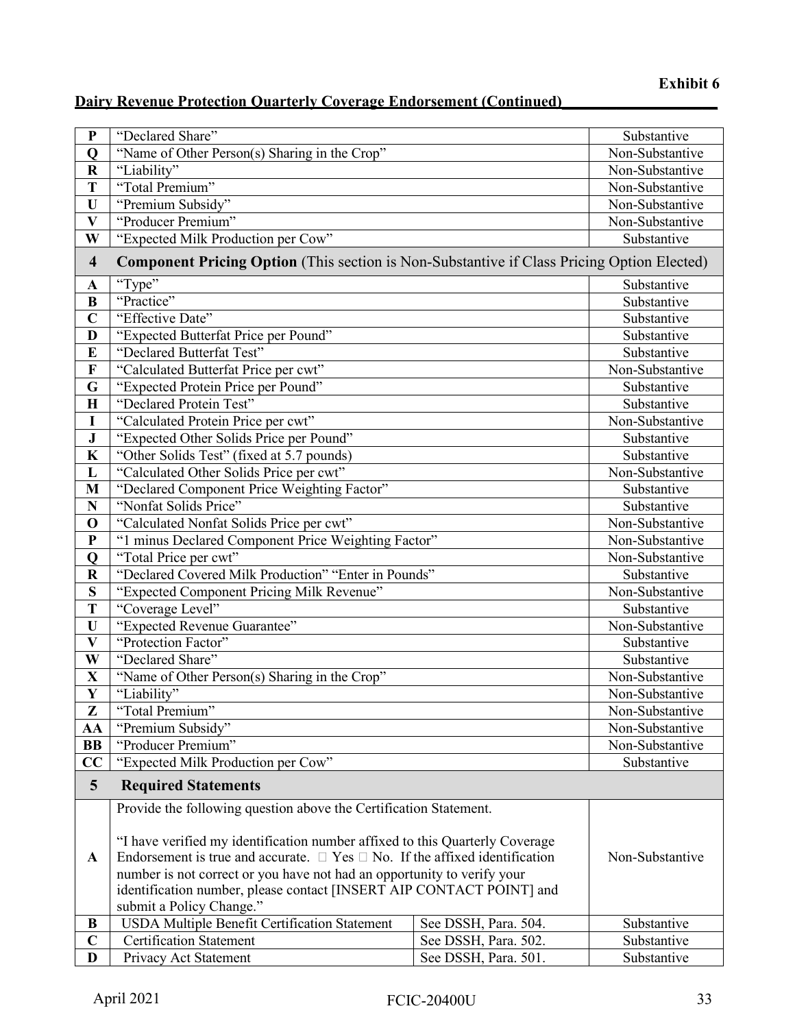**Exhibit 6**

**Dairy Revenue Protection Quarterly Coverage Endorsement (Continued)**

| | | | |
|---|---|---|---|
| **P** | "Declared Share" | | Substantive |
| **Q** | "Name of Other Person(s) Sharing in the Crop" | | Non-Substantive |
| **R** | "Liability" | | Non-Substantive |
| **T** | "Total Premium" | | Non-Substantive |
| **U** | "Premium Subsidy" | | Non-Substantive |
| **V** | "Producer Premium" | | Non-Substantive |
| **W** | "Expected Milk Production per Cow" | | Substantive |
| **4** | **Component Pricing Option** (This section is Non-Substantive if Class Pricing Option Elected) | | |
| **A** | "Type" | | Substantive |
| **B** | "Practice" | | Substantive |
| **C** | "Effective Date" | | Substantive |
| **D** | "Expected Butterfat Price per Pound" | | Substantive |
| **E** | "Declared Butterfat Test" | | Substantive |
| **F** | "Calculated Butterfat Price per cwt" | | Non-Substantive |
| **G** | "Expected Protein Price per Pound" | | Substantive |
| **H** | "Declared Protein Test" | | Substantive |
| **I** | "Calculated Protein Price per cwt" | | Non-Substantive |
| **J** | "Expected Other Solids Price per Pound" | | Substantive |
| **K** | "Other Solids Test" (fixed at 5.7 pounds) | | Substantive |
| **L** | "Calculated Other Solids Price per cwt" | | Non-Substantive |
| **M** | "Declared Component Price Weighting Factor" | | Substantive |
| **N** | "Nonfat Solids Price" | | Substantive |
| **O** | "Calculated Nonfat Solids Price per cwt" | | Non-Substantive |
| **P** | "1 minus Declared Component Price Weighting Factor" | | Non-Substantive |
| **Q** | "Total Price per cwt" | | Non-Substantive |
| **R** | "Declared Covered Milk Production" "Enter in Pounds" | | Substantive |
| **S** | "Expected Component Pricing Milk Revenue" | | Non-Substantive |
| **T** | "Coverage Level" | | Substantive |
| **U** | "Expected Revenue Guarantee" | | Non-Substantive |
| **V** | "Protection Factor" | | Substantive |
| **W** | "Declared Share" | | Substantive |
| **X** | "Name of Other Person(s) Sharing in the Crop" | | Non-Substantive |
| **Y** | "Liability" | | Non-Substantive |
| **Z** | "Total Premium" | | Non-Substantive |
| **AA** | "Premium Subsidy" | | Non-Substantive |
| **BB** | "Producer Premium" | | Non-Substantive |
| **CC** | "Expected Milk Production per Cow" | | Substantive |
| **5** | **Required Statements** | | |
| **A** | Provide the following question above the Certification Statement.<br><br>"I have verified my identification number affixed to this Quarterly Coverage Endorsement is true and accurate. ☐ Yes ☐ No. If the affixed identification number is not correct or you have not had an opportunity to verify your identification number, please contact [INSERT AIP CONTACT POINT] and submit a Policy Change." | | Non-Substantive |
| **B** | USDA Multiple Benefit Certification Statement | See DSSH, Para. 504. | Substantive |
| **C** | Certification Statement | See DSSH, Para. 502. | Substantive |
| **D** | Privacy Act Statement | See DSSH, Para. 501. | Substantive |

April 2021 FCIC-20400U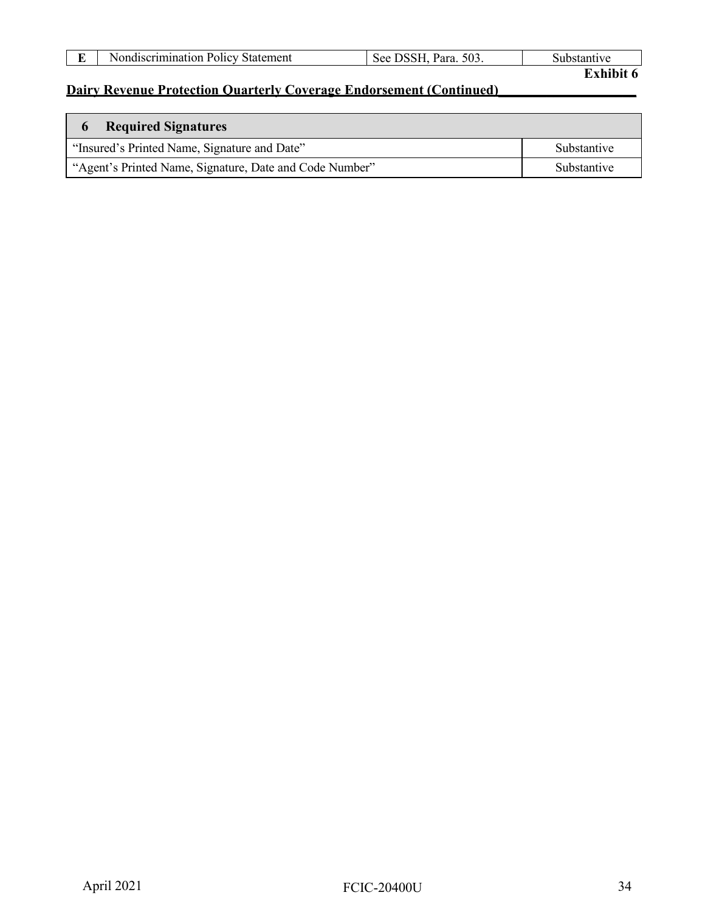| E | Nondiscrimination Policy Statement | See DSSH, Para. 503. | Substantive |
|---|---|---|---|

**Exhibit 6**

**Dairy Revenue Protection Quarterly Coverage Endorsement (Continued)**

| 6 Required Signatures | |
|---|---|
| "Insured's Printed Name, Signature and Date" | Substantive |
| "Agent's Printed Name, Signature, Date and Code Number" | Substantive |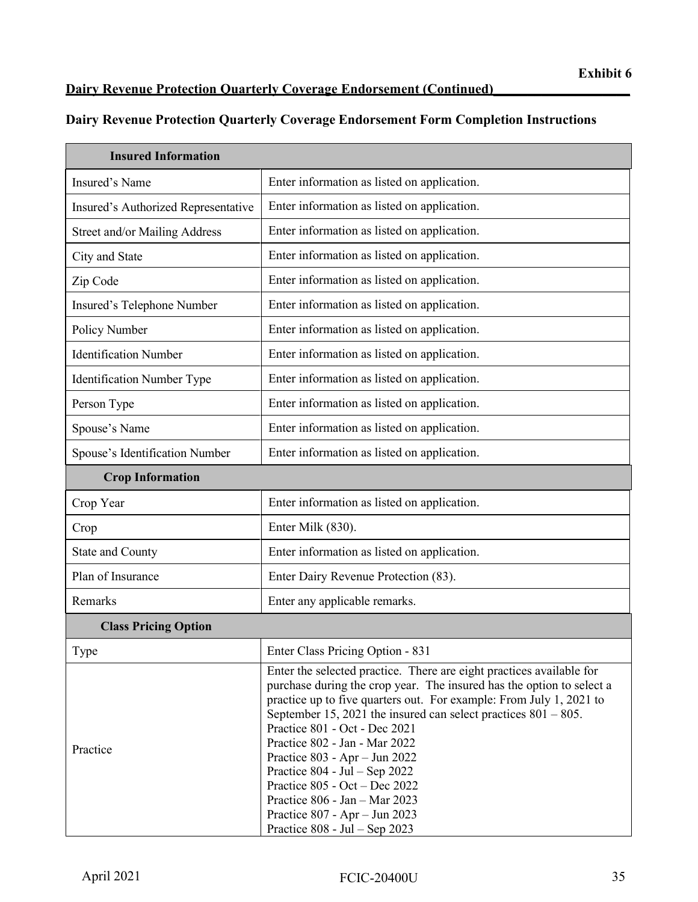**Exhibit 6**

**Dairy Revenue Protection Quarterly Coverage Endorsement (Continued)**

## Dairy Revenue Protection Quarterly Coverage Endorsement Form Completion Instructions

| **Insured Information** | |
|---|---|
| Insured's Name | Enter information as listed on application. |
| Insured's Authorized Representative | Enter information as listed on application. |
| Street and/or Mailing Address | Enter information as listed on application. |
| City and State | Enter information as listed on application. |
| Zip Code | Enter information as listed on application. |
| Insured's Telephone Number | Enter information as listed on application. |
| Policy Number | Enter information as listed on application. |
| Identification Number | Enter information as listed on application. |
| Identification Number Type | Enter information as listed on application. |
| Person Type | Enter information as listed on application. |
| Spouse's Name | Enter information as listed on application. |
| Spouse's Identification Number | Enter information as listed on application. |
| **Crop Information** | |
| Crop Year | Enter information as listed on application. |
| Crop | Enter Milk (830). |
| State and County | Enter information as listed on application. |
| Plan of Insurance | Enter Dairy Revenue Protection (83). |
| Remarks | Enter any applicable remarks. |
| **Class Pricing Option** | |
| Type | Enter Class Pricing Option - 831 |
| Practice | Enter the selected practice. There are eight practices available for purchase during the crop year. The insured has the option to select a practice up to five quarters out. For example: From July 1, 2021 to September 15, 2021 the insured can select practices 801 – 805.<br>Practice 801 - Oct - Dec 2021<br>Practice 802 - Jan - Mar 2022<br>Practice 803 - Apr – Jun 2022<br>Practice 804 - Jul – Sep 2022<br>Practice 805 - Oct – Dec 2022<br>Practice 806 - Jan – Mar 2023<br>Practice 807 - Apr – Jun 2023<br>Practice 808 - Jul – Sep 2023 |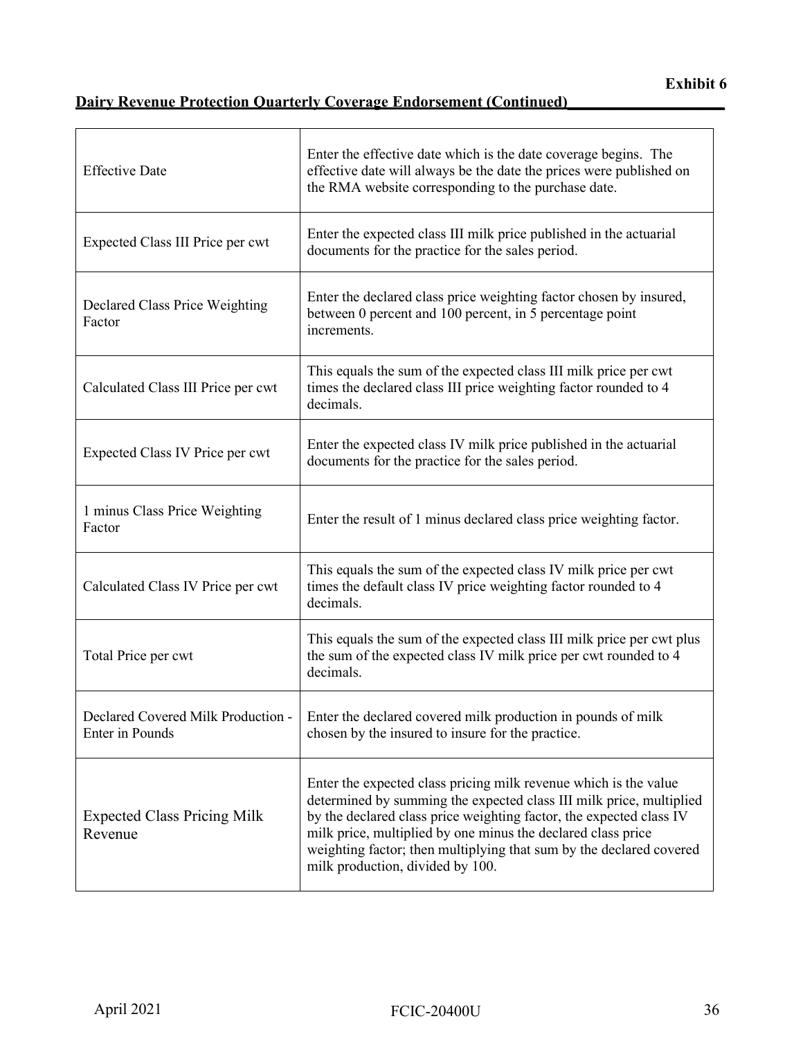**Exhibit 6**

**Dairy Revenue Protection Quarterly Coverage Endorsement (Continued)**

| | |
|---|---|
| Effective Date | Enter the effective date which is the date coverage begins. The effective date will always be the date the prices were published on the RMA website corresponding to the purchase date. |
| Expected Class III Price per cwt | Enter the expected class III milk price published in the actuarial documents for the practice for the sales period. |
| Declared Class Price Weighting Factor | Enter the declared class price weighting factor chosen by insured, between 0 percent and 100 percent, in 5 percentage point increments. |
| Calculated Class III Price per cwt | This equals the sum of the expected class III milk price per cwt times the declared class III price weighting factor rounded to 4 decimals. |
| Expected Class IV Price per cwt | Enter the expected class IV milk price published in the actuarial documents for the practice for the sales period. |
| 1 minus Class Price Weighting Factor | Enter the result of 1 minus declared class price weighting factor. |
| Calculated Class IV Price per cwt | This equals the sum of the expected class IV milk price per cwt times the default class IV price weighting factor rounded to 4 decimals. |
| Total Price per cwt | This equals the sum of the expected class III milk price per cwt plus the sum of the expected class IV milk price per cwt rounded to 4 decimals. |
| Declared Covered Milk Production - Enter in Pounds | Enter the declared covered milk production in pounds of milk chosen by the insured to insure for the practice. |
| Expected Class Pricing Milk Revenue | Enter the expected class pricing milk revenue which is the value determined by summing the expected class III milk price, multiplied by the declared class price weighting factor, the expected class IV milk price, multiplied by one minus the declared class price weighting factor; then multiplying that sum by the declared covered milk production, divided by 100. |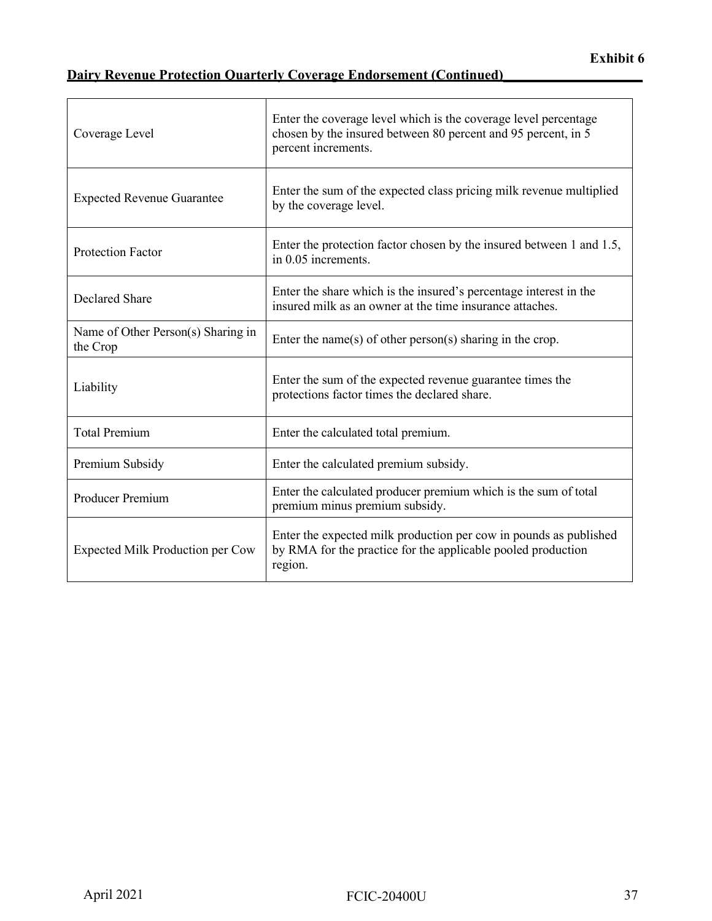**Exhibit 6**

**Dairy Revenue Protection Quarterly Coverage Endorsement (Continued)**

| | |
|---|---|
| Coverage Level | Enter the coverage level which is the coverage level percentage chosen by the insured between 80 percent and 95 percent, in 5 percent increments. |
| Expected Revenue Guarantee | Enter the sum of the expected class pricing milk revenue multiplied by the coverage level. |
| Protection Factor | Enter the protection factor chosen by the insured between 1 and 1.5, in 0.05 increments. |
| Declared Share | Enter the share which is the insured's percentage interest in the insured milk as an owner at the time insurance attaches. |
| Name of Other Person(s) Sharing in the Crop | Enter the name(s) of other person(s) sharing in the crop. |
| Liability | Enter the sum of the expected revenue guarantee times the protections factor times the declared share. |
| Total Premium | Enter the calculated total premium. |
| Premium Subsidy | Enter the calculated premium subsidy. |
| Producer Premium | Enter the calculated producer premium which is the sum of total premium minus premium subsidy. |
| Expected Milk Production per Cow | Enter the expected milk production per cow in pounds as published by RMA for the practice for the applicable pooled production region. |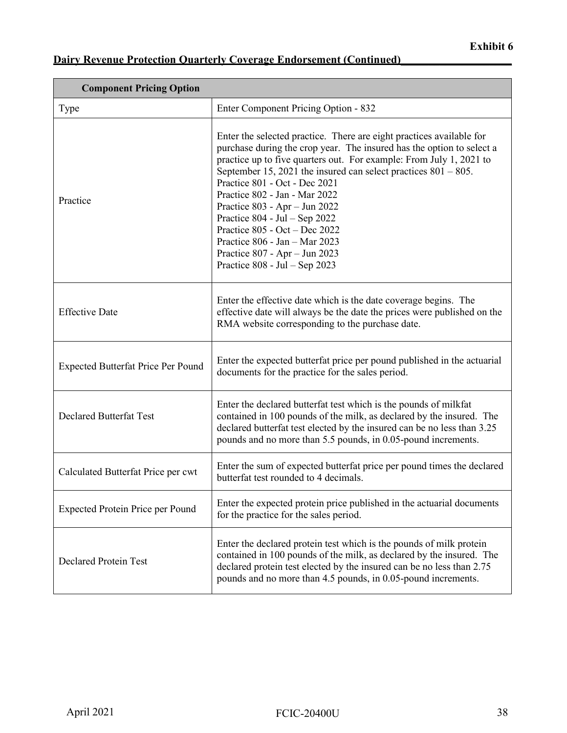**Exhibit 6**

**Dairy Revenue Protection Quarterly Coverage Endorsement (Continued)**

| **Component Pricing Option** | |
|---|---|
| Type | Enter Component Pricing Option - 832 |
| Practice | Enter the selected practice. There are eight practices available for purchase during the crop year. The insured has the option to select a practice up to five quarters out. For example: From July 1, 2021 to September 15, 2021 the insured can select practices 801 – 805.<br>Practice 801 - Oct - Dec 2021<br>Practice 802 - Jan - Mar 2022<br>Practice 803 - Apr – Jun 2022<br>Practice 804 - Jul – Sep 2022<br>Practice 805 - Oct – Dec 2022<br>Practice 806 - Jan – Mar 2023<br>Practice 807 - Apr – Jun 2023<br>Practice 808 - Jul – Sep 2023 |
| Effective Date | Enter the effective date which is the date coverage begins. The effective date will always be the date the prices were published on the RMA website corresponding to the purchase date. |
| Expected Butterfat Price Per Pound | Enter the expected butterfat price per pound published in the actuarial documents for the practice for the sales period. |
| Declared Butterfat Test | Enter the declared butterfat test which is the pounds of milkfat contained in 100 pounds of the milk, as declared by the insured. The declared butterfat test elected by the insured can be no less than 3.25 pounds and no more than 5.5 pounds, in 0.05-pound increments. |
| Calculated Butterfat Price per cwt | Enter the sum of expected butterfat price per pound times the declared butterfat test rounded to 4 decimals. |
| Expected Protein Price per Pound | Enter the expected protein price published in the actuarial documents for the practice for the sales period. |
| Declared Protein Test | Enter the declared protein test which is the pounds of milk protein contained in 100 pounds of the milk, as declared by the insured. The declared protein test elected by the insured can be no less than 2.75 pounds and no more than 4.5 pounds, in 0.05-pound increments. |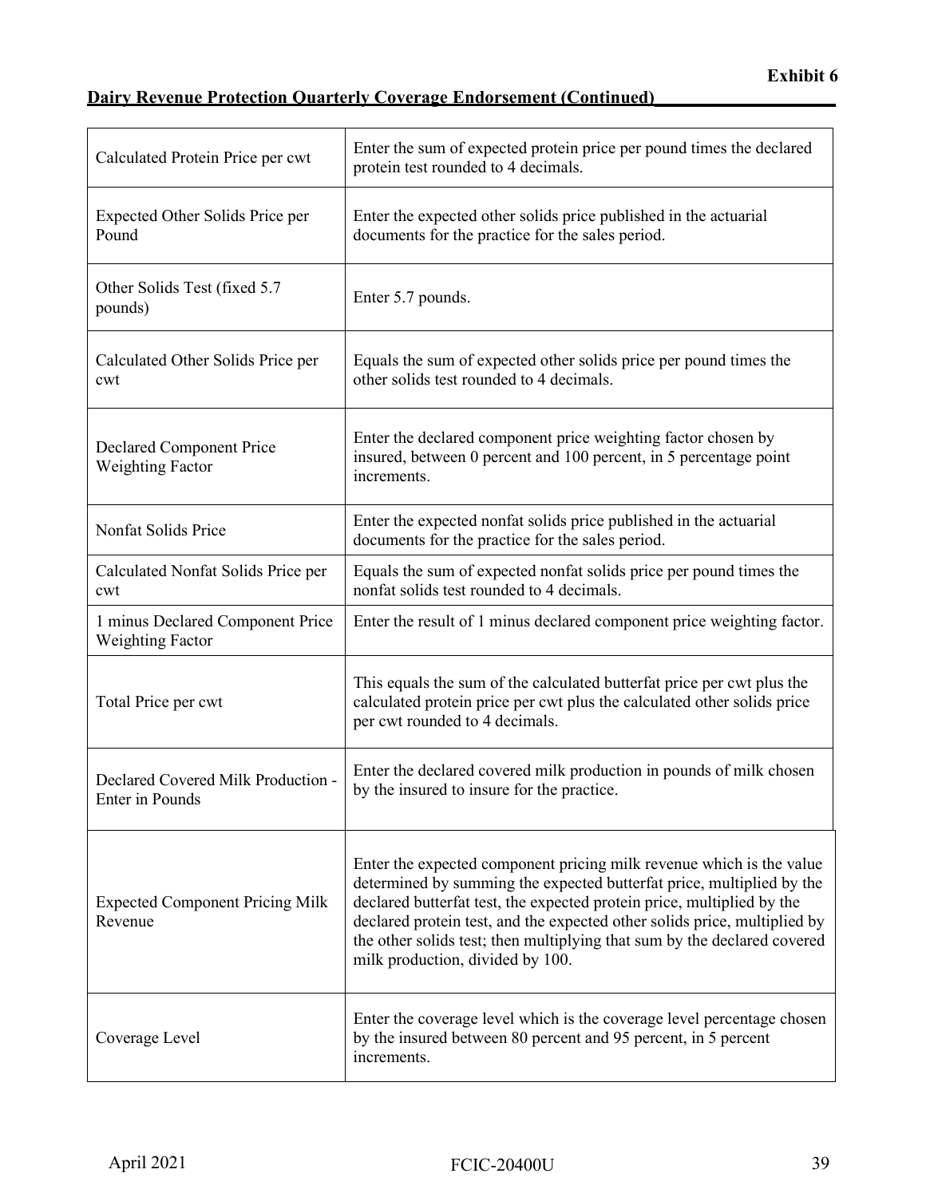**Exhibit 6**

**Dairy Revenue Protection Quarterly Coverage Endorsement (Continued)**

| | |
|---|---|
| Calculated Protein Price per cwt | Enter the sum of expected protein price per pound times the declared protein test rounded to 4 decimals. |
| Expected Other Solids Price per Pound | Enter the expected other solids price published in the actuarial documents for the practice for the sales period. |
| Other Solids Test (fixed 5.7 pounds) | Enter 5.7 pounds. |
| Calculated Other Solids Price per cwt | Equals the sum of expected other solids price per pound times the other solids test rounded to 4 decimals. |
| Declared Component Price Weighting Factor | Enter the declared component price weighting factor chosen by insured, between 0 percent and 100 percent, in 5 percentage point increments. |
| Nonfat Solids Price | Enter the expected nonfat solids price published in the actuarial documents for the practice for the sales period. |
| Calculated Nonfat Solids Price per cwt | Equals the sum of expected nonfat solids price per pound times the nonfat solids test rounded to 4 decimals. |
| 1 minus Declared Component Price Weighting Factor | Enter the result of 1 minus declared component price weighting factor. |
| Total Price per cwt | This equals the sum of the calculated butterfat price per cwt plus the calculated protein price per cwt plus the calculated other solids price per cwt rounded to 4 decimals. |
| Declared Covered Milk Production - Enter in Pounds | Enter the declared covered milk production in pounds of milk chosen by the insured to insure for the practice. |
| Expected Component Pricing Milk Revenue | Enter the expected component pricing milk revenue which is the value determined by summing the expected butterfat price, multiplied by the declared butterfat test, the expected protein price, multiplied by the declared protein test, and the expected other solids price, multiplied by the other solids test; then multiplying that sum by the declared covered milk production, divided by 100. |
| Coverage Level | Enter the coverage level which is the coverage level percentage chosen by the insured between 80 percent and 95 percent, in 5 percent increments. |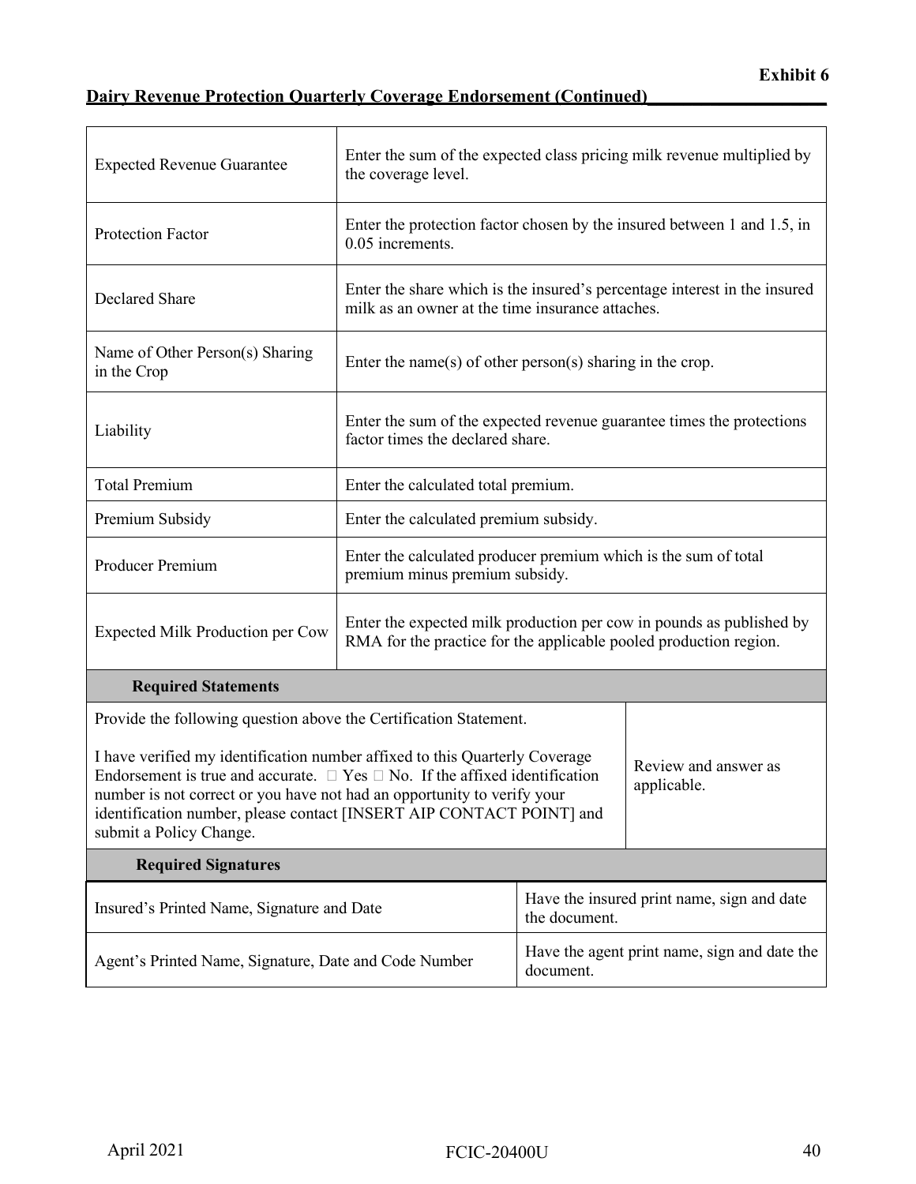**Exhibit 6**

**Dairy Revenue Protection Quarterly Coverage Endorsement (Continued)**

| | |
|---|---|
| Expected Revenue Guarantee | Enter the sum of the expected class pricing milk revenue multiplied by the coverage level. |
| Protection Factor | Enter the protection factor chosen by the insured between 1 and 1.5, in 0.05 increments. |
| Declared Share | Enter the share which is the insured's percentage interest in the insured milk as an owner at the time insurance attaches. |
| Name of Other Person(s) Sharing in the Crop | Enter the name(s) of other person(s) sharing in the crop. |
| Liability | Enter the sum of the expected revenue guarantee times the protections factor times the declared share. |
| Total Premium | Enter the calculated total premium. |
| Premium Subsidy | Enter the calculated premium subsidy. |
| Producer Premium | Enter the calculated producer premium which is the sum of total premium minus premium subsidy. |
| Expected Milk Production per Cow | Enter the expected milk production per cow in pounds as published by RMA for the practice for the applicable pooled production region. |
| **Required Statements** | |
| Provide the following question above the Certification Statement.<br><br>I have verified my identification number affixed to this Quarterly Coverage Endorsement is true and accurate. ☐ Yes ☐ No. If the affixed identification number is not correct or you have not had an opportunity to verify your identification number, please contact [INSERT AIP CONTACT POINT] and submit a Policy Change. | Review and answer as applicable. |
| **Required Signatures** | |
| Insured's Printed Name, Signature and Date | Have the insured print name, sign and date the document. |
| Agent's Printed Name, Signature, Date and Code Number | Have the agent print name, sign and date the document. |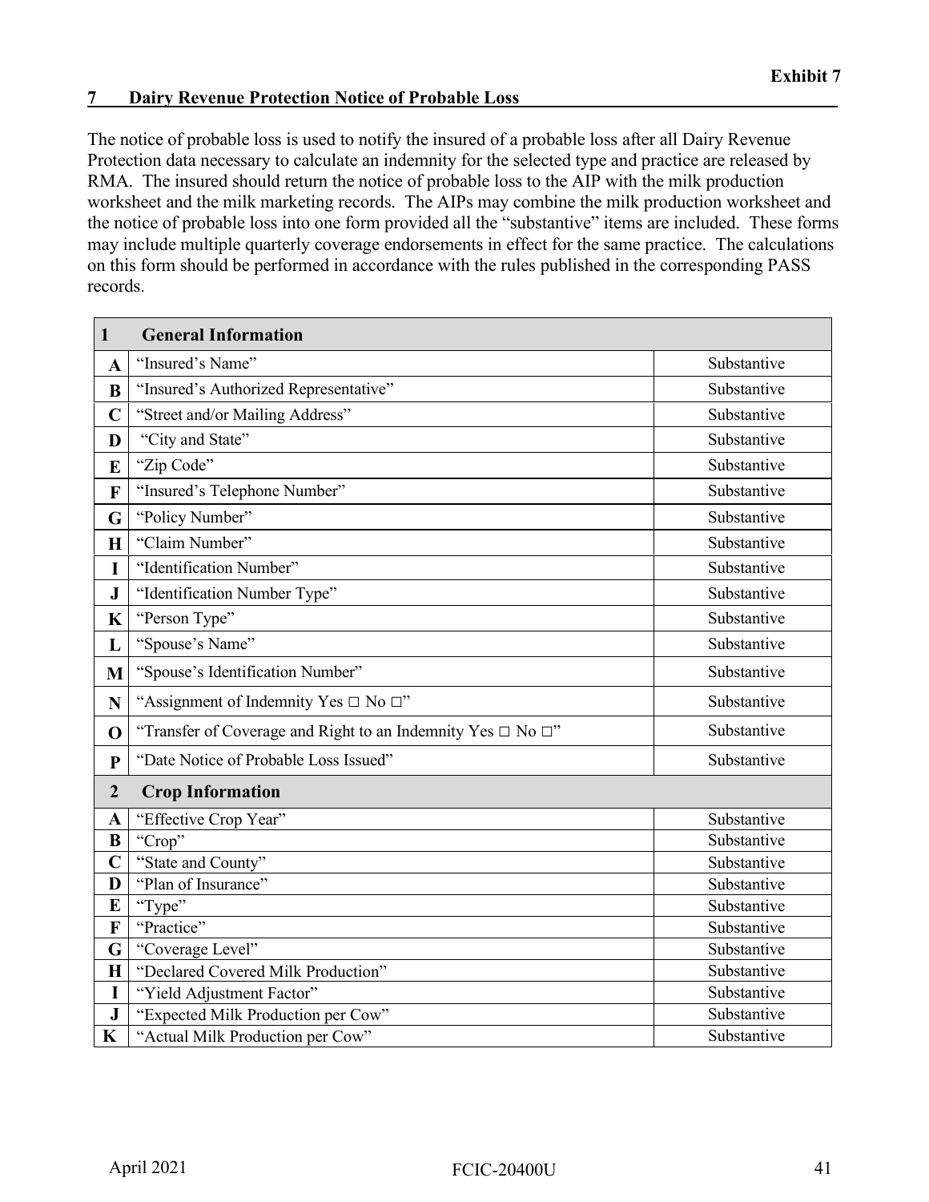**Exhibit 7**

## 7 Dairy Revenue Protection Notice of Probable Loss

The notice of probable loss is used to notify the insured of a probable loss after all Dairy Revenue Protection data necessary to calculate an indemnity for the selected type and practice are released by RMA. The insured should return the notice of probable loss to the AIP with the milk production worksheet and the milk marketing records. The AIPs may combine the milk production worksheet and the notice of probable loss into one form provided all the "substantive" items are included. These forms may include multiple quarterly coverage endorsements in effect for the same practice. The calculations on this form should be performed in accordance with the rules published in the corresponding PASS records.

| **1** | **General Information** | |
|---|---|---|
| **A** | "Insured's Name" | Substantive |
| **B** | "Insured's Authorized Representative" | Substantive |
| **C** | "Street and/or Mailing Address" | Substantive |
| **D** | "City and State" | Substantive |
| **E** | "Zip Code" | Substantive |
| **F** | "Insured's Telephone Number" | Substantive |
| **G** | "Policy Number" | Substantive |
| **H** | "Claim Number" | Substantive |
| **I** | "Identification Number" | Substantive |
| **J** | "Identification Number Type" | Substantive |
| **K** | "Person Type" | Substantive |
| **L** | "Spouse's Name" | Substantive |
| **M** | "Spouse's Identification Number" | Substantive |
| **N** | "Assignment of Indemnity Yes □ No □" | Substantive |
| **O** | "Transfer of Coverage and Right to an Indemnity Yes □ No □" | Substantive |
| **P** | "Date Notice of Probable Loss Issued" | Substantive |
| **2** | **Crop Information** | |
| **A** | "Effective Crop Year" | Substantive |
| **B** | "Crop" | Substantive |
| **C** | "State and County" | Substantive |
| **D** | "Plan of Insurance" | Substantive |
| **E** | "Type" | Substantive |
| **F** | "Practice" | Substantive |
| **G** | "Coverage Level" | Substantive |
| **H** | "Declared Covered Milk Production" | Substantive |
| **I** | "Yield Adjustment Factor" | Substantive |
| **J** | "Expected Milk Production per Cow" | Substantive |
| **K** | "Actual Milk Production per Cow" | Substantive |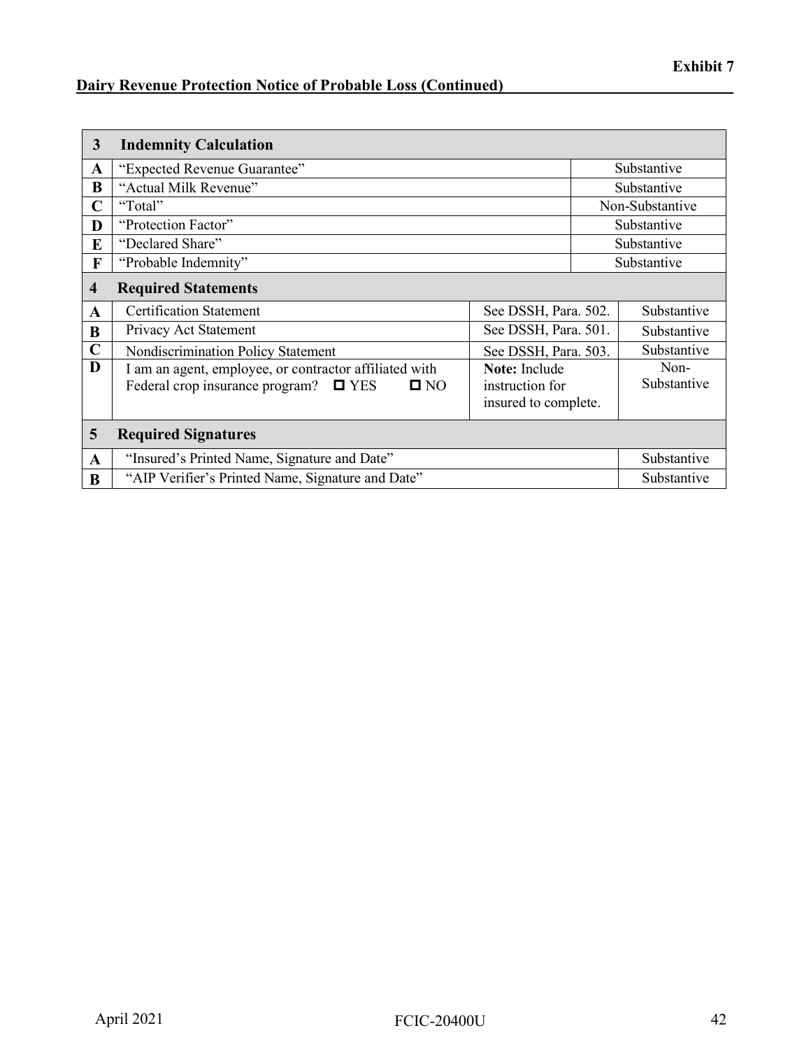**Exhibit 7**

**Dairy Revenue Protection Notice of Probable Loss (Continued)**

| | | | |
|---|---|---|---|
| **3** | **Indemnity Calculation** | | |
| **A** | "Expected Revenue Guarantee" | | Substantive |
| **B** | "Actual Milk Revenue" | | Substantive |
| **C** | "Total" | | Non-Substantive |
| **D** | "Protection Factor" | | Substantive |
| **E** | "Declared Share" | | Substantive |
| **F** | "Probable Indemnity" | | Substantive |
| **4** | **Required Statements** | | |
| **A** | Certification Statement | See DSSH, Para. 502. | Substantive |
| **B** | Privacy Act Statement | See DSSH, Para. 501. | Substantive |
| **C** | Nondiscrimination Policy Statement | See DSSH, Para. 503. | Substantive |
| **D** | I am an agent, employee, or contractor affiliated with Federal crop insurance program? ☐ YES ☐ NO | **Note:** Include instruction for insured to complete. | Non-Substantive |
| **5** | **Required Signatures** | | |
| **A** | "Insured's Printed Name, Signature and Date" | | Substantive |
| **B** | "AIP Verifier's Printed Name, Signature and Date" | | Substantive |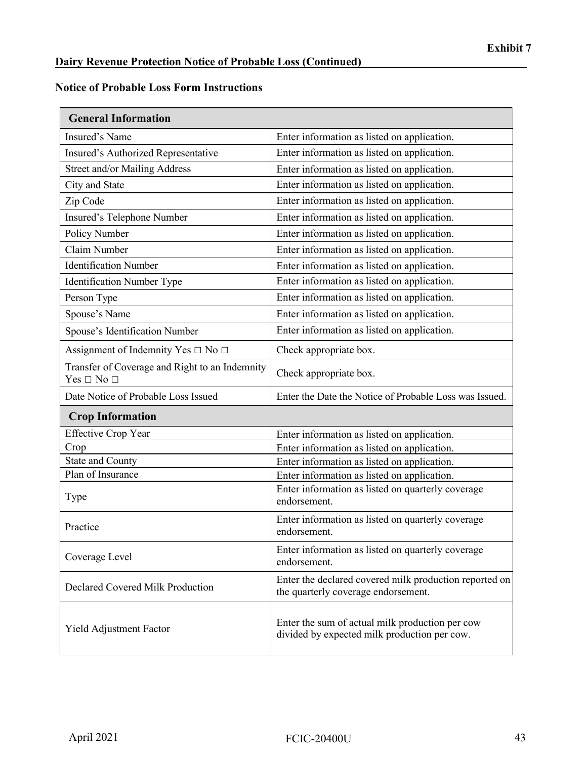**Exhibit 7**

**Dairy Revenue Protection Notice of Probable Loss (Continued)**

**Notice of Probable Loss Form Instructions**

| **General Information** | |
|---|---|
| Insured's Name | Enter information as listed on application. |
| Insured's Authorized Representative | Enter information as listed on application. |
| Street and/or Mailing Address | Enter information as listed on application. |
| City and State | Enter information as listed on application. |
| Zip Code | Enter information as listed on application. |
| Insured's Telephone Number | Enter information as listed on application. |
| Policy Number | Enter information as listed on application. |
| Claim Number | Enter information as listed on application. |
| Identification Number | Enter information as listed on application. |
| Identification Number Type | Enter information as listed on application. |
| Person Type | Enter information as listed on application. |
| Spouse's Name | Enter information as listed on application. |
| Spouse's Identification Number | Enter information as listed on application. |
| Assignment of Indemnity Yes □ No □ | Check appropriate box. |
| Transfer of Coverage and Right to an Indemnity Yes □ No □ | Check appropriate box. |
| Date Notice of Probable Loss Issued | Enter the Date the Notice of Probable Loss was Issued. |
| **Crop Information** | |
| Effective Crop Year | Enter information as listed on application. |
| Crop | Enter information as listed on application. |
| State and County | Enter information as listed on application. |
| Plan of Insurance | Enter information as listed on application. |
| Type | Enter information as listed on quarterly coverage endorsement. |
| Practice | Enter information as listed on quarterly coverage endorsement. |
| Coverage Level | Enter information as listed on quarterly coverage endorsement. |
| Declared Covered Milk Production | Enter the declared covered milk production reported on the quarterly coverage endorsement. |
| Yield Adjustment Factor | Enter the sum of actual milk production per cow divided by expected milk production per cow. |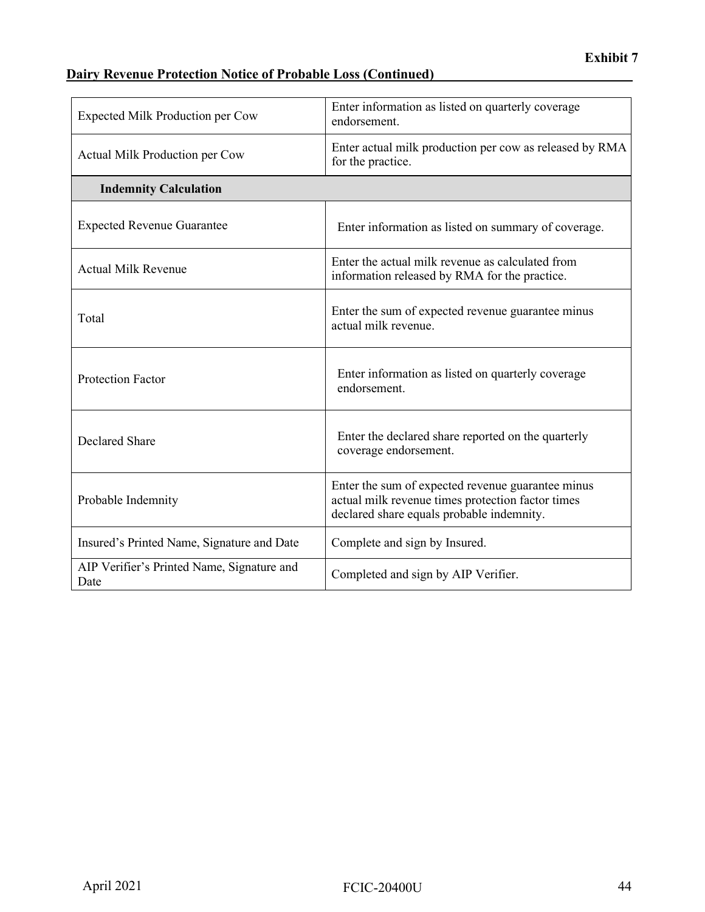**Exhibit 7**

**Dairy Revenue Protection Notice of Probable Loss (Continued)**

| | |
|---|---|
| Expected Milk Production per Cow | Enter information as listed on quarterly coverage endorsement. |
| Actual Milk Production per Cow | Enter actual milk production per cow as released by RMA for the practice. |
| **Indemnity Calculation** | |
| Expected Revenue Guarantee | Enter information as listed on summary of coverage. |
| Actual Milk Revenue | Enter the actual milk revenue as calculated from information released by RMA for the practice. |
| Total | Enter the sum of expected revenue guarantee minus actual milk revenue. |
| Protection Factor | Enter information as listed on quarterly coverage endorsement. |
| Declared Share | Enter the declared share reported on the quarterly coverage endorsement. |
| Probable Indemnity | Enter the sum of expected revenue guarantee minus actual milk revenue times protection factor times declared share equals probable indemnity. |
| Insured's Printed Name, Signature and Date | Complete and sign by Insured. |
| AIP Verifier's Printed Name, Signature and Date | Completed and sign by AIP Verifier. |

April 2021 FCIC-20400U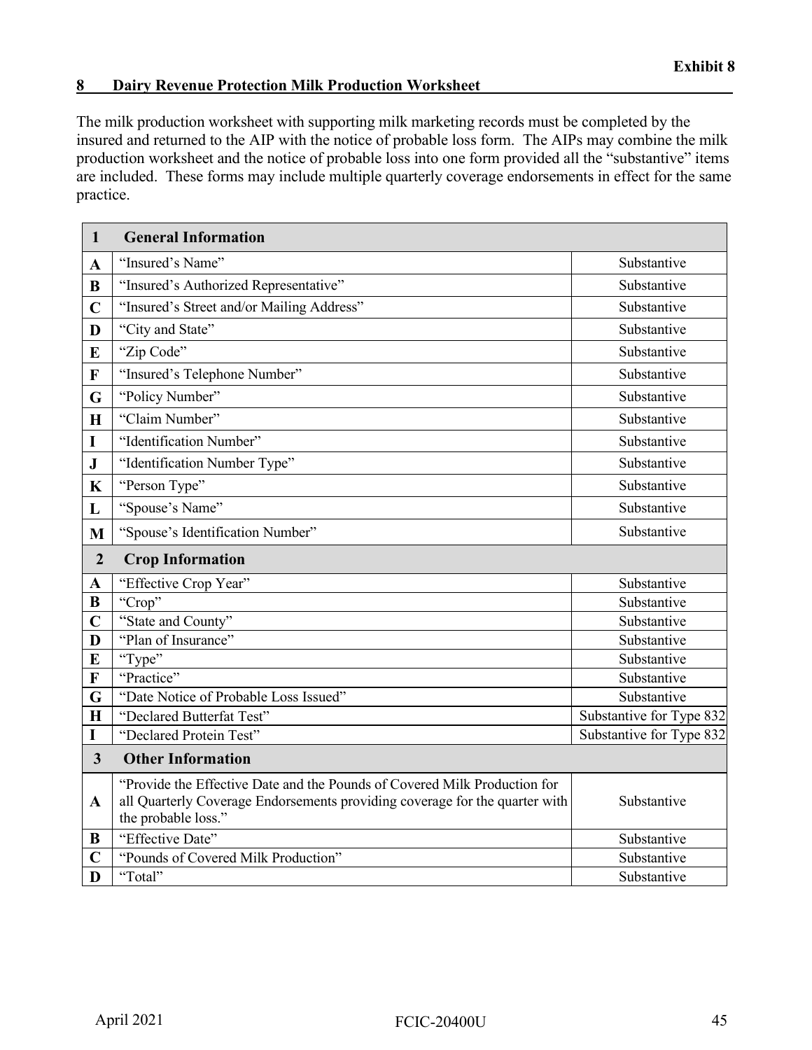**Exhibit 8**

## 8 Dairy Revenue Protection Milk Production Worksheet

The milk production worksheet with supporting milk marketing records must be completed by the insured and returned to the AIP with the notice of probable loss form. The AIPs may combine the milk production worksheet and the notice of probable loss into one form provided all the "substantive" items are included. These forms may include multiple quarterly coverage endorsements in effect for the same practice.

| **1** | **General Information** | |
|---|---|---|
| **A** | "Insured's Name" | Substantive |
| **B** | "Insured's Authorized Representative" | Substantive |
| **C** | "Insured's Street and/or Mailing Address" | Substantive |
| **D** | "City and State" | Substantive |
| **E** | "Zip Code" | Substantive |
| **F** | "Insured's Telephone Number" | Substantive |
| **G** | "Policy Number" | Substantive |
| **H** | "Claim Number" | Substantive |
| **I** | "Identification Number" | Substantive |
| **J** | "Identification Number Type" | Substantive |
| **K** | "Person Type" | Substantive |
| **L** | "Spouse's Name" | Substantive |
| **M** | "Spouse's Identification Number" | Substantive |
| **2** | **Crop Information** | |
| **A** | "Effective Crop Year" | Substantive |
| **B** | "Crop" | Substantive |
| **C** | "State and County" | Substantive |
| **D** | "Plan of Insurance" | Substantive |
| **E** | "Type" | Substantive |
| **F** | "Practice" | Substantive |
| **G** | "Date Notice of Probable Loss Issued" | Substantive |
| **H** | "Declared Butterfat Test" | Substantive for Type 832 |
| **I** | "Declared Protein Test" | Substantive for Type 832 |
| **3** | **Other Information** | |
| **A** | "Provide the Effective Date and the Pounds of Covered Milk Production for all Quarterly Coverage Endorsements providing coverage for the quarter with the probable loss." | Substantive |
| **B** | "Effective Date" | Substantive |
| **C** | "Pounds of Covered Milk Production" | Substantive |
| **D** | "Total" | Substantive |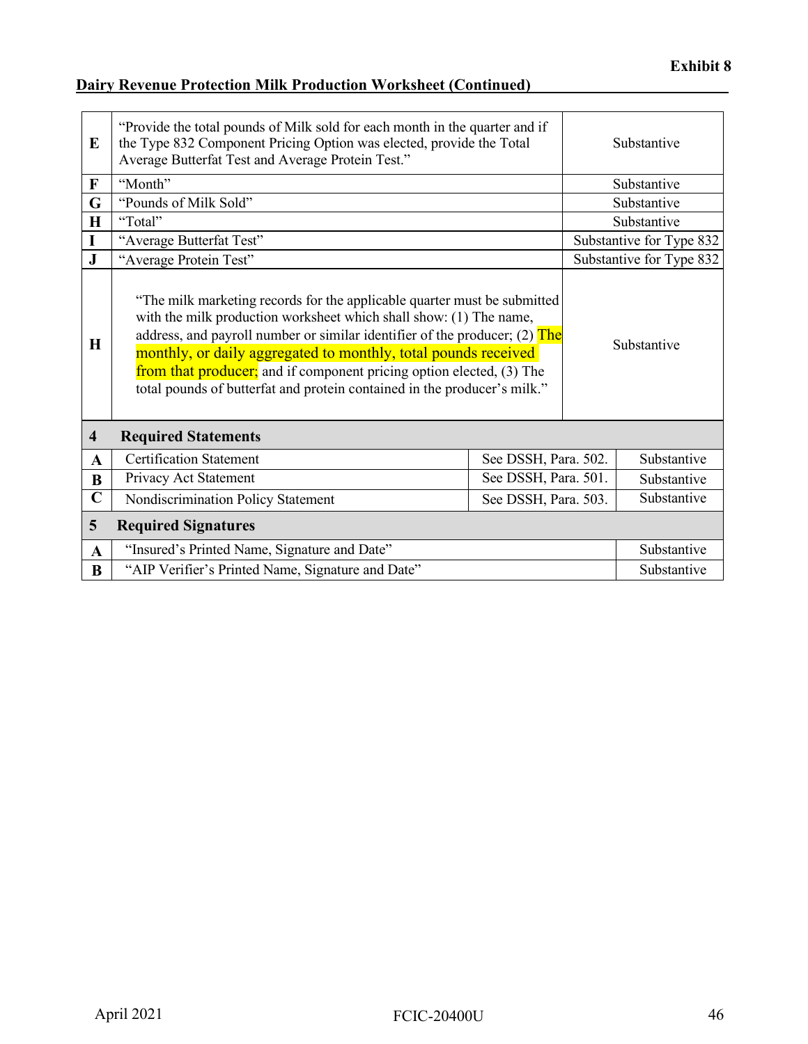**Exhibit 8**

**Dairy Revenue Protection Milk Production Worksheet (Continued)**

| | | | |
|---|---|---|---|
| E | "Provide the total pounds of Milk sold for each month in the quarter and if the Type 832 Component Pricing Option was elected, provide the Total Average Butterfat Test and Average Protein Test." | | Substantive |
| F | "Month" | | Substantive |
| G | "Pounds of Milk Sold" | | Substantive |
| H | "Total" | | Substantive |
| I | "Average Butterfat Test" | | Substantive for Type 832 |
| J | "Average Protein Test" | | Substantive for Type 832 |
| H | "The milk marketing records for the applicable quarter must be submitted with the milk production worksheet which shall show: (1) The name, address, and payroll number or similar identifier of the producer; (2) The monthly, or daily aggregated to monthly, total pounds received from that producer; and if component pricing option elected, (3) The total pounds of butterfat and protein contained in the producer's milk." | | Substantive |
| **4** | **Required Statements** | | |
| A | Certification Statement | See DSSH, Para. 502. | Substantive |
| B | Privacy Act Statement | See DSSH, Para. 501. | Substantive |
| C | Nondiscrimination Policy Statement | See DSSH, Para. 503. | Substantive |
| **5** | **Required Signatures** | | |
| A | "Insured's Printed Name, Signature and Date" | | Substantive |
| B | "AIP Verifier's Printed Name, Signature and Date" | | Substantive |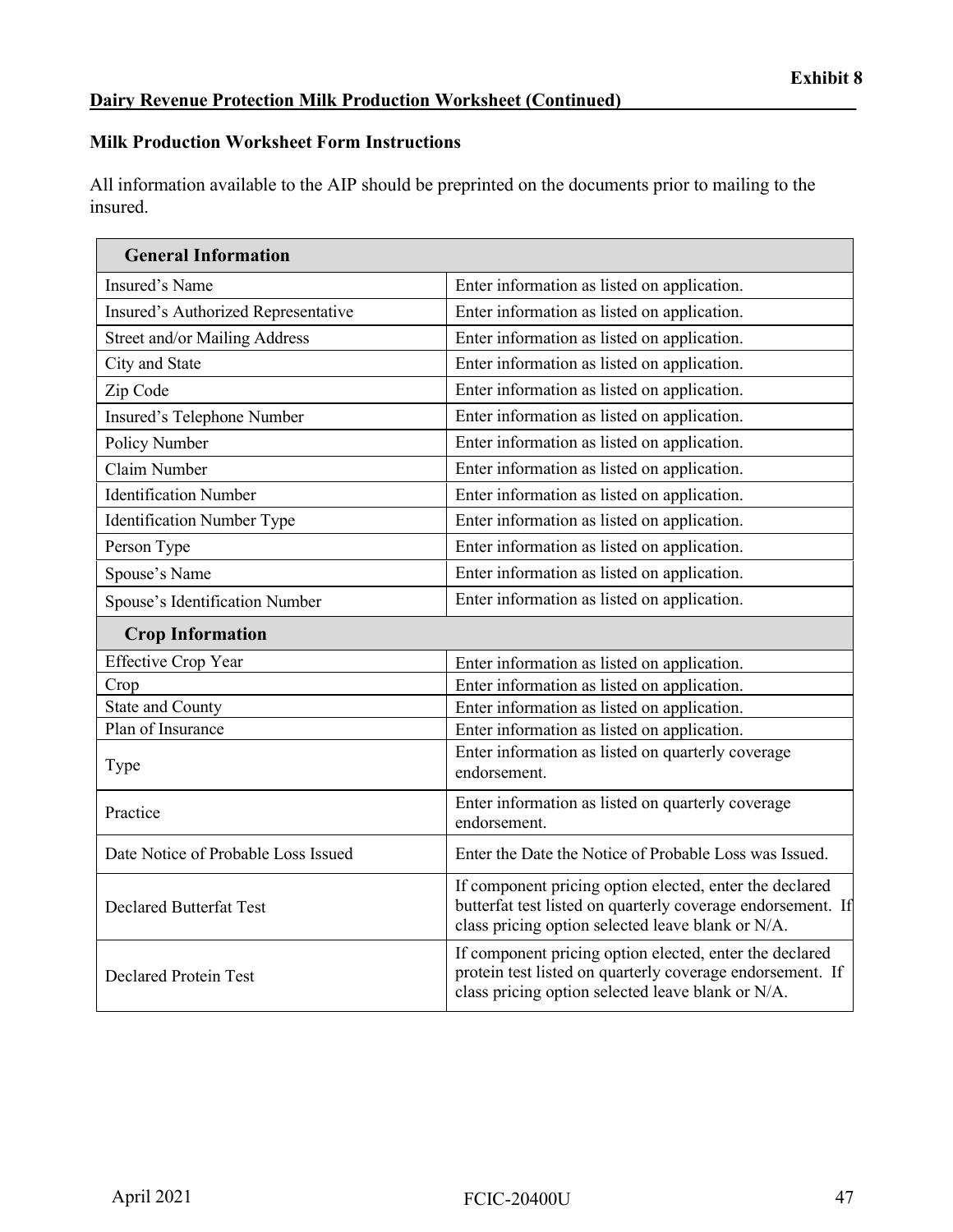**Exhibit 8**

**Dairy Revenue Protection Milk Production Worksheet (Continued)**

**Milk Production Worksheet Form Instructions**

All information available to the AIP should be preprinted on the documents prior to mailing to the insured.

| **General Information** | |
|---|---|
| Insured's Name | Enter information as listed on application. |
| Insured's Authorized Representative | Enter information as listed on application. |
| Street and/or Mailing Address | Enter information as listed on application. |
| City and State | Enter information as listed on application. |
| Zip Code | Enter information as listed on application. |
| Insured's Telephone Number | Enter information as listed on application. |
| Policy Number | Enter information as listed on application. |
| Claim Number | Enter information as listed on application. |
| Identification Number | Enter information as listed on application. |
| Identification Number Type | Enter information as listed on application. |
| Person Type | Enter information as listed on application. |
| Spouse's Name | Enter information as listed on application. |
| Spouse's Identification Number | Enter information as listed on application. |
| **Crop Information** | |
| Effective Crop Year | Enter information as listed on application. |
| Crop | Enter information as listed on application. |
| State and County | Enter information as listed on application. |
| Plan of Insurance | Enter information as listed on application. |
| Type | Enter information as listed on quarterly coverage endorsement. |
| Practice | Enter information as listed on quarterly coverage endorsement. |
| Date Notice of Probable Loss Issued | Enter the Date the Notice of Probable Loss was Issued. |
| Declared Butterfat Test | If component pricing option elected, enter the declared butterfat test listed on quarterly coverage endorsement. If class pricing option selected leave blank or N/A. |
| Declared Protein Test | If component pricing option elected, enter the declared protein test listed on quarterly coverage endorsement. If class pricing option selected leave blank or N/A. |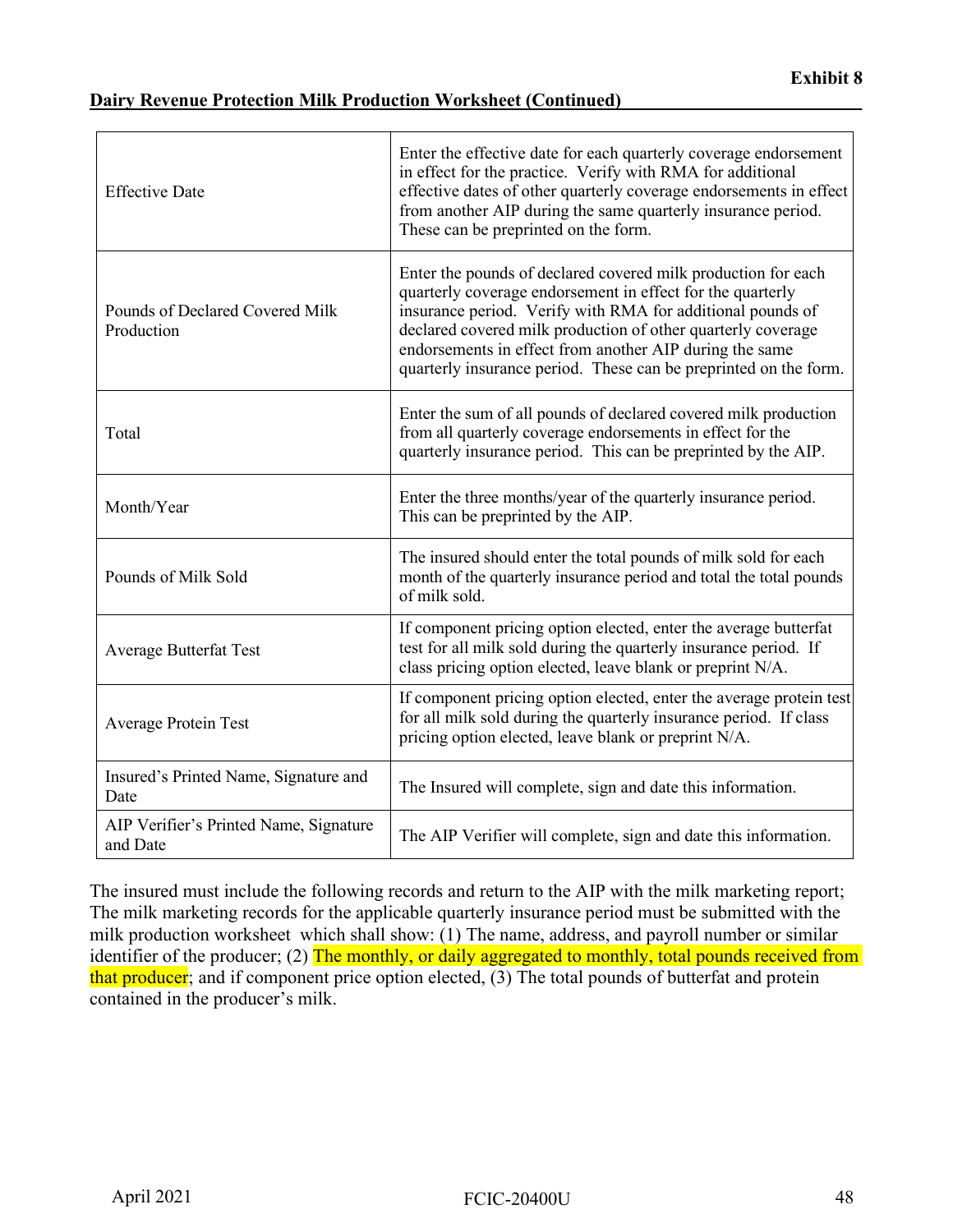**Exhibit 8**

**Dairy Revenue Protection Milk Production Worksheet (Continued)**

| | |
|---|---|
| Effective Date | Enter the effective date for each quarterly coverage endorsement in effect for the practice. Verify with RMA for additional effective dates of other quarterly coverage endorsements in effect from another AIP during the same quarterly insurance period. These can be preprinted on the form. |
| Pounds of Declared Covered Milk Production | Enter the pounds of declared covered milk production for each quarterly coverage endorsement in effect for the quarterly insurance period. Verify with RMA for additional pounds of declared covered milk production of other quarterly coverage endorsements in effect from another AIP during the same quarterly insurance period. These can be preprinted on the form. |
| Total | Enter the sum of all pounds of declared covered milk production from all quarterly coverage endorsements in effect for the quarterly insurance period. This can be preprinted by the AIP. |
| Month/Year | Enter the three months/year of the quarterly insurance period. This can be preprinted by the AIP. |
| Pounds of Milk Sold | The insured should enter the total pounds of milk sold for each month of the quarterly insurance period and total the total pounds of milk sold. |
| Average Butterfat Test | If component pricing option elected, enter the average butterfat test for all milk sold during the quarterly insurance period. If class pricing option elected, leave blank or preprint N/A. |
| Average Protein Test | If component pricing option elected, enter the average protein test for all milk sold during the quarterly insurance period. If class pricing option elected, leave blank or preprint N/A. |
| Insured's Printed Name, Signature and Date | The Insured will complete, sign and date this information. |
| AIP Verifier's Printed Name, Signature and Date | The AIP Verifier will complete, sign and date this information. |

The insured must include the following records and return to the AIP with the milk marketing report; The milk marketing records for the applicable quarterly insurance period must be submitted with the milk production worksheet which shall show: (1) The name, address, and payroll number or similar identifier of the producer; (2) The monthly, or daily aggregated to monthly, total pounds received from that producer; and if component price option elected, (3) The total pounds of butterfat and protein contained in the producer's milk.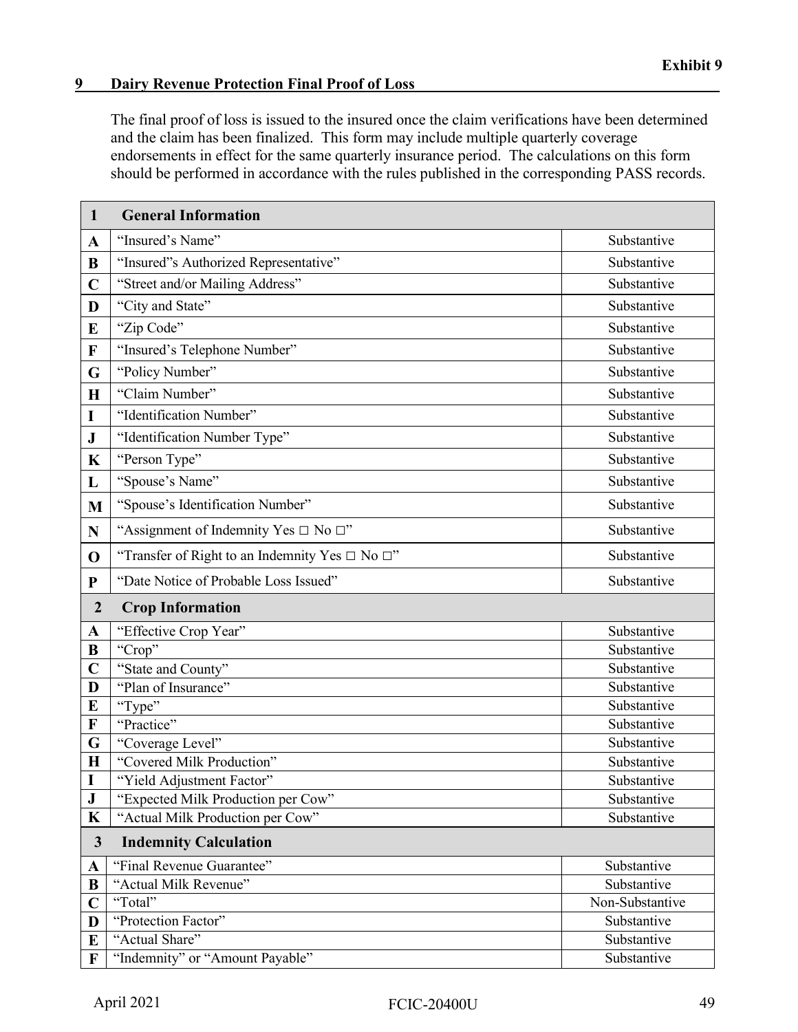**Exhibit 9**

## 9 Dairy Revenue Protection Final Proof of Loss

The final proof of loss is issued to the insured once the claim verifications have been determined and the claim has been finalized. This form may include multiple quarterly coverage endorsements in effect for the same quarterly insurance period. The calculations on this form should be performed in accordance with the rules published in the corresponding PASS records.

| **1** | **General Information** | |
|---|---|---|
| **A** | "Insured's Name" | Substantive |
| **B** | "Insured"s Authorized Representative" | Substantive |
| **C** | "Street and/or Mailing Address" | Substantive |
| **D** | "City and State" | Substantive |
| **E** | "Zip Code" | Substantive |
| **F** | "Insured's Telephone Number" | Substantive |
| **G** | "Policy Number" | Substantive |
| **H** | "Claim Number" | Substantive |
| **I** | "Identification Number" | Substantive |
| **J** | "Identification Number Type" | Substantive |
| **K** | "Person Type" | Substantive |
| **L** | "Spouse's Name" | Substantive |
| **M** | "Spouse's Identification Number" | Substantive |
| **N** | "Assignment of Indemnity Yes □ No □" | Substantive |
| **O** | "Transfer of Right to an Indemnity Yes □ No □" | Substantive |
| **P** | "Date Notice of Probable Loss Issued" | Substantive |
| **2** | **Crop Information** | |
| **A** | "Effective Crop Year" | Substantive |
| **B** | "Crop" | Substantive |
| **C** | "State and County" | Substantive |
| **D** | "Plan of Insurance" | Substantive |
| **E** | "Type" | Substantive |
| **F** | "Practice" | Substantive |
| **G** | "Coverage Level" | Substantive |
| **H** | "Covered Milk Production" | Substantive |
| **I** | "Yield Adjustment Factor" | Substantive |
| **J** | "Expected Milk Production per Cow" | Substantive |
| **K** | "Actual Milk Production per Cow" | Substantive |
| **3** | **Indemnity Calculation** | |
| **A** | "Final Revenue Guarantee" | Substantive |
| **B** | "Actual Milk Revenue" | Substantive |
| **C** | "Total" | Non-Substantive |
| **D** | "Protection Factor" | Substantive |
| **E** | "Actual Share" | Substantive |
| **F** | "Indemnity" or "Amount Payable" | Substantive |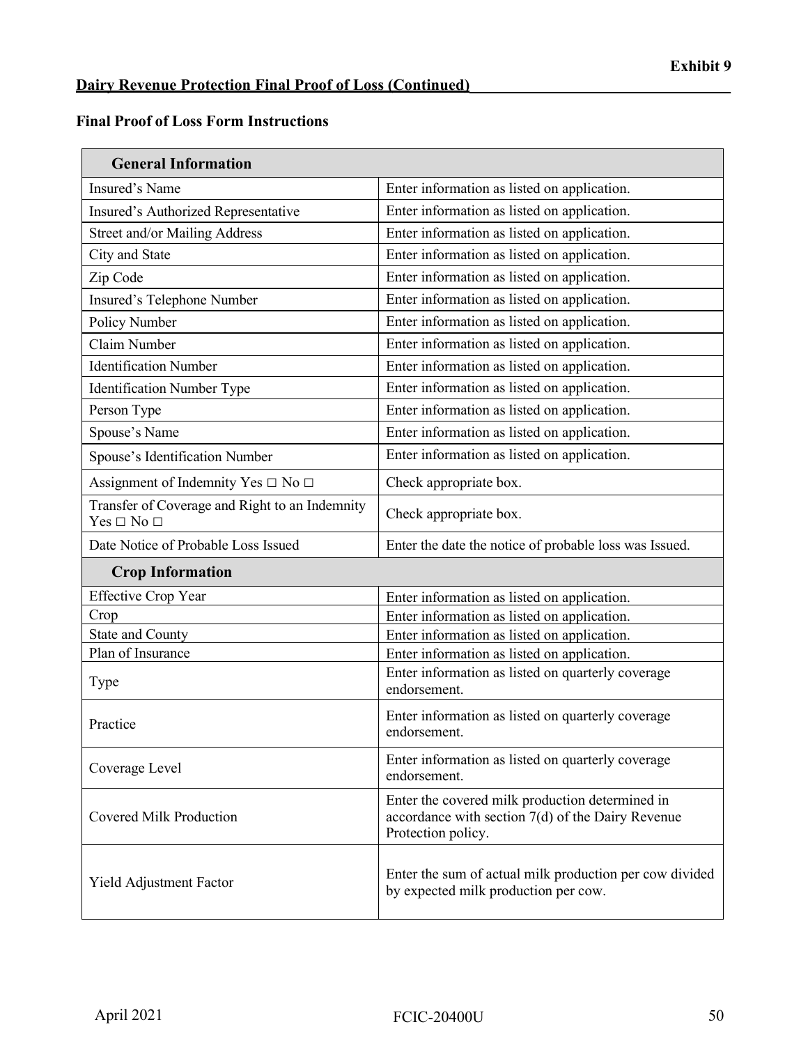**Exhibit 9**

**Dairy Revenue Protection Final Proof of Loss (Continued)**

**Final Proof of Loss Form Instructions**

| **General Information** | |
|---|---|
| Insured's Name | Enter information as listed on application. |
| Insured's Authorized Representative | Enter information as listed on application. |
| Street and/or Mailing Address | Enter information as listed on application. |
| City and State | Enter information as listed on application. |
| Zip Code | Enter information as listed on application. |
| Insured's Telephone Number | Enter information as listed on application. |
| Policy Number | Enter information as listed on application. |
| Claim Number | Enter information as listed on application. |
| Identification Number | Enter information as listed on application. |
| Identification Number Type | Enter information as listed on application. |
| Person Type | Enter information as listed on application. |
| Spouse's Name | Enter information as listed on application. |
| Spouse's Identification Number | Enter information as listed on application. |
| Assignment of Indemnity Yes □ No □ | Check appropriate box. |
| Transfer of Coverage and Right to an Indemnity Yes □ No □ | Check appropriate box. |
| Date Notice of Probable Loss Issued | Enter the date the notice of probable loss was Issued. |
| **Crop Information** | |
| Effective Crop Year | Enter information as listed on application. |
| Crop | Enter information as listed on application. |
| State and County | Enter information as listed on application. |
| Plan of Insurance | Enter information as listed on application. |
| Type | Enter information as listed on quarterly coverage endorsement. |
| Practice | Enter information as listed on quarterly coverage endorsement. |
| Coverage Level | Enter information as listed on quarterly coverage endorsement. |
| Covered Milk Production | Enter the covered milk production determined in accordance with section 7(d) of the Dairy Revenue Protection policy. |
| Yield Adjustment Factor | Enter the sum of actual milk production per cow divided by expected milk production per cow. |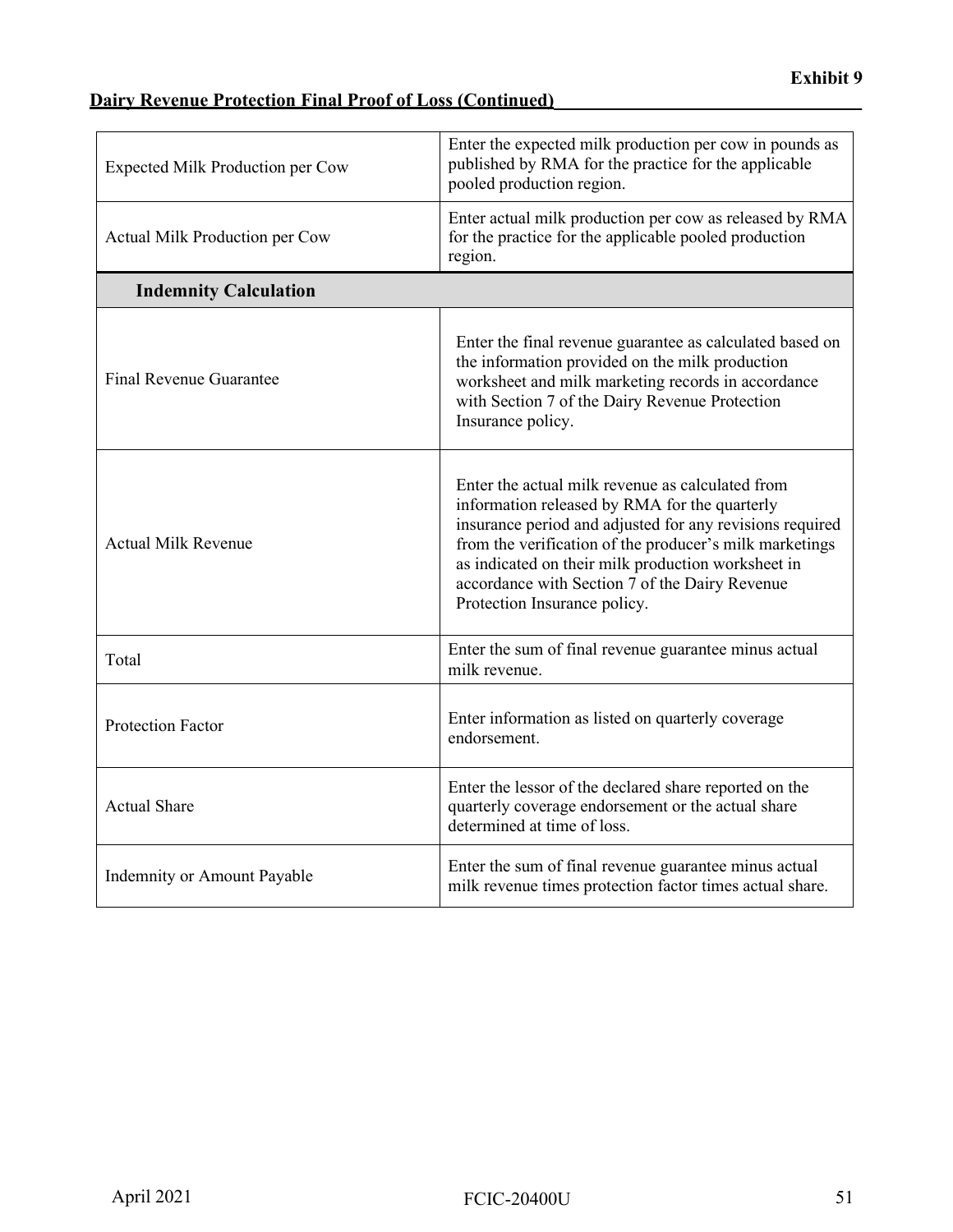**Exhibit 9**

**Dairy Revenue Protection Final Proof of Loss (Continued)**

| | |
|---|---|
| Expected Milk Production per Cow | Enter the expected milk production per cow in pounds as published by RMA for the practice for the applicable pooled production region. |
| Actual Milk Production per Cow | Enter actual milk production per cow as released by RMA for the practice for the applicable pooled production region. |
| **Indemnity Calculation** | |
| Final Revenue Guarantee | Enter the final revenue guarantee as calculated based on the information provided on the milk production worksheet and milk marketing records in accordance with Section 7 of the Dairy Revenue Protection Insurance policy. |
| Actual Milk Revenue | Enter the actual milk revenue as calculated from information released by RMA for the quarterly insurance period and adjusted for any revisions required from the verification of the producer's milk marketings as indicated on their milk production worksheet in accordance with Section 7 of the Dairy Revenue Protection Insurance policy. |
| Total | Enter the sum of final revenue guarantee minus actual milk revenue. |
| Protection Factor | Enter information as listed on quarterly coverage endorsement. |
| Actual Share | Enter the lessor of the declared share reported on the quarterly coverage endorsement or the actual share determined at time of loss. |
| Indemnity or Amount Payable | Enter the sum of final revenue guarantee minus actual milk revenue times protection factor times actual share. |